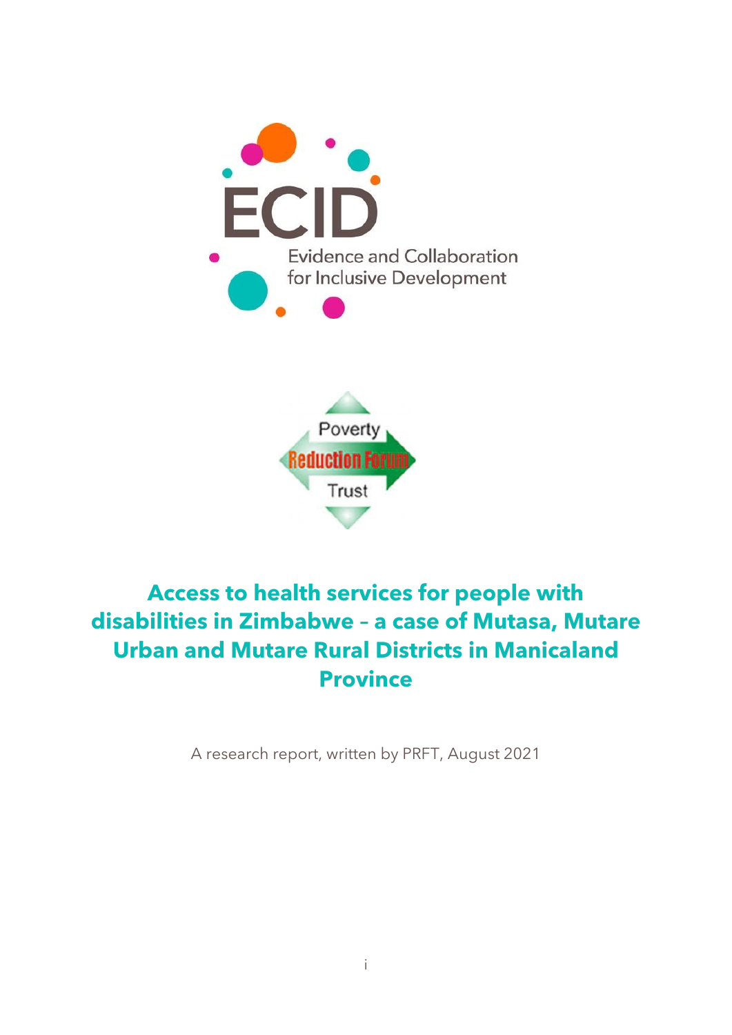ECID

Evidence and Collaboration for Inclusive Development

Poverty Reduction Forum Trust

# Access to health services for people with disabilities in Zimbabwe – a case of Mutasa, Mutare Urban and Mutare Rural Districts in Manicaland Province

A research report, written by PRFT, August 2021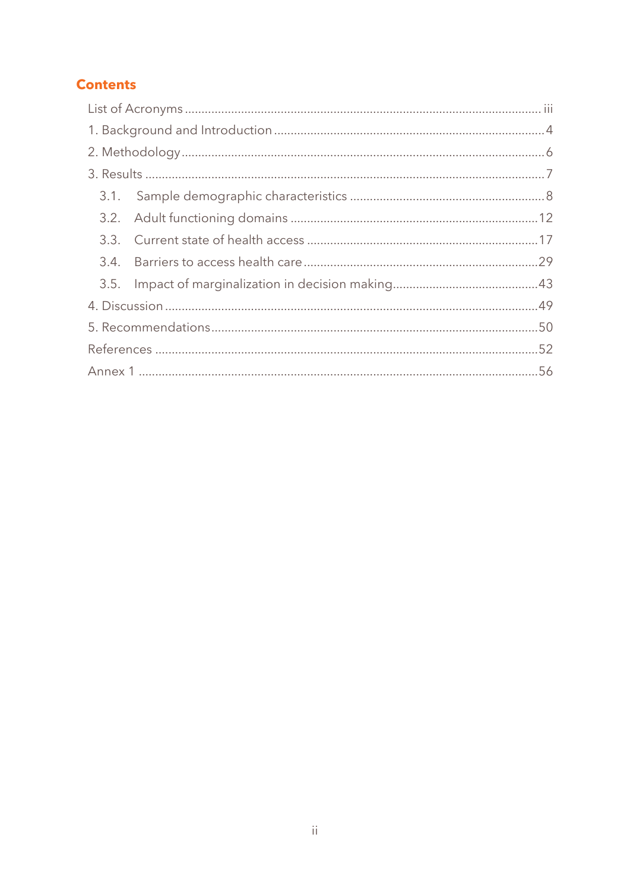## Contents

- List of Acronyms ..... iii
- 1. Background and Introduction ..... 4
- 2. Methodology ..... 6
- 3. Results ..... 7
  - 3.1. Sample demographic characteristics ..... 8
  - 3.2. Adult functioning domains ..... 12
  - 3.3. Current state of health access ..... 17
  - 3.4. Barriers to access health care ..... 29
  - 3.5. Impact of marginalization in decision making ..... 43
- 4. Discussion ..... 49
- 5. Recommendations ..... 50
- References ..... 52
- Annex 1 ..... 56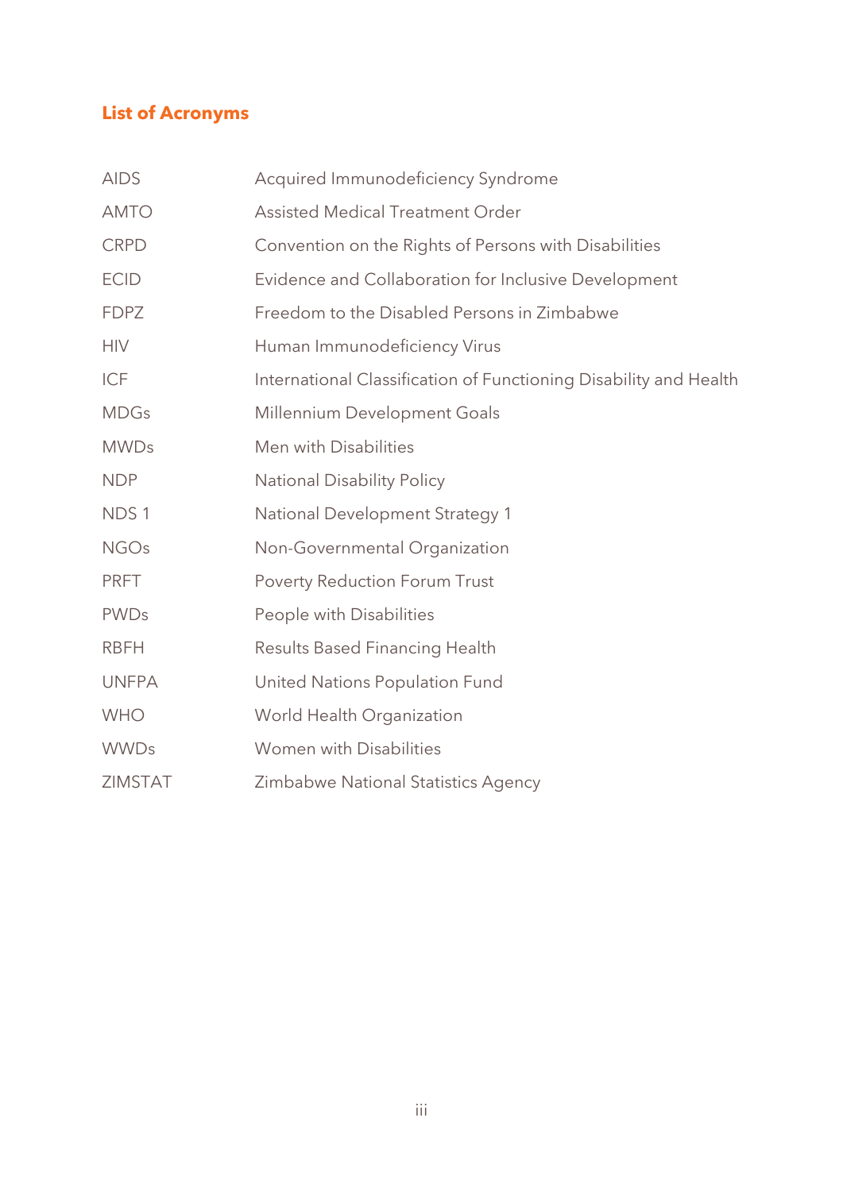## List of Acronyms

| | |
|---|---|
| AIDS | Acquired Immunodeficiency Syndrome |
| AMTO | Assisted Medical Treatment Order |
| CRPD | Convention on the Rights of Persons with Disabilities |
| ECID | Evidence and Collaboration for Inclusive Development |
| FDPZ | Freedom to the Disabled Persons in Zimbabwe |
| HIV | Human Immunodeficiency Virus |
| ICF | International Classification of Functioning Disability and Health |
| MDGs | Millennium Development Goals |
| MWDs | Men with Disabilities |
| NDP | National Disability Policy |
| NDS 1 | National Development Strategy 1 |
| NGOs | Non-Governmental Organization |
| PRFT | Poverty Reduction Forum Trust |
| PWDs | People with Disabilities |
| RBFH | Results Based Financing Health |
| UNFPA | United Nations Population Fund |
| WHO | World Health Organization |
| WWDs | Women with Disabilities |
| ZIMSTAT | Zimbabwe National Statistics Agency |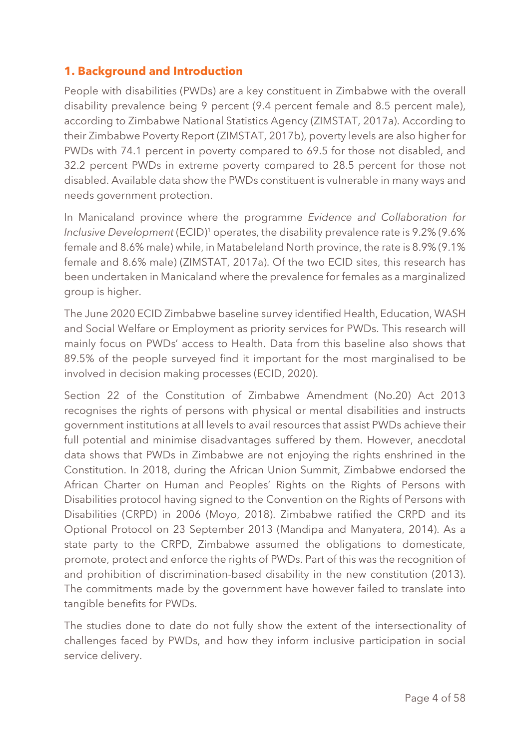## 1. Background and Introduction

People with disabilities (PWDs) are a key constituent in Zimbabwe with the overall disability prevalence being 9 percent (9.4 percent female and 8.5 percent male), according to Zimbabwe National Statistics Agency (ZIMSTAT, 2017a). According to their Zimbabwe Poverty Report (ZIMSTAT, 2017b), poverty levels are also higher for PWDs with 74.1 percent in poverty compared to 69.5 for those not disabled, and 32.2 percent PWDs in extreme poverty compared to 28.5 percent for those not disabled. Available data show the PWDs constituent is vulnerable in many ways and needs government protection.

In Manicaland province where the programme *Evidence and Collaboration for Inclusive Development* (ECID)[1] operates, the disability prevalence rate is 9.2% (9.6% female and 8.6% male) while, in Matabeleland North province, the rate is 8.9% (9.1% female and 8.6% male) (ZIMSTAT, 2017a). Of the two ECID sites, this research has been undertaken in Manicaland where the prevalence for females as a marginalized group is higher.

The June 2020 ECID Zimbabwe baseline survey identified Health, Education, WASH and Social Welfare or Employment as priority services for PWDs. This research will mainly focus on PWDs' access to Health. Data from this baseline also shows that 89.5% of the people surveyed find it important for the most marginalised to be involved in decision making processes (ECID, 2020).

Section 22 of the Constitution of Zimbabwe Amendment (No.20) Act 2013 recognises the rights of persons with physical or mental disabilities and instructs government institutions at all levels to avail resources that assist PWDs achieve their full potential and minimise disadvantages suffered by them. However, anecdotal data shows that PWDs in Zimbabwe are not enjoying the rights enshrined in the Constitution. In 2018, during the African Union Summit, Zimbabwe endorsed the African Charter on Human and Peoples' Rights on the Rights of Persons with Disabilities protocol having signed to the Convention on the Rights of Persons with Disabilities (CRPD) in 2006 (Moyo, 2018). Zimbabwe ratified the CRPD and its Optional Protocol on 23 September 2013 (Mandipa and Manyatera, 2014). As a state party to the CRPD, Zimbabwe assumed the obligations to domesticate, promote, protect and enforce the rights of PWDs. Part of this was the recognition of and prohibition of discrimination-based disability in the new constitution (2013). The commitments made by the government have however failed to translate into tangible benefits for PWDs.

The studies done to date do not fully show the extent of the intersectionality of challenges faced by PWDs, and how they inform inclusive participation in social service delivery.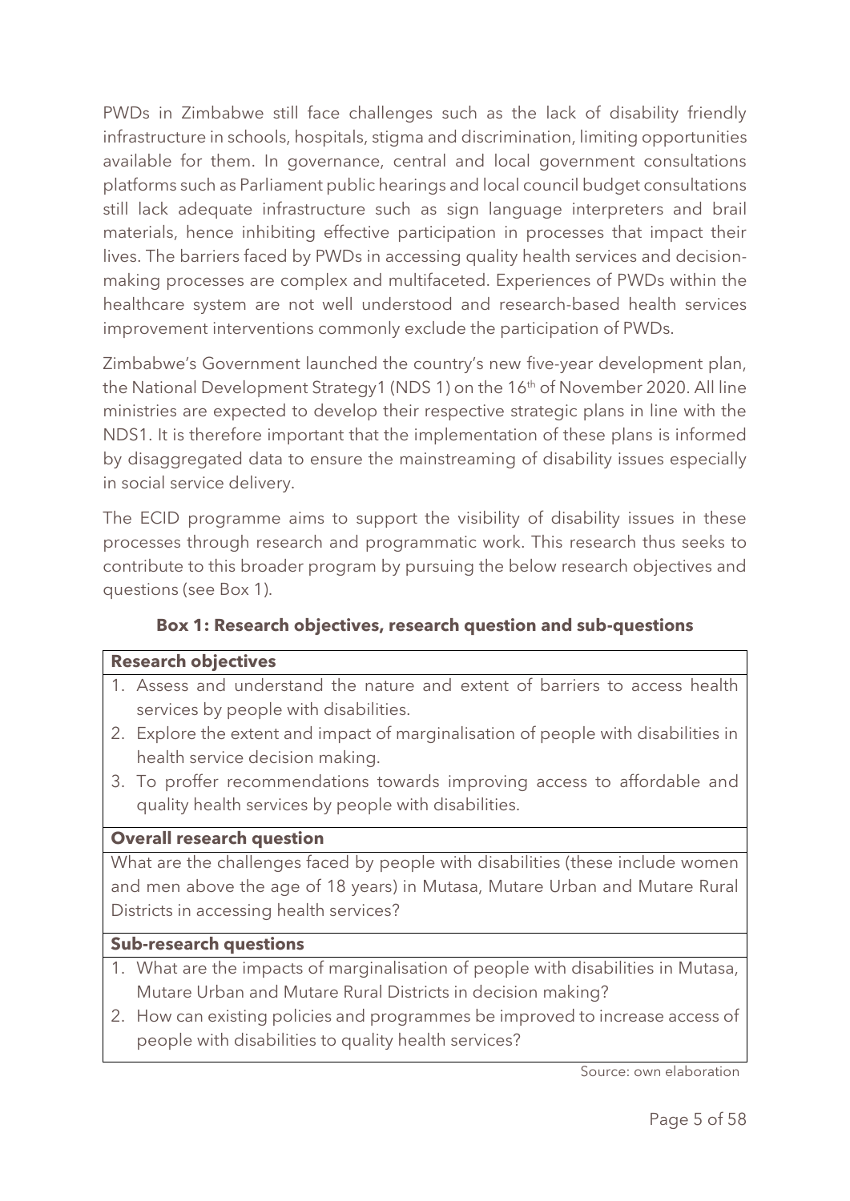PWDs in Zimbabwe still face challenges such as the lack of disability friendly infrastructure in schools, hospitals, stigma and discrimination, limiting opportunities available for them. In governance, central and local government consultations platforms such as Parliament public hearings and local council budget consultations still lack adequate infrastructure such as sign language interpreters and brail materials, hence inhibiting effective participation in processes that impact their lives. The barriers faced by PWDs in accessing quality health services and decision-making processes are complex and multifaceted. Experiences of PWDs within the healthcare system are not well understood and research-based health services improvement interventions commonly exclude the participation of PWDs.

Zimbabwe's Government launched the country's new five-year development plan, the National Development Strategy1 (NDS 1) on the 16th of November 2020. All line ministries are expected to develop their respective strategic plans in line with the NDS1. It is therefore important that the implementation of these plans is informed by disaggregated data to ensure the mainstreaming of disability issues especially in social service delivery.

The ECID programme aims to support the visibility of disability issues in these processes through research and programmatic work. This research thus seeks to contribute to this broader program by pursuing the below research objectives and questions (see Box 1).

**Box 1: Research objectives, research question and sub-questions**

| **Research objectives** |
|---|
| 1. Assess and understand the nature and extent of barriers to access health services by people with disabilities.<br>2. Explore the extent and impact of marginalisation of people with disabilities in health service decision making.<br>3. To proffer recommendations towards improving access to affordable and quality health services by people with disabilities. |
| **Overall research question** |
| What are the challenges faced by people with disabilities (these include women and men above the age of 18 years) in Mutasa, Mutare Urban and Mutare Rural Districts in accessing health services? |
| **Sub-research questions** |
| 1. What are the impacts of marginalisation of people with disabilities in Mutasa, Mutare Urban and Mutare Rural Districts in decision making?<br>2. How can existing policies and programmes be improved to increase access of people with disabilities to quality health services? |

Source: own elaboration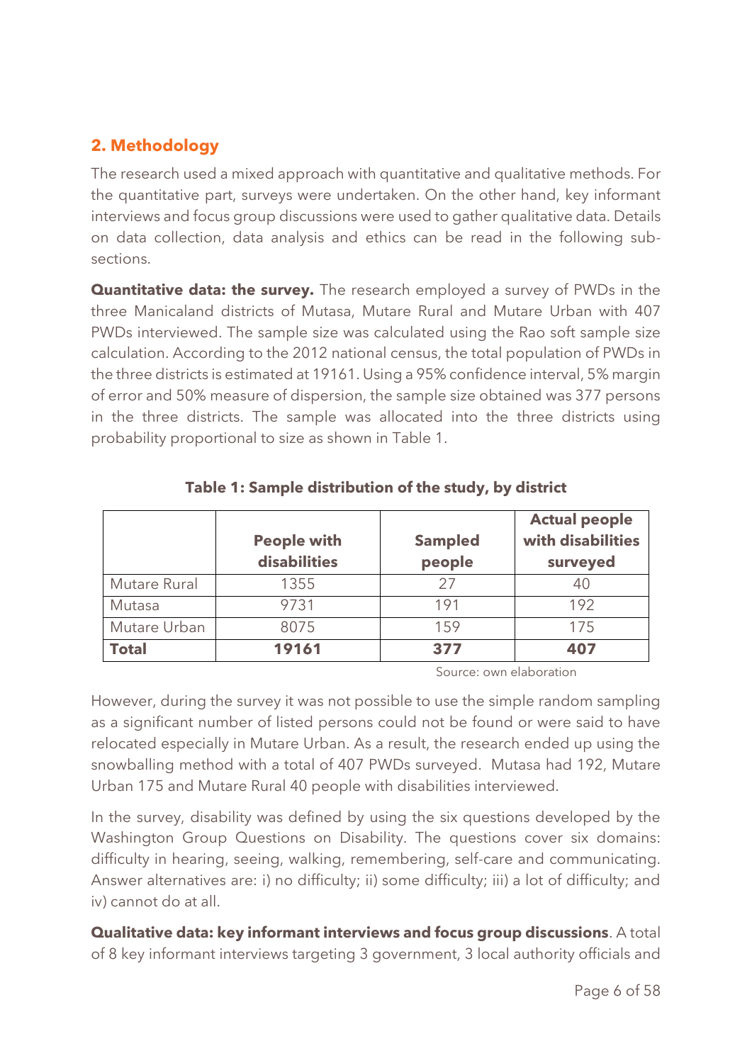## 2. Methodology

The research used a mixed approach with quantitative and qualitative methods. For the quantitative part, surveys were undertaken. On the other hand, key informant interviews and focus group discussions were used to gather qualitative data. Details on data collection, data analysis and ethics can be read in the following sub-sections.

**Quantitative data: the survey.** The research employed a survey of PWDs in the three Manicaland districts of Mutasa, Mutare Rural and Mutare Urban with 407 PWDs interviewed. The sample size was calculated using the Rao soft sample size calculation. According to the 2012 national census, the total population of PWDs in the three districts is estimated at 19161. Using a 95% confidence interval, 5% margin of error and 50% measure of dispersion, the sample size obtained was 377 persons in the three districts. The sample was allocated into the three districts using probability proportional to size as shown in Table 1.

**Table 1: Sample distribution of the study, by district**

| | People with disabilities | Sampled people | Actual people with disabilities surveyed |
|---|---|---|---|
| Mutare Rural | 1355 | 27 | 40 |
| Mutasa | 9731 | 191 | 192 |
| Mutare Urban | 8075 | 159 | 175 |
| **Total** | **19161** | **377** | **407** |

Source: own elaboration

However, during the survey it was not possible to use the simple random sampling as a significant number of listed persons could not be found or were said to have relocated especially in Mutare Urban. As a result, the research ended up using the snowballing method with a total of 407 PWDs surveyed. Mutasa had 192, Mutare Urban 175 and Mutare Rural 40 people with disabilities interviewed.

In the survey, disability was defined by using the six questions developed by the Washington Group Questions on Disability. The questions cover six domains: difficulty in hearing, seeing, walking, remembering, self-care and communicating. Answer alternatives are: i) no difficulty; ii) some difficulty; iii) a lot of difficulty; and iv) cannot do at all.

**Qualitative data: key informant interviews and focus group discussions**. A total of 8 key informant interviews targeting 3 government, 3 local authority officials and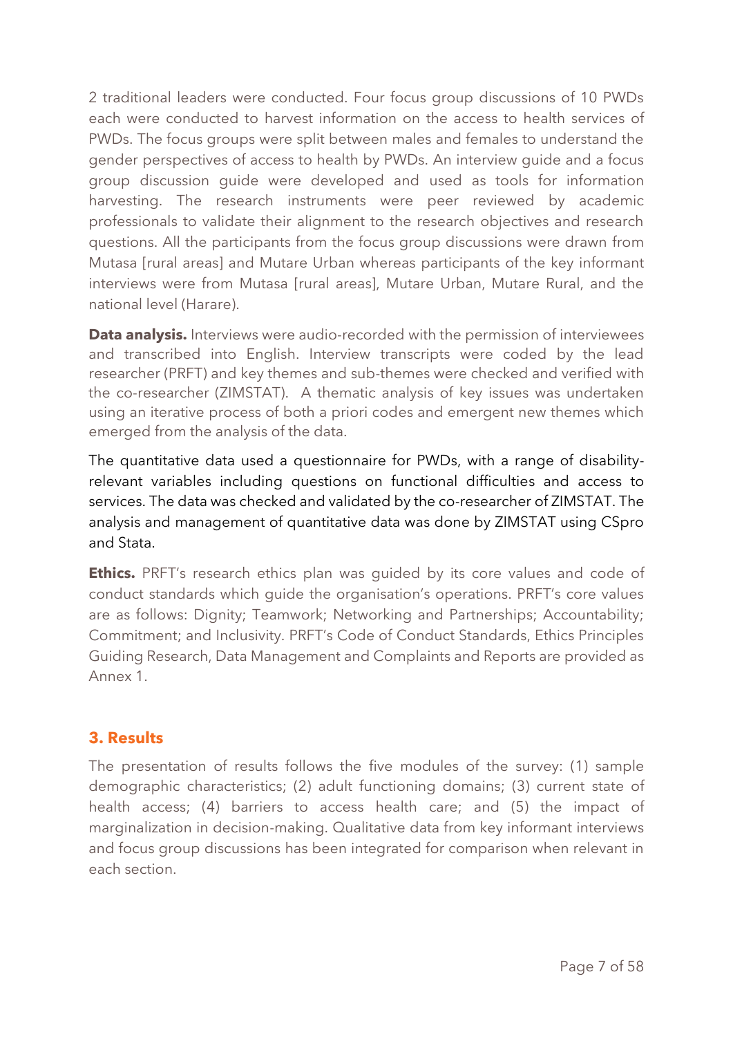2 traditional leaders were conducted. Four focus group discussions of 10 PWDs each were conducted to harvest information on the access to health services of PWDs. The focus groups were split between males and females to understand the gender perspectives of access to health by PWDs. An interview guide and a focus group discussion guide were developed and used as tools for information harvesting. The research instruments were peer reviewed by academic professionals to validate their alignment to the research objectives and research questions. All the participants from the focus group discussions were drawn from Mutasa [rural areas] and Mutare Urban whereas participants of the key informant interviews were from Mutasa [rural areas], Mutare Urban, Mutare Rural, and the national level (Harare).

**Data analysis.** Interviews were audio-recorded with the permission of interviewees and transcribed into English. Interview transcripts were coded by the lead researcher (PRFT) and key themes and sub-themes were checked and verified with the co-researcher (ZIMSTAT). A thematic analysis of key issues was undertaken using an iterative process of both a priori codes and emergent new themes which emerged from the analysis of the data.

The quantitative data used a questionnaire for PWDs, with a range of disability-relevant variables including questions on functional difficulties and access to services. The data was checked and validated by the co-researcher of ZIMSTAT. The analysis and management of quantitative data was done by ZIMSTAT using CSpro and Stata.

**Ethics.** PRFT's research ethics plan was guided by its core values and code of conduct standards which guide the organisation's operations. PRFT's core values are as follows: Dignity; Teamwork; Networking and Partnerships; Accountability; Commitment; and Inclusivity. PRFT's Code of Conduct Standards, Ethics Principles Guiding Research, Data Management and Complaints and Reports are provided as Annex 1.

## 3. Results

The presentation of results follows the five modules of the survey: (1) sample demographic characteristics; (2) adult functioning domains; (3) current state of health access; (4) barriers to access health care; and (5) the impact of marginalization in decision-making. Qualitative data from key informant interviews and focus group discussions has been integrated for comparison when relevant in each section.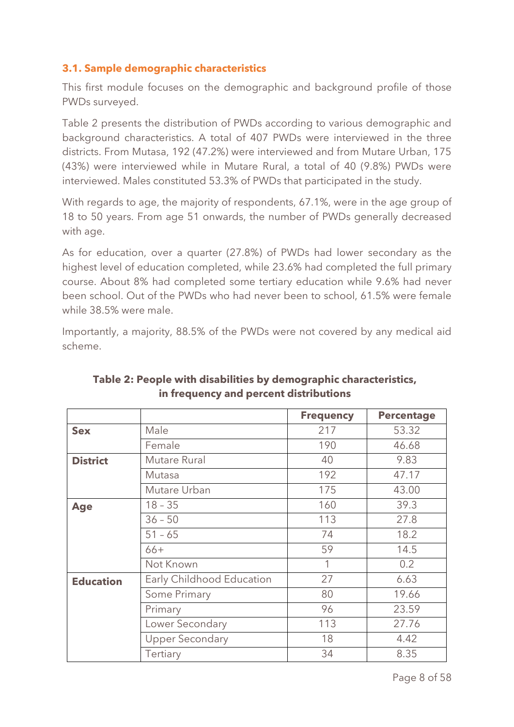### 3.1. Sample demographic characteristics

This first module focuses on the demographic and background profile of those PWDs surveyed.

Table 2 presents the distribution of PWDs according to various demographic and background characteristics. A total of 407 PWDs were interviewed in the three districts. From Mutasa, 192 (47.2%) were interviewed and from Mutare Urban, 175 (43%) were interviewed while in Mutare Rural, a total of 40 (9.8%) PWDs were interviewed. Males constituted 53.3% of PWDs that participated in the study.

With regards to age, the majority of respondents, 67.1%, were in the age group of 18 to 50 years. From age 51 onwards, the number of PWDs generally decreased with age.

As for education, over a quarter (27.8%) of PWDs had lower secondary as the highest level of education completed, while 23.6% had completed the full primary course. About 8% had completed some tertiary education while 9.6% had never been school. Out of the PWDs who had never been to school, 61.5% were female while 38.5% were male.

Importantly, a majority, 88.5% of the PWDs were not covered by any medical aid scheme.

**Table 2: People with disabilities by demographic characteristics, in frequency and percent distributions**

| | | Frequency | Percentage |
|---|---|---|---|
| **Sex** | Male | 217 | 53.32 |
| | Female | 190 | 46.68 |
| **District** | Mutare Rural | 40 | 9.83 |
| | Mutasa | 192 | 47.17 |
| | Mutare Urban | 175 | 43.00 |
| **Age** | 18 – 35 | 160 | 39.3 |
| | 36 – 50 | 113 | 27.8 |
| | 51 – 65 | 74 | 18.2 |
| | 66+ | 59 | 14.5 |
| | Not Known | 1 | 0.2 |
| **Education** | Early Childhood Education | 27 | 6.63 |
| | Some Primary | 80 | 19.66 |
| | Primary | 96 | 23.59 |
| | Lower Secondary | 113 | 27.76 |
| | Upper Secondary | 18 | 4.42 |
| | Tertiary | 34 | 8.35 |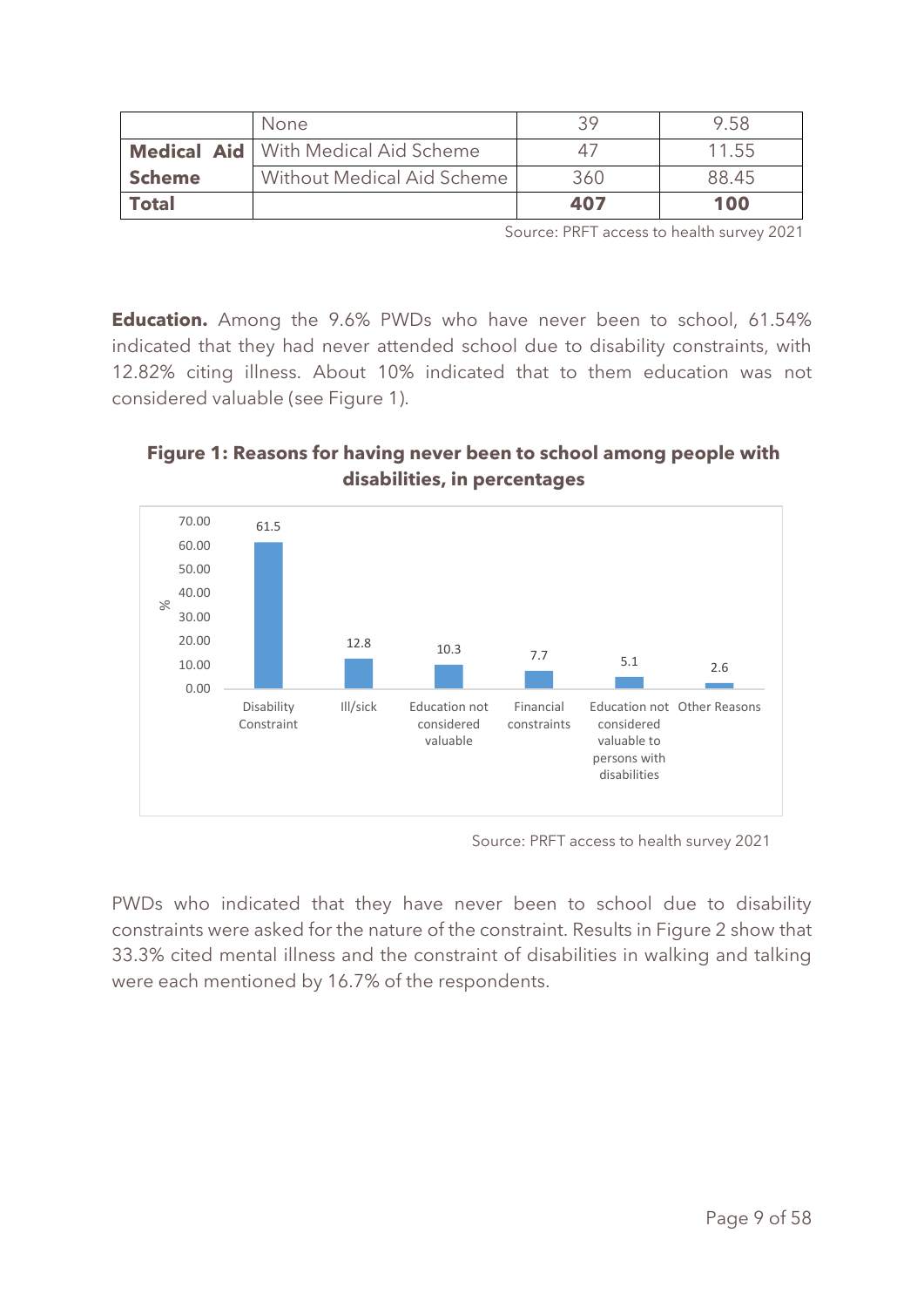|  | None | 39 | 9.58 |
|---|---|---|---|
| **Medical Aid Scheme** | With Medical Aid Scheme | 47 | 11.55 |
|  | Without Medical Aid Scheme | 360 | 88.45 |
| **Total** |  | **407** | **100** |

Source: PRFT access to health survey 2021

**Education.** Among the 9.6% PWDs who have never been to school, 61.54% indicated that they had never attended school due to disability constraints, with 12.82% citing illness. About 10% indicated that to them education was not considered valuable (see Figure 1).

**Figure 1: Reasons for having never been to school among people with disabilities, in percentages**

| Reason | % |
|---|---|
| Disability Constraint | 61.5 |
| Ill/sick | 12.8 |
| Education not considered valuable | 10.3 |
| Financial constraints | 7.7 |
| Education not considered valuable to persons with disabilities | 5.1 |
| Other Reasons | 2.6 |

Source: PRFT access to health survey 2021

PWDs who indicated that they have never been to school due to disability constraints were asked for the nature of the constraint. Results in Figure 2 show that 33.3% cited mental illness and the constraint of disabilities in walking and talking were each mentioned by 16.7% of the respondents.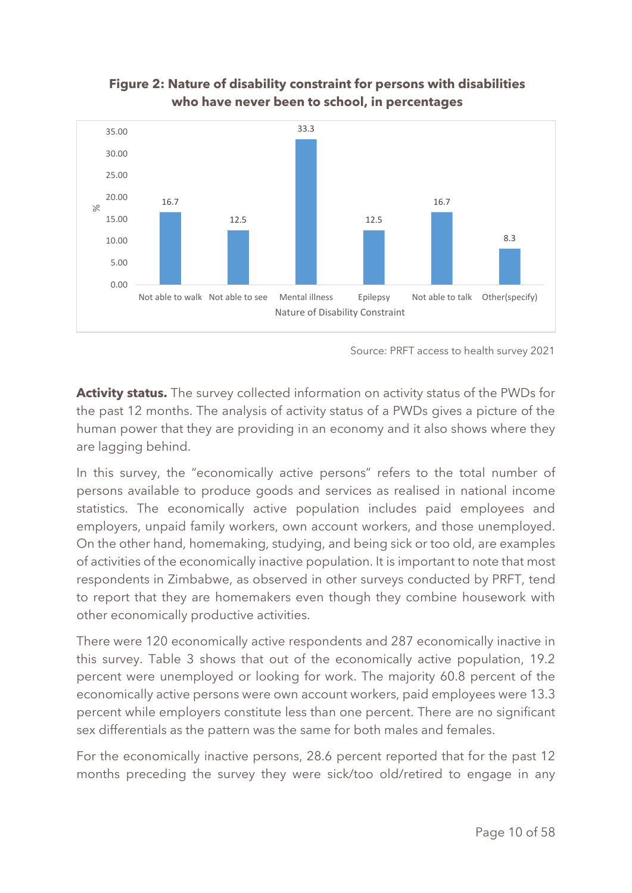**Figure 2: Nature of disability constraint for persons with disabilities who have never been to school, in percentages**

| Nature of Disability Constraint | % |
|---|---|
| Not able to walk | 16.7 |
| Not able to see | 12.5 |
| Mental illness | 33.3 |
| Epilepsy | 12.5 |
| Not able to talk | 16.7 |
| Other(specify) | 8.3 |

Source: PRFT access to health survey 2021

**Activity status.** The survey collected information on activity status of the PWDs for the past 12 months. The analysis of activity status of a PWDs gives a picture of the human power that they are providing in an economy and it also shows where they are lagging behind.

In this survey, the "economically active persons" refers to the total number of persons available to produce goods and services as realised in national income statistics. The economically active population includes paid employees and employers, unpaid family workers, own account workers, and those unemployed. On the other hand, homemaking, studying, and being sick or too old, are examples of activities of the economically inactive population. It is important to note that most respondents in Zimbabwe, as observed in other surveys conducted by PRFT, tend to report that they are homemakers even though they combine housework with other economically productive activities.

There were 120 economically active respondents and 287 economically inactive in this survey. Table 3 shows that out of the economically active population, 19.2 percent were unemployed or looking for work. The majority 60.8 percent of the economically active persons were own account workers, paid employees were 13.3 percent while employers constitute less than one percent. There are no significant sex differentials as the pattern was the same for both males and females.

For the economically inactive persons, 28.6 percent reported that for the past 12 months preceding the survey they were sick/too old/retired to engage in any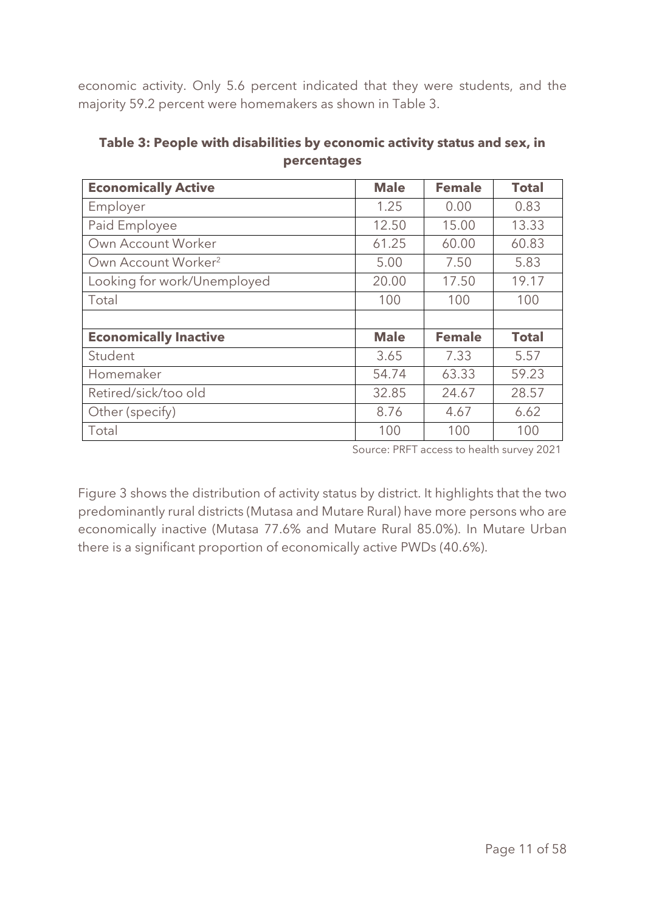economic activity. Only 5.6 percent indicated that they were students, and the majority 59.2 percent were homemakers as shown in Table 3.

**Table 3: People with disabilities by economic activity status and sex, in percentages**

| **Economically Active** | **Male** | **Female** | **Total** |
|---|---|---|---|
| Employer | 1.25 | 0.00 | 0.83 |
| Paid Employee | 12.50 | 15.00 | 13.33 |
| Own Account Worker | 61.25 | 60.00 | 60.83 |
| Own Account Worker[2] | 5.00 | 7.50 | 5.83 |
| Looking for work/Unemployed | 20.00 | 17.50 | 19.17 |
| Total | 100 | 100 | 100 |
| | | | |
| **Economically Inactive** | **Male** | **Female** | **Total** |
| Student | 3.65 | 7.33 | 5.57 |
| Homemaker | 54.74 | 63.33 | 59.23 |
| Retired/sick/too old | 32.85 | 24.67 | 28.57 |
| Other (specify) | 8.76 | 4.67 | 6.62 |
| Total | 100 | 100 | 100 |

Source: PRFT access to health survey 2021

Figure 3 shows the distribution of activity status by district. It highlights that the two predominantly rural districts (Mutasa and Mutare Rural) have more persons who are economically inactive (Mutasa 77.6% and Mutare Rural 85.0%). In Mutare Urban there is a significant proportion of economically active PWDs (40.6%).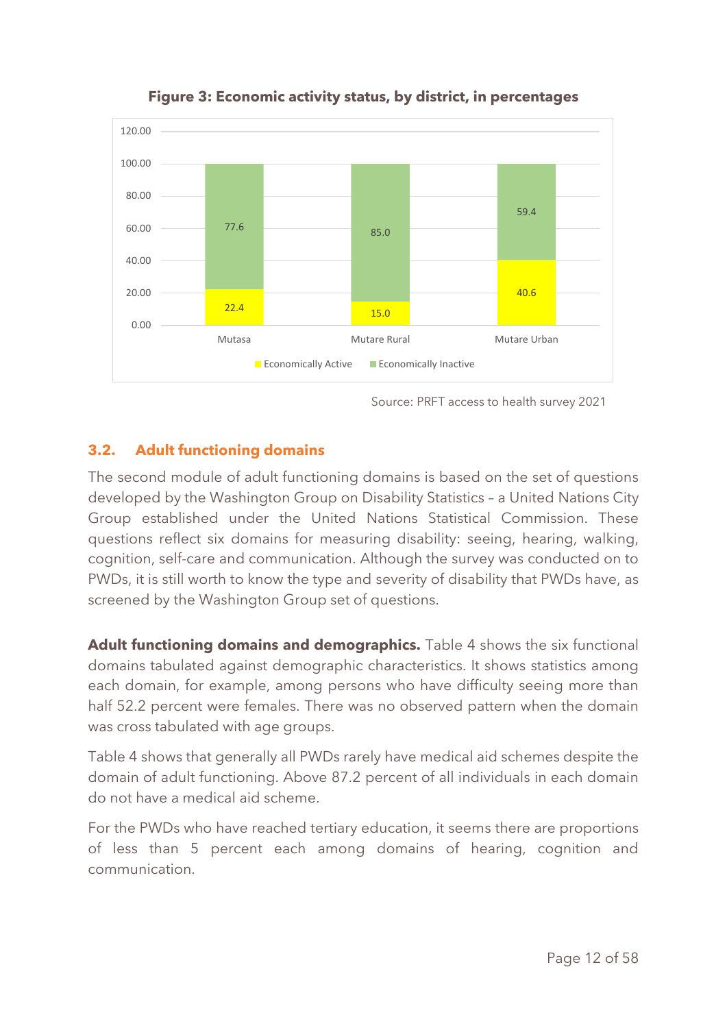**Figure 3: Economic activity status, by district, in percentages**

| District | Economically Active | Economically Inactive |
|---|---|---|
| Mutasa | 22.4 | 77.6 |
| Mutare Rural | 15.0 | 85.0 |
| Mutare Urban | 40.6 | 59.4 |

Source: PRFT access to health survey 2021

## 3.2. Adult functioning domains

The second module of adult functioning domains is based on the set of questions developed by the Washington Group on Disability Statistics – a United Nations City Group established under the United Nations Statistical Commission. These questions reflect six domains for measuring disability: seeing, hearing, walking, cognition, self-care and communication. Although the survey was conducted on to PWDs, it is still worth to know the type and severity of disability that PWDs have, as screened by the Washington Group set of questions.

**Adult functioning domains and demographics.** Table 4 shows the six functional domains tabulated against demographic characteristics. It shows statistics among each domain, for example, among persons who have difficulty seeing more than half 52.2 percent were females. There was no observed pattern when the domain was cross tabulated with age groups.

Table 4 shows that generally all PWDs rarely have medical aid schemes despite the domain of adult functioning. Above 87.2 percent of all individuals in each domain do not have a medical aid scheme.

For the PWDs who have reached tertiary education, it seems there are proportions of less than 5 percent each among domains of hearing, cognition and communication.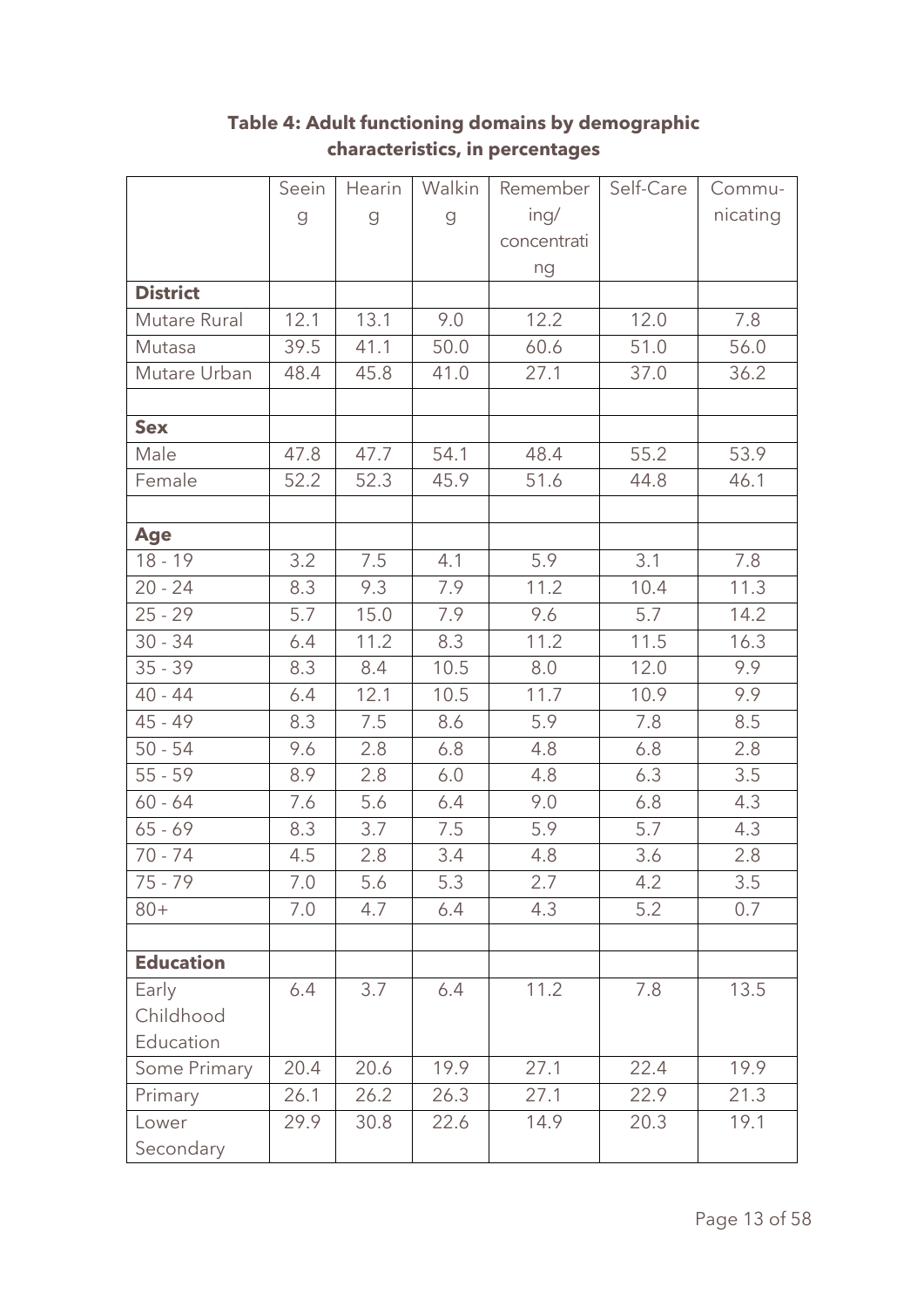**Table 4: Adult functioning domains by demographic characteristics, in percentages**

| | Seeing | Hearing | Walking | Remembering/ concentrating | Self-Care | Commu-nicating |
|---|---|---|---|---|---|---|
| **District** | | | | | | |
| Mutare Rural | 12.1 | 13.1 | 9.0 | 12.2 | 12.0 | 7.8 |
| Mutasa | 39.5 | 41.1 | 50.0 | 60.6 | 51.0 | 56.0 |
| Mutare Urban | 48.4 | 45.8 | 41.0 | 27.1 | 37.0 | 36.2 |
| | | | | | | |
| **Sex** | | | | | | |
| Male | 47.8 | 47.7 | 54.1 | 48.4 | 55.2 | 53.9 |
| Female | 52.2 | 52.3 | 45.9 | 51.6 | 44.8 | 46.1 |
| | | | | | | |
| **Age** | | | | | | |
| 18 - 19 | 3.2 | 7.5 | 4.1 | 5.9 | 3.1 | 7.8 |
| 20 - 24 | 8.3 | 9.3 | 7.9 | 11.2 | 10.4 | 11.3 |
| 25 - 29 | 5.7 | 15.0 | 7.9 | 9.6 | 5.7 | 14.2 |
| 30 - 34 | 6.4 | 11.2 | 8.3 | 11.2 | 11.5 | 16.3 |
| 35 - 39 | 8.3 | 8.4 | 10.5 | 8.0 | 12.0 | 9.9 |
| 40 - 44 | 6.4 | 12.1 | 10.5 | 11.7 | 10.9 | 9.9 |
| 45 - 49 | 8.3 | 7.5 | 8.6 | 5.9 | 7.8 | 8.5 |
| 50 - 54 | 9.6 | 2.8 | 6.8 | 4.8 | 6.8 | 2.8 |
| 55 - 59 | 8.9 | 2.8 | 6.0 | 4.8 | 6.3 | 3.5 |
| 60 - 64 | 7.6 | 5.6 | 6.4 | 9.0 | 6.8 | 4.3 |
| 65 - 69 | 8.3 | 3.7 | 7.5 | 5.9 | 5.7 | 4.3 |
| 70 - 74 | 4.5 | 2.8 | 3.4 | 4.8 | 3.6 | 2.8 |
| 75 - 79 | 7.0 | 5.6 | 5.3 | 2.7 | 4.2 | 3.5 |
| 80+ | 7.0 | 4.7 | 6.4 | 4.3 | 5.2 | 0.7 |
| | | | | | | |
| **Education** | | | | | | |
| Early Childhood Education | 6.4 | 3.7 | 6.4 | 11.2 | 7.8 | 13.5 |
| Some Primary | 20.4 | 20.6 | 19.9 | 27.1 | 22.4 | 19.9 |
| Primary | 26.1 | 26.2 | 26.3 | 27.1 | 22.9 | 21.3 |
| Lower Secondary | 29.9 | 30.8 | 22.6 | 14.9 | 20.3 | 19.1 |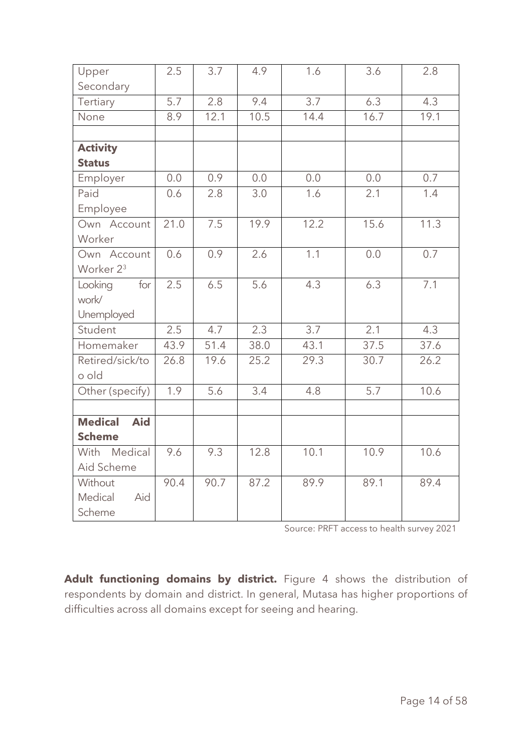| | | | | | | |
|---|---|---|---|---|---|---|
| Upper Secondary | 2.5 | 3.7 | 4.9 | 1.6 | 3.6 | 2.8 |
| Tertiary | 5.7 | 2.8 | 9.4 | 3.7 | 6.3 | 4.3 |
| None | 8.9 | 12.1 | 10.5 | 14.4 | 16.7 | 19.1 |
| | | | | | | |
| **Activity Status** | | | | | | |
| Employer | 0.0 | 0.9 | 0.0 | 0.0 | 0.0 | 0.7 |
| Paid Employee | 0.6 | 2.8 | 3.0 | 1.6 | 2.1 | 1.4 |
| Own Account Worker | 21.0 | 7.5 | 19.9 | 12.2 | 15.6 | 11.3 |
| Own Account Worker 2[3] | 0.6 | 0.9 | 2.6 | 1.1 | 0.0 | 0.7 |
| Looking for work/ Unemployed | 2.5 | 6.5 | 5.6 | 4.3 | 6.3 | 7.1 |
| Student | 2.5 | 4.7 | 2.3 | 3.7 | 2.1 | 4.3 |
| Homemaker | 43.9 | 51.4 | 38.0 | 43.1 | 37.5 | 37.6 |
| Retired/sick/too old | 26.8 | 19.6 | 25.2 | 29.3 | 30.7 | 26.2 |
| Other (specify) | 1.9 | 5.6 | 3.4 | 4.8 | 5.7 | 10.6 |
| | | | | | | |
| **Medical Aid Scheme** | | | | | | |
| With Medical Aid Scheme | 9.6 | 9.3 | 12.8 | 10.1 | 10.9 | 10.6 |
| Without Medical Aid Scheme | 90.4 | 90.7 | 87.2 | 89.9 | 89.1 | 89.4 |

Source: PRFT access to health survey 2021

**Adult functioning domains by district.** Figure 4 shows the distribution of respondents by domain and district. In general, Mutasa has higher proportions of difficulties across all domains except for seeing and hearing.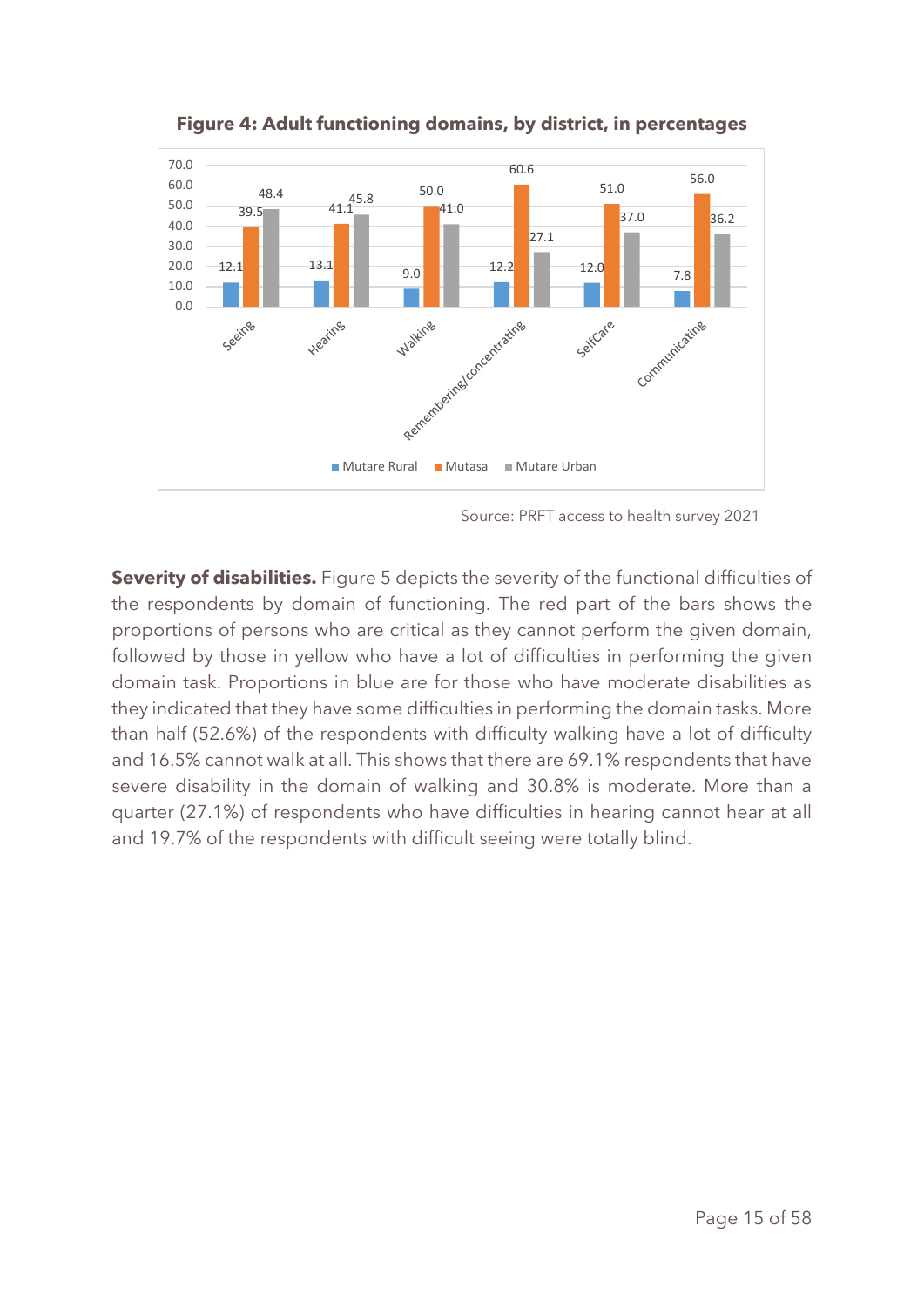**Figure 4: Adult functioning domains, by district, in percentages**

| Domain | Mutare Rural | Mutasa | Mutare Urban |
|---|---|---|---|
| Seeing | 12.1 | 39.5 | 48.4 |
| Hearing | 13.1 | 41.1 | 45.8 |
| Walking | 9.0 | 50.0 | 41.0 |
| Remembering/concentrating | 12.2 | 60.6 | 27.1 |
| SelfCare | 12.0 | 51.0 | 37.0 |
| Communicating | 7.8 | 56.0 | 36.2 |

Source: PRFT access to health survey 2021

**Severity of disabilities.** Figure 5 depicts the severity of the functional difficulties of the respondents by domain of functioning. The red part of the bars shows the proportions of persons who are critical as they cannot perform the given domain, followed by those in yellow who have a lot of difficulties in performing the given domain task. Proportions in blue are for those who have moderate disabilities as they indicated that they have some difficulties in performing the domain tasks. More than half (52.6%) of the respondents with difficulty walking have a lot of difficulty and 16.5% cannot walk at all. This shows that there are 69.1% respondents that have severe disability in the domain of walking and 30.8% is moderate. More than a quarter (27.1%) of respondents who have difficulties in hearing cannot hear at all and 19.7% of the respondents with difficult seeing were totally blind.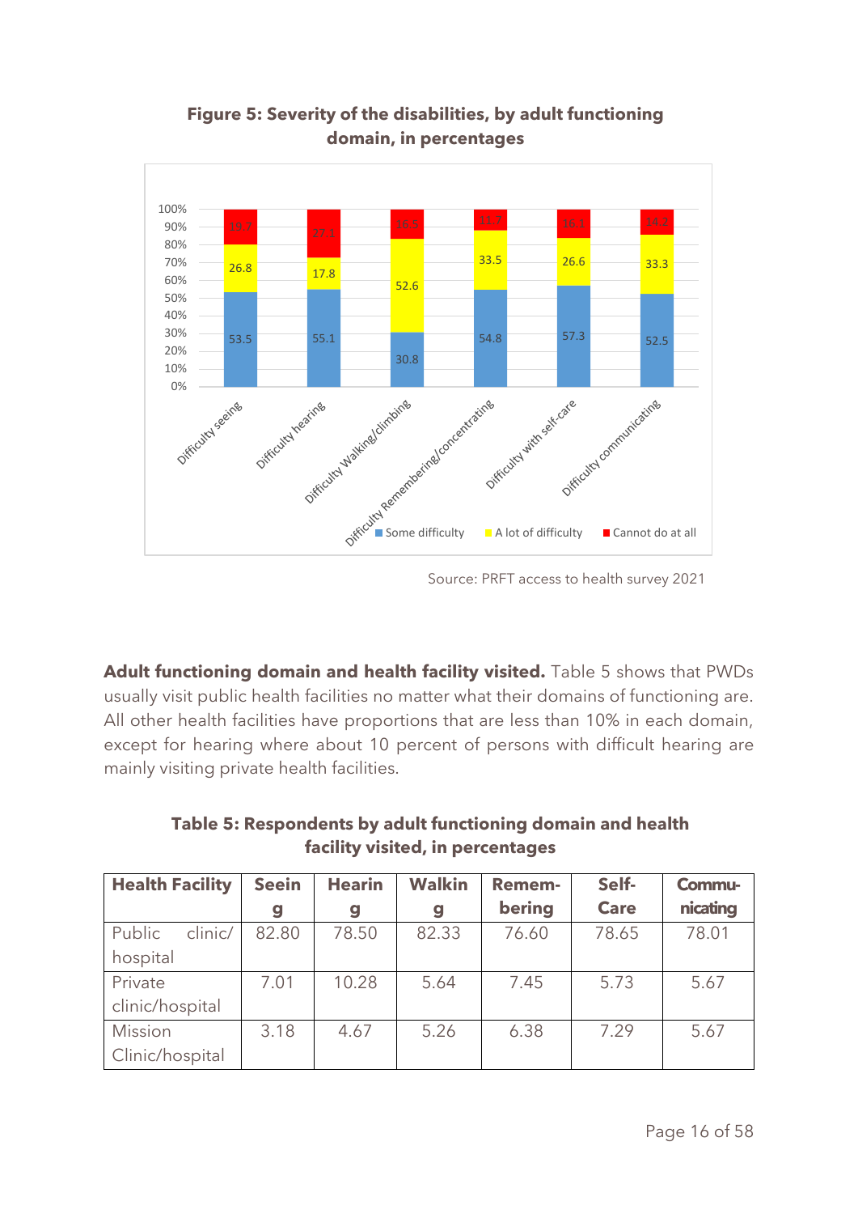**Figure 5: Severity of the disabilities, by adult functioning domain, in percentages**

| | Some difficulty | A lot of difficulty | Cannot do at all |
|---|---|---|---|
| Difficulty seeing | 53.5 | 26.8 | 19.7 |
| Difficulty hearing | 55.1 | 17.8 | 27.1 |
| Difficulty Walking/climbing | 30.8 | 52.6 | 16.5 |
| Difficulty Remembering/concentrating | 54.8 | 33.5 | 11.7 |
| Difficulty with self-care | 57.3 | 26.6 | 16.1 |
| Difficulty communicating | 52.5 | 33.3 | 14.2 |

Source: PRFT access to health survey 2021

**Adult functioning domain and health facility visited.** Table 5 shows that PWDs usually visit public health facilities no matter what their domains of functioning are. All other health facilities have proportions that are less than 10% in each domain, except for hearing where about 10 percent of persons with difficult hearing are mainly visiting private health facilities.

**Table 5: Respondents by adult functioning domain and health facility visited, in percentages**

| Health Facility | Seeing | Hearing | Walking | Remembering | Self-Care | Communicating |
|---|---|---|---|---|---|---|
| Public clinic/ hospital | 82.80 | 78.50 | 82.33 | 76.60 | 78.65 | 78.01 |
| Private clinic/hospital | 7.01 | 10.28 | 5.64 | 7.45 | 5.73 | 5.67 |
| Mission Clinic/hospital | 3.18 | 4.67 | 5.26 | 6.38 | 7.29 | 5.67 |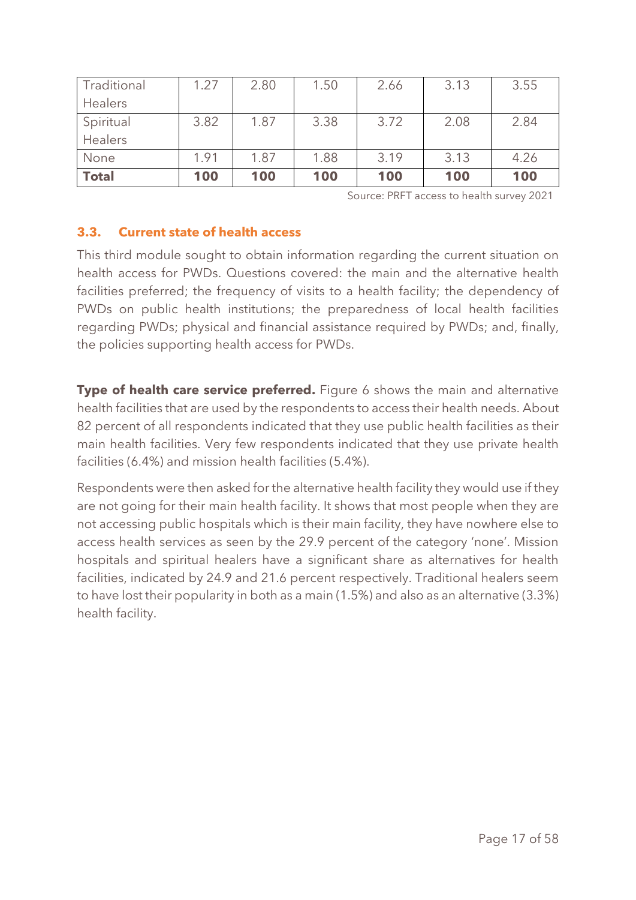| Traditional Healers | 1.27 | 2.80 | 1.50 | 2.66 | 3.13 | 3.55 |
|---|---|---|---|---|---|---|
| Spiritual Healers | 3.82 | 1.87 | 3.38 | 3.72 | 2.08 | 2.84 |
| None | 1.91 | 1.87 | 1.88 | 3.19 | 3.13 | 4.26 |
| **Total** | **100** | **100** | **100** | **100** | **100** | **100** |

Source: PRFT access to health survey 2021

### 3.3. Current state of health access

This third module sought to obtain information regarding the current situation on health access for PWDs. Questions covered: the main and the alternative health facilities preferred; the frequency of visits to a health facility; the dependency of PWDs on public health institutions; the preparedness of local health facilities regarding PWDs; physical and financial assistance required by PWDs; and, finally, the policies supporting health access for PWDs.

**Type of health care service preferred.** Figure 6 shows the main and alternative health facilities that are used by the respondents to access their health needs. About 82 percent of all respondents indicated that they use public health facilities as their main health facilities. Very few respondents indicated that they use private health facilities (6.4%) and mission health facilities (5.4%).

Respondents were then asked for the alternative health facility they would use if they are not going for their main health facility. It shows that most people when they are not accessing public hospitals which is their main facility, they have nowhere else to access health services as seen by the 29.9 percent of the category 'none'. Mission hospitals and spiritual healers have a significant share as alternatives for health facilities, indicated by 24.9 and 21.6 percent respectively. Traditional healers seem to have lost their popularity in both as a main (1.5%) and also as an alternative (3.3%) health facility.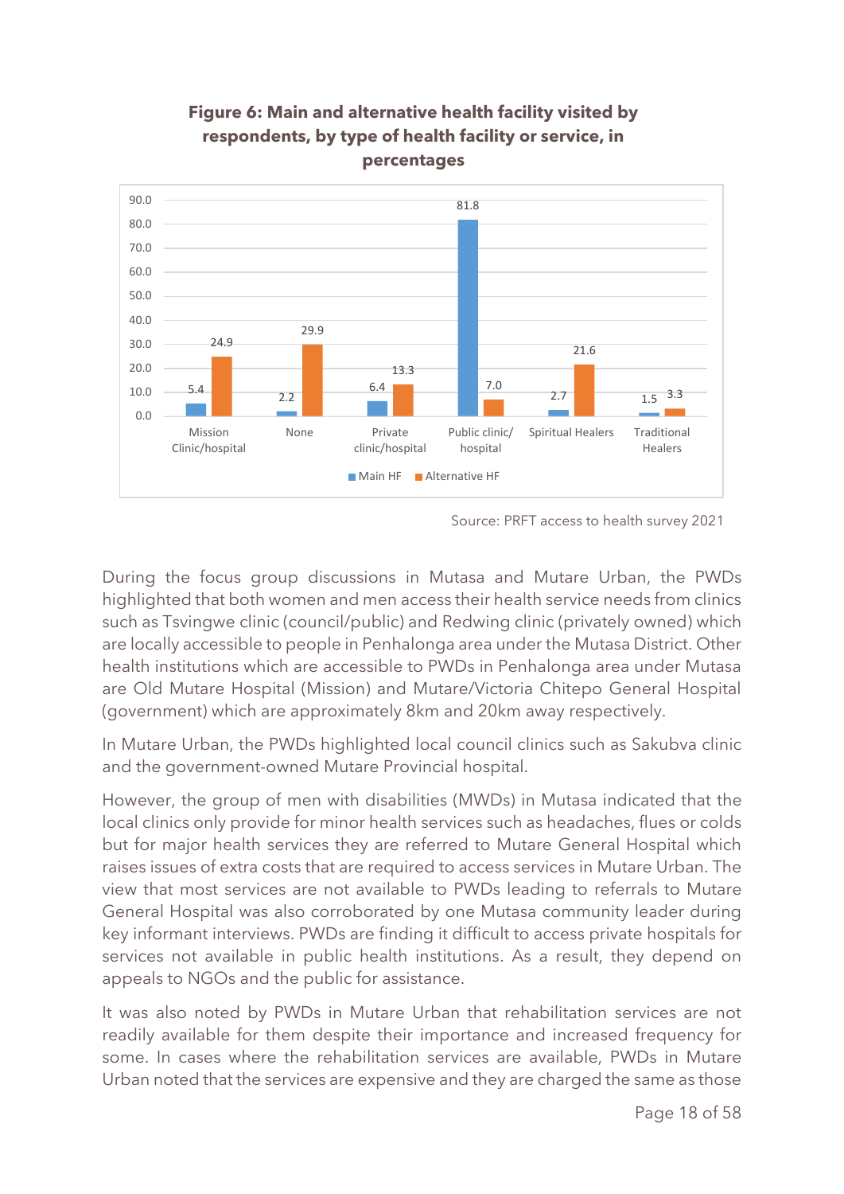**Figure 6: Main and alternative health facility visited by respondents, by type of health facility or service, in percentages**

| Type of health facility or service | Main HF | Alternative HF |
|---|---|---|
| Mission Clinic/hospital | 5.4 | 24.9 |
| None | 2.2 | 29.9 |
| Private clinic/hospital | 6.4 | 13.3 |
| Public clinic/ hospital | 81.8 | 7.0 |
| Spiritual Healers | 2.7 | 21.6 |
| Traditional Healers | 1.5 | 3.3 |

Source: PRFT access to health survey 2021

During the focus group discussions in Mutasa and Mutare Urban, the PWDs highlighted that both women and men access their health service needs from clinics such as Tsvingwe clinic (council/public) and Redwing clinic (privately owned) which are locally accessible to people in Penhalonga area under the Mutasa District. Other health institutions which are accessible to PWDs in Penhalonga area under Mutasa are Old Mutare Hospital (Mission) and Mutare/Victoria Chitepo General Hospital (government) which are approximately 8km and 20km away respectively.

In Mutare Urban, the PWDs highlighted local council clinics such as Sakubva clinic and the government-owned Mutare Provincial hospital.

However, the group of men with disabilities (MWDs) in Mutasa indicated that the local clinics only provide for minor health services such as headaches, flues or colds but for major health services they are referred to Mutare General Hospital which raises issues of extra costs that are required to access services in Mutare Urban. The view that most services are not available to PWDs leading to referrals to Mutare General Hospital was also corroborated by one Mutasa community leader during key informant interviews. PWDs are finding it difficult to access private hospitals for services not available in public health institutions. As a result, they depend on appeals to NGOs and the public for assistance.

It was also noted by PWDs in Mutare Urban that rehabilitation services are not readily available for them despite their importance and increased frequency for some. In cases where the rehabilitation services are available, PWDs in Mutare Urban noted that the services are expensive and they are charged the same as those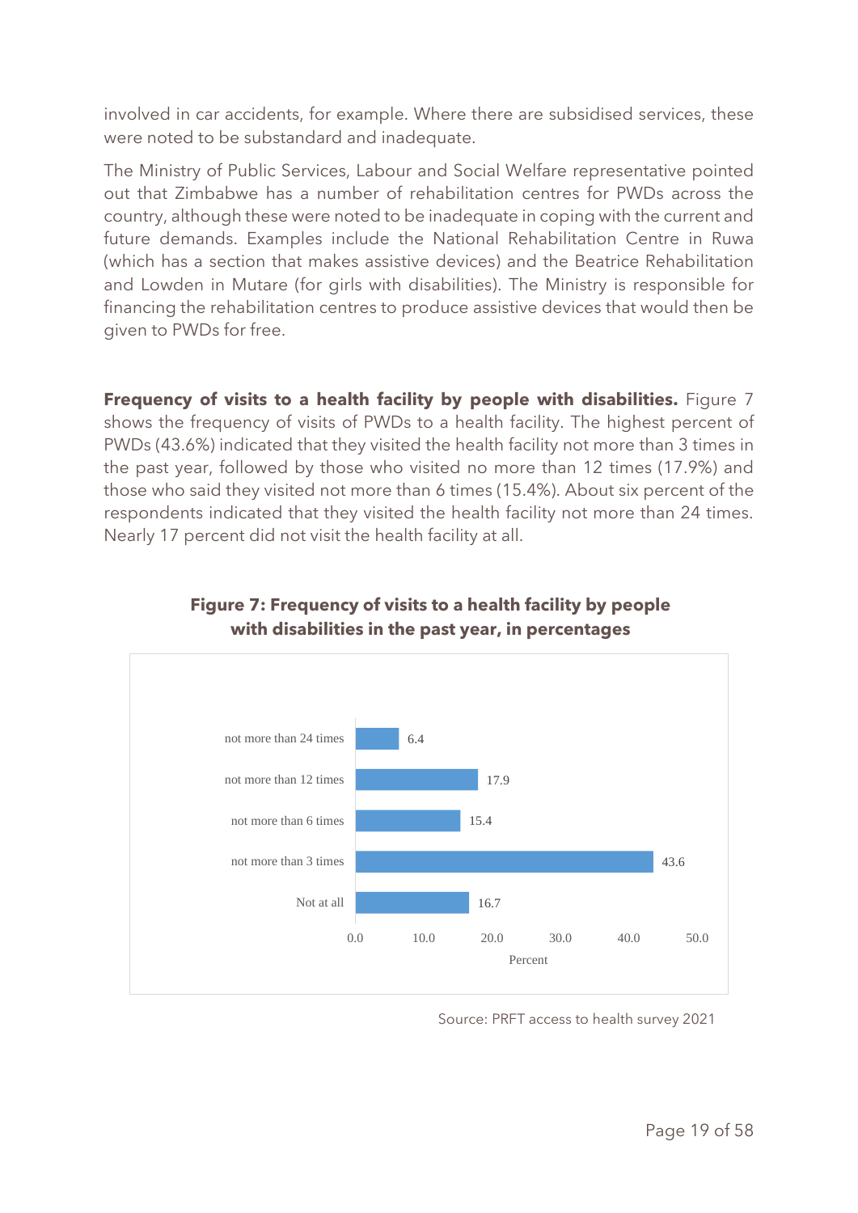involved in car accidents, for example. Where there are subsidised services, these were noted to be substandard and inadequate.

The Ministry of Public Services, Labour and Social Welfare representative pointed out that Zimbabwe has a number of rehabilitation centres for PWDs across the country, although these were noted to be inadequate in coping with the current and future demands. Examples include the National Rehabilitation Centre in Ruwa (which has a section that makes assistive devices) and the Beatrice Rehabilitation and Lowden in Mutare (for girls with disabilities). The Ministry is responsible for financing the rehabilitation centres to produce assistive devices that would then be given to PWDs for free.

**Frequency of visits to a health facility by people with disabilities.** Figure 7 shows the frequency of visits of PWDs to a health facility. The highest percent of PWDs (43.6%) indicated that they visited the health facility not more than 3 times in the past year, followed by those who visited no more than 12 times (17.9%) and those who said they visited not more than 6 times (15.4%). About six percent of the respondents indicated that they visited the health facility not more than 24 times. Nearly 17 percent did not visit the health facility at all.

**Figure 7: Frequency of visits to a health facility by people with disabilities in the past year, in percentages**

| Frequency | Percent |
|---|---|
| not more than 24 times | 6.4 |
| not more than 12 times | 17.9 |
| not more than 6 times | 15.4 |
| not more than 3 times | 43.6 |
| Not at all | 16.7 |

Source: PRFT access to health survey 2021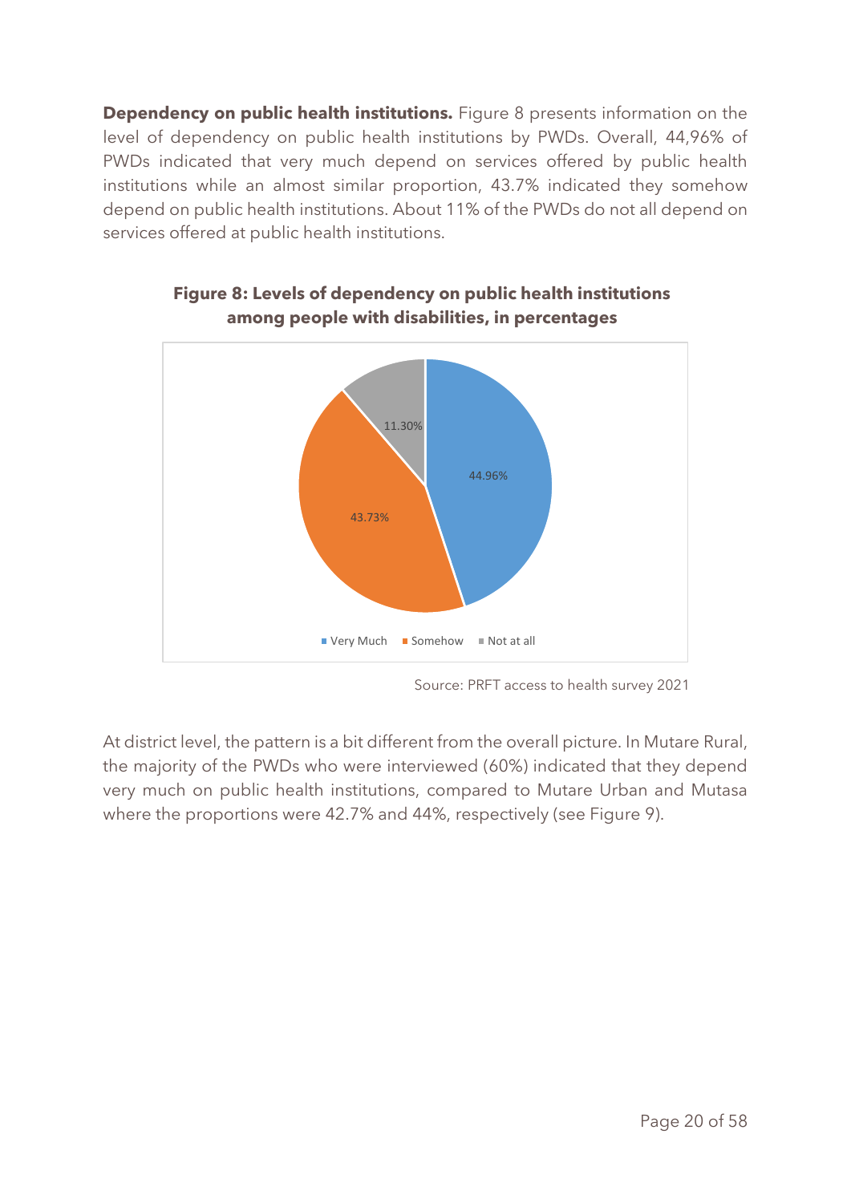**Dependency on public health institutions.** Figure 8 presents information on the level of dependency on public health institutions by PWDs. Overall, 44,96% of PWDs indicated that very much depend on services offered by public health institutions while an almost similar proportion, 43.7% indicated they somehow depend on public health institutions. About 11% of the PWDs do not all depend on services offered at public health institutions.

**Figure 8: Levels of dependency on public health institutions among people with disabilities, in percentages**

| Very Much | Somehow | Not at all |
|---|---|---|
| 44.96% | 43.73% | 11.30% |

Source: PRFT access to health survey 2021

At district level, the pattern is a bit different from the overall picture. In Mutare Rural, the majority of the PWDs who were interviewed (60%) indicated that they depend very much on public health institutions, compared to Mutare Urban and Mutasa where the proportions were 42.7% and 44%, respectively (see Figure 9).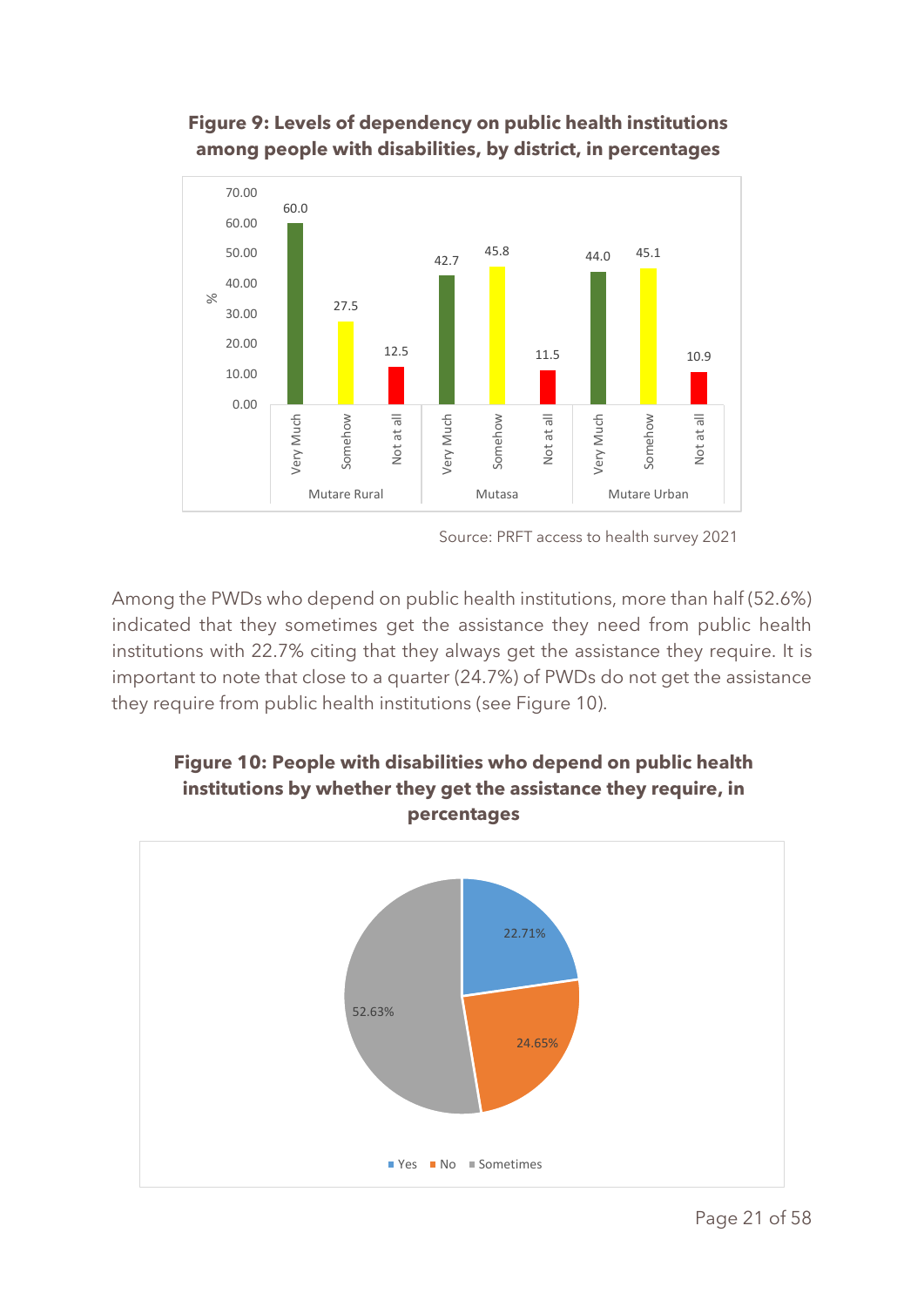**Figure 9: Levels of dependency on public health institutions among people with disabilities, by district, in percentages**

| District | Very Much | Somehow | Not at all |
|---|---|---|---|
| Mutare Rural | 60.0 | 27.5 | 12.5 |
| Mutasa | 42.7 | 45.8 | 11.5 |
| Mutare Urban | 44.0 | 45.1 | 10.9 |

Source: PRFT access to health survey 2021

Among the PWDs who depend on public health institutions, more than half (52.6%) indicated that they sometimes get the assistance they need from public health institutions with 22.7% citing that they always get the assistance they require. It is important to note that close to a quarter (24.7%) of PWDs do not get the assistance they require from public health institutions (see Figure 10).

**Figure 10: People with disabilities who depend on public health institutions by whether they get the assistance they require, in percentages**

| Response | Percentage |
|---|---|
| Yes | 22.71% |
| No | 24.65% |
| Sometimes | 52.63% |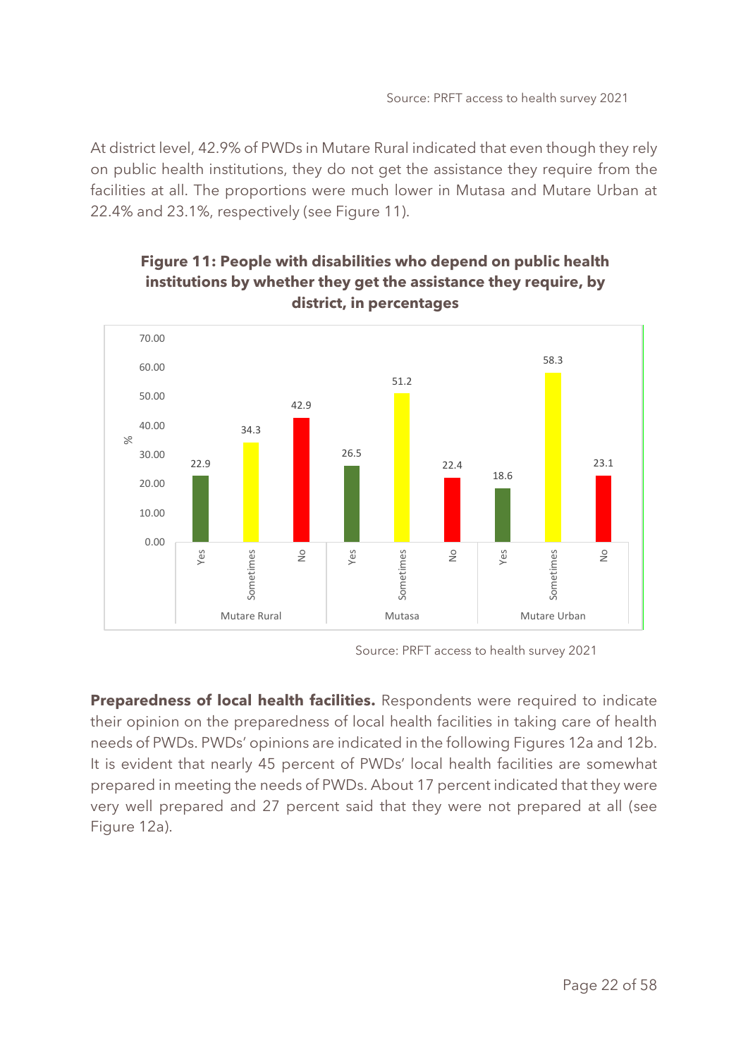Source: PRFT access to health survey 2021

At district level, 42.9% of PWDs in Mutare Rural indicated that even though they rely on public health institutions, they do not get the assistance they require from the facilities at all. The proportions were much lower in Mutasa and Mutare Urban at 22.4% and 23.1%, respectively (see Figure 11).

**Figure 11: People with disabilities who depend on public health institutions by whether they get the assistance they require, by district, in percentages**

| District | Yes | Sometimes | No |
|---|---|---|---|
| Mutare Rural | 22.9 | 34.3 | 42.9 |
| Mutasa | 26.5 | 51.2 | 22.4 |
| Mutare Urban | 18.6 | 58.3 | 23.1 |

Source: PRFT access to health survey 2021

**Preparedness of local health facilities.** Respondents were required to indicate their opinion on the preparedness of local health facilities in taking care of health needs of PWDs. PWDs' opinions are indicated in the following Figures 12a and 12b. It is evident that nearly 45 percent of PWDs' local health facilities are somewhat prepared in meeting the needs of PWDs. About 17 percent indicated that they were very well prepared and 27 percent said that they were not prepared at all (see Figure 12a).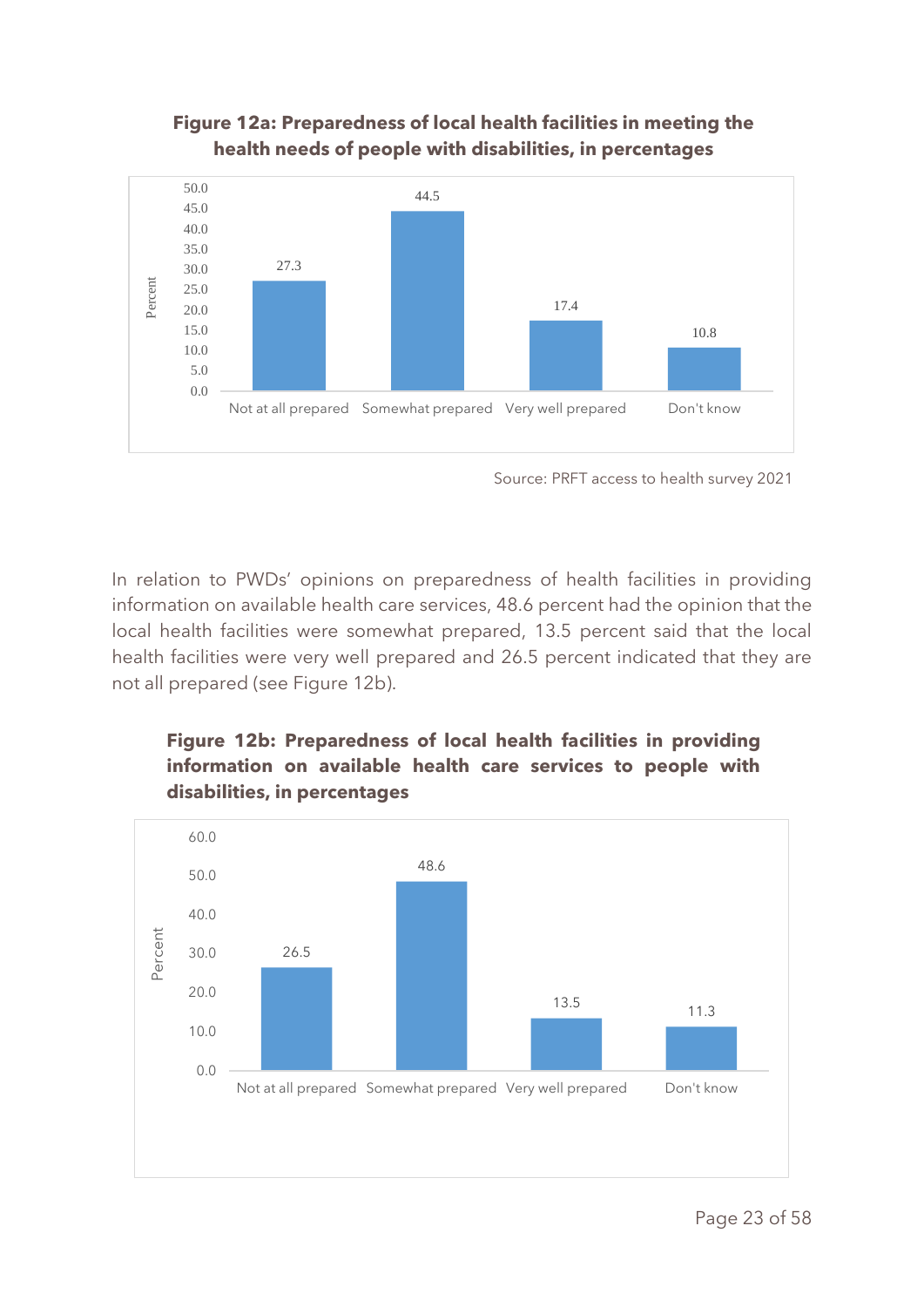**Figure 12a: Preparedness of local health facilities in meeting the health needs of people with disabilities, in percentages**

| Category | Percent |
|---|---|
| Not at all prepared | 27.3 |
| Somewhat prepared | 44.5 |
| Very well prepared | 17.4 |
| Don't know | 10.8 |

Source: PRFT access to health survey 2021

In relation to PWDs' opinions on preparedness of health facilities in providing information on available health care services, 48.6 percent had the opinion that the local health facilities were somewhat prepared, 13.5 percent said that the local health facilities were very well prepared and 26.5 percent indicated that they are not all prepared (see Figure 12b).

**Figure 12b: Preparedness of local health facilities in providing information on available health care services to people with disabilities, in percentages**

| Category | Percent |
|---|---|
| Not at all prepared | 26.5 |
| Somewhat prepared | 48.6 |
| Very well prepared | 13.5 |
| Don't know | 11.3 |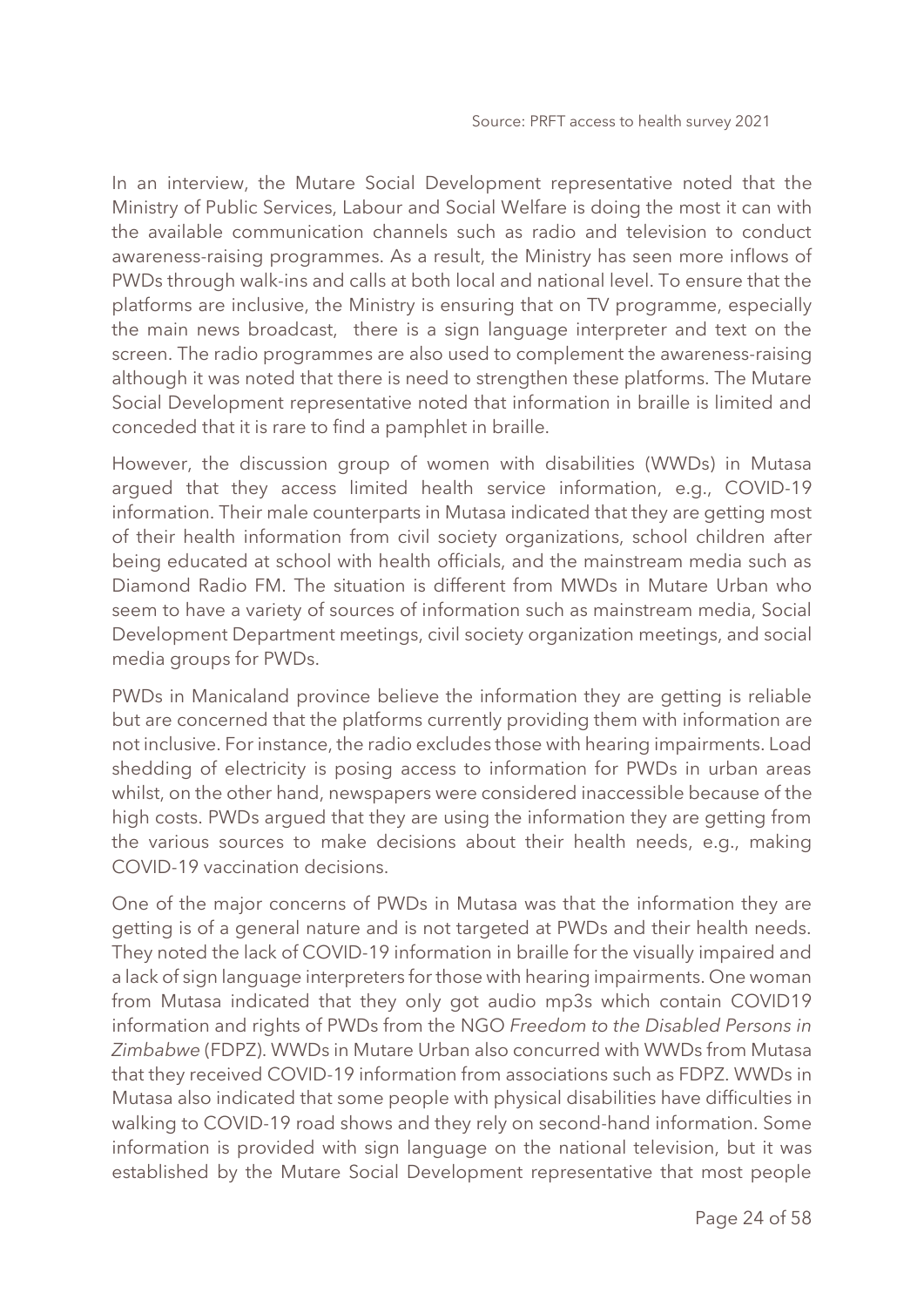Source: PRFT access to health survey 2021

In an interview, the Mutare Social Development representative noted that the Ministry of Public Services, Labour and Social Welfare is doing the most it can with the available communication channels such as radio and television to conduct awareness-raising programmes. As a result, the Ministry has seen more inflows of PWDs through walk-ins and calls at both local and national level. To ensure that the platforms are inclusive, the Ministry is ensuring that on TV programme, especially the main news broadcast, there is a sign language interpreter and text on the screen. The radio programmes are also used to complement the awareness-raising although it was noted that there is need to strengthen these platforms. The Mutare Social Development representative noted that information in braille is limited and conceded that it is rare to find a pamphlet in braille.

However, the discussion group of women with disabilities (WWDs) in Mutasa argued that they access limited health service information, e.g., COVID-19 information. Their male counterparts in Mutasa indicated that they are getting most of their health information from civil society organizations, school children after being educated at school with health officials, and the mainstream media such as Diamond Radio FM. The situation is different from MWDs in Mutare Urban who seem to have a variety of sources of information such as mainstream media, Social Development Department meetings, civil society organization meetings, and social media groups for PWDs.

PWDs in Manicaland province believe the information they are getting is reliable but are concerned that the platforms currently providing them with information are not inclusive. For instance, the radio excludes those with hearing impairments. Load shedding of electricity is posing access to information for PWDs in urban areas whilst, on the other hand, newspapers were considered inaccessible because of the high costs. PWDs argued that they are using the information they are getting from the various sources to make decisions about their health needs, e.g., making COVID-19 vaccination decisions.

One of the major concerns of PWDs in Mutasa was that the information they are getting is of a general nature and is not targeted at PWDs and their health needs. They noted the lack of COVID-19 information in braille for the visually impaired and a lack of sign language interpreters for those with hearing impairments. One woman from Mutasa indicated that they only got audio mp3s which contain COVID19 information and rights of PWDs from the NGO *Freedom to the Disabled Persons in Zimbabwe* (FDPZ). WWDs in Mutare Urban also concurred with WWDs from Mutasa that they received COVID-19 information from associations such as FDPZ. WWDs in Mutasa also indicated that some people with physical disabilities have difficulties in walking to COVID-19 road shows and they rely on second-hand information. Some information is provided with sign language on the national television, but it was established by the Mutare Social Development representative that most people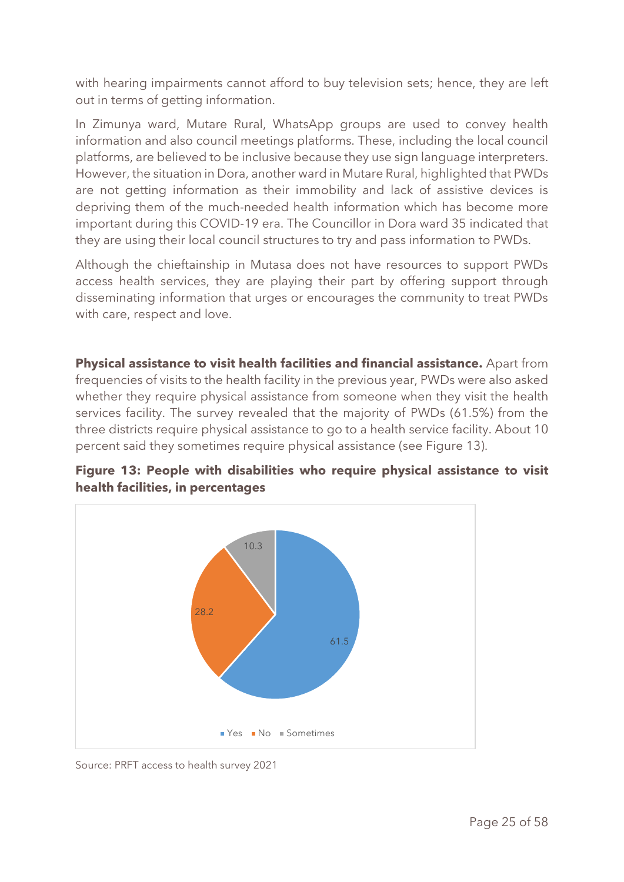with hearing impairments cannot afford to buy television sets; hence, they are left out in terms of getting information.

In Zimunya ward, Mutare Rural, WhatsApp groups are used to convey health information and also council meetings platforms. These, including the local council platforms, are believed to be inclusive because they use sign language interpreters. However, the situation in Dora, another ward in Mutare Rural, highlighted that PWDs are not getting information as their immobility and lack of assistive devices is depriving them of the much-needed health information which has become more important during this COVID-19 era. The Councillor in Dora ward 35 indicated that they are using their local council structures to try and pass information to PWDs.

Although the chieftainship in Mutasa does not have resources to support PWDs access health services, they are playing their part by offering support through disseminating information that urges or encourages the community to treat PWDs with care, respect and love.

**Physical assistance to visit health facilities and financial assistance.** Apart from frequencies of visits to the health facility in the previous year, PWDs were also asked whether they require physical assistance from someone when they visit the health services facility. The survey revealed that the majority of PWDs (61.5%) from the three districts require physical assistance to go to a health service facility. About 10 percent said they sometimes require physical assistance (see Figure 13).

**Figure 13: People with disabilities who require physical assistance to visit health facilities, in percentages**

| Response | Percentage |
|---|---|
| Yes | 61.5 |
| No | 28.2 |
| Sometimes | 10.3 |

Source: PRFT access to health survey 2021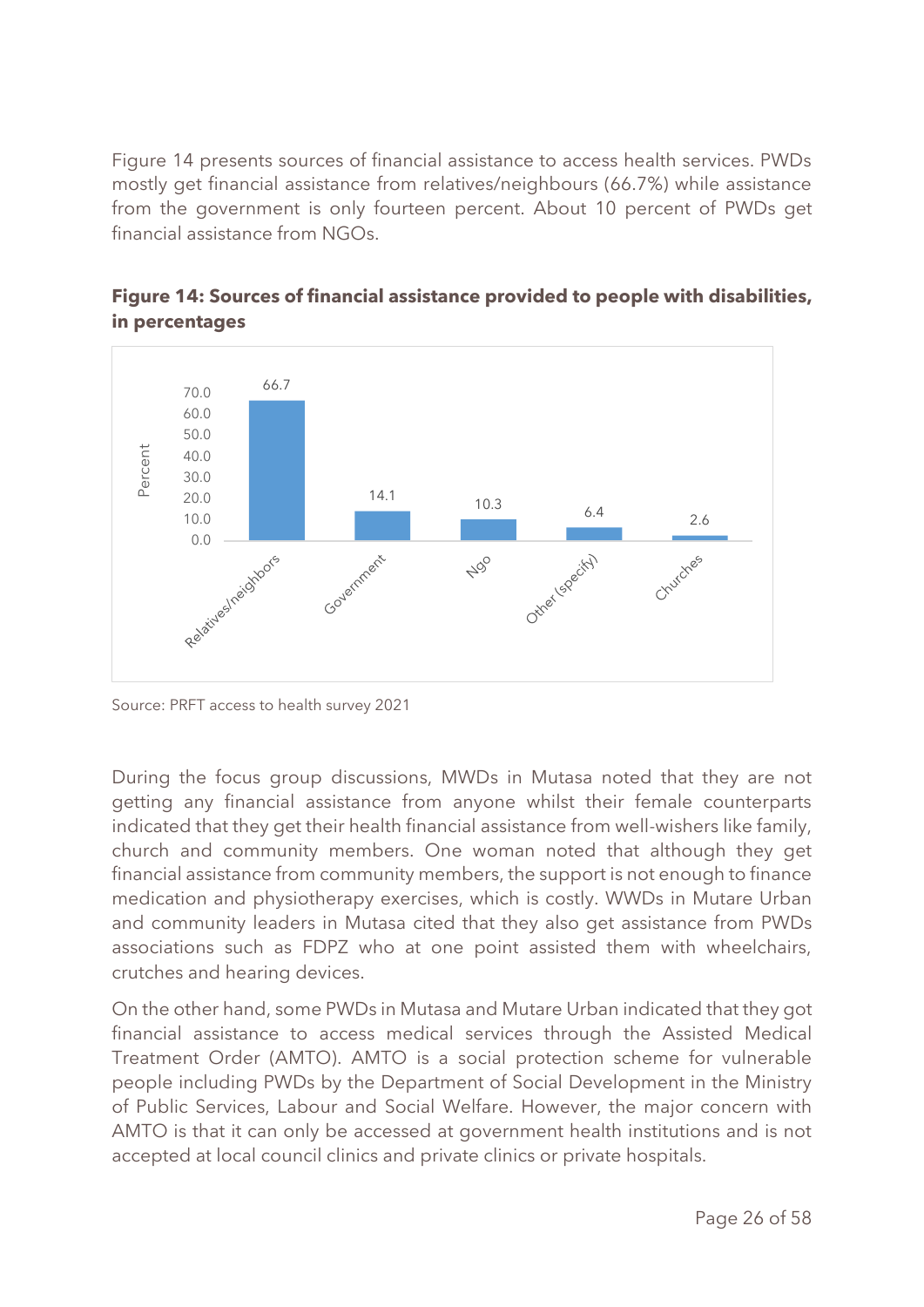Figure 14 presents sources of financial assistance to access health services. PWDs mostly get financial assistance from relatives/neighbours (66.7%) while assistance from the government is only fourteen percent. About 10 percent of PWDs get financial assistance from NGOs.

**Figure 14: Sources of financial assistance provided to people with disabilities, in percentages**

| Source | Percent |
|---|---|
| Relatives/neighbors | 66.7 |
| Government | 14.1 |
| Ngo | 10.3 |
| Other (specify) | 6.4 |
| Churches | 2.6 |

Source: PRFT access to health survey 2021

During the focus group discussions, MWDs in Mutasa noted that they are not getting any financial assistance from anyone whilst their female counterparts indicated that they get their health financial assistance from well-wishers like family, church and community members. One woman noted that although they get financial assistance from community members, the support is not enough to finance medication and physiotherapy exercises, which is costly. WWDs in Mutare Urban and community leaders in Mutasa cited that they also get assistance from PWDs associations such as FDPZ who at one point assisted them with wheelchairs, crutches and hearing devices.

On the other hand, some PWDs in Mutasa and Mutare Urban indicated that they got financial assistance to access medical services through the Assisted Medical Treatment Order (AMTO). AMTO is a social protection scheme for vulnerable people including PWDs by the Department of Social Development in the Ministry of Public Services, Labour and Social Welfare. However, the major concern with AMTO is that it can only be accessed at government health institutions and is not accepted at local council clinics and private clinics or private hospitals.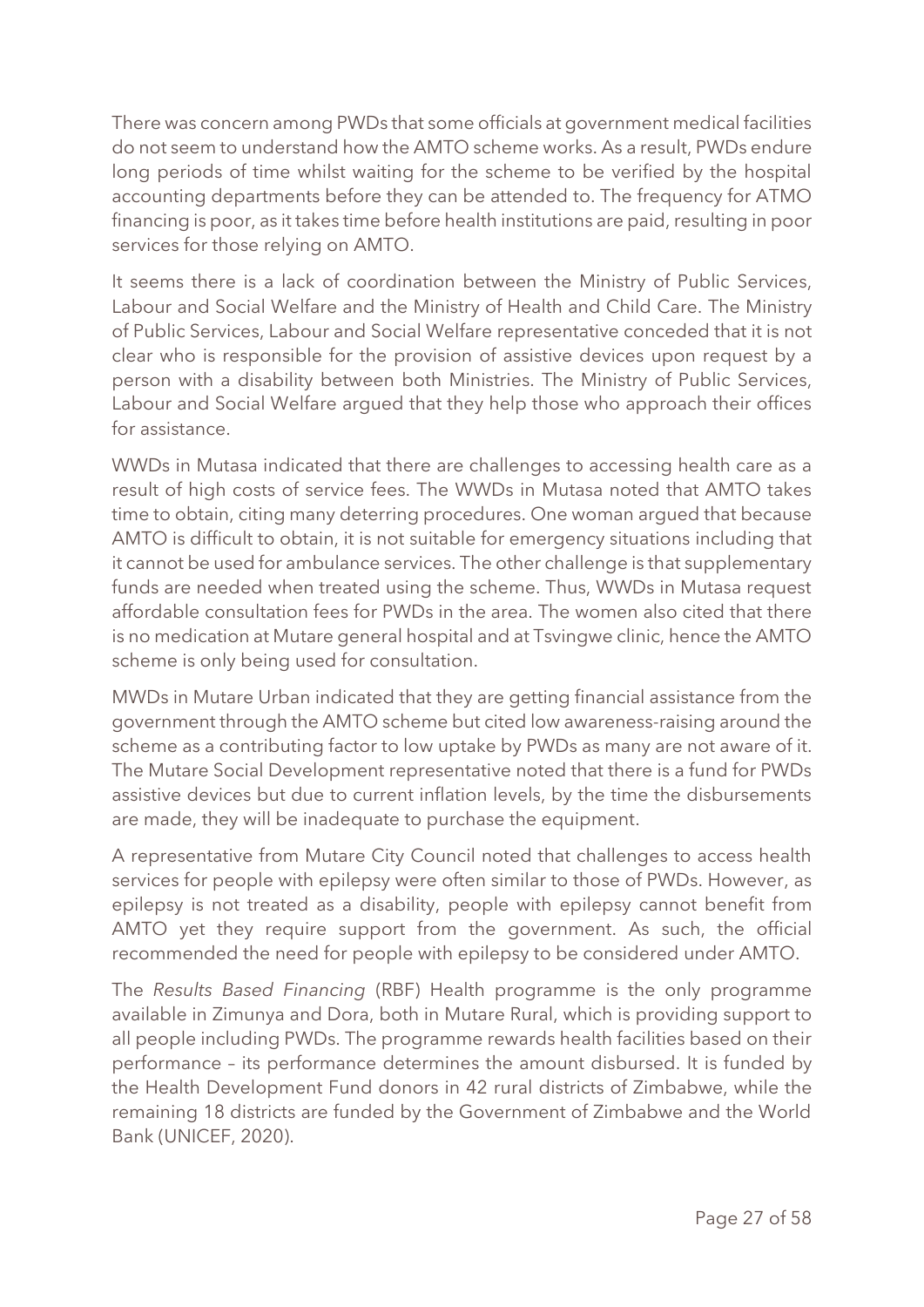There was concern among PWDs that some officials at government medical facilities do not seem to understand how the AMTO scheme works. As a result, PWDs endure long periods of time whilst waiting for the scheme to be verified by the hospital accounting departments before they can be attended to. The frequency for ATMO financing is poor, as it takes time before health institutions are paid, resulting in poor services for those relying on AMTO.

It seems there is a lack of coordination between the Ministry of Public Services, Labour and Social Welfare and the Ministry of Health and Child Care. The Ministry of Public Services, Labour and Social Welfare representative conceded that it is not clear who is responsible for the provision of assistive devices upon request by a person with a disability between both Ministries. The Ministry of Public Services, Labour and Social Welfare argued that they help those who approach their offices for assistance.

WWDs in Mutasa indicated that there are challenges to accessing health care as a result of high costs of service fees. The WWDs in Mutasa noted that AMTO takes time to obtain, citing many deterring procedures. One woman argued that because AMTO is difficult to obtain, it is not suitable for emergency situations including that it cannot be used for ambulance services. The other challenge is that supplementary funds are needed when treated using the scheme. Thus, WWDs in Mutasa request affordable consultation fees for PWDs in the area. The women also cited that there is no medication at Mutare general hospital and at Tsvingwe clinic, hence the AMTO scheme is only being used for consultation.

MWDs in Mutare Urban indicated that they are getting financial assistance from the government through the AMTO scheme but cited low awareness-raising around the scheme as a contributing factor to low uptake by PWDs as many are not aware of it. The Mutare Social Development representative noted that there is a fund for PWDs assistive devices but due to current inflation levels, by the time the disbursements are made, they will be inadequate to purchase the equipment.

A representative from Mutare City Council noted that challenges to access health services for people with epilepsy were often similar to those of PWDs. However, as epilepsy is not treated as a disability, people with epilepsy cannot benefit from AMTO yet they require support from the government. As such, the official recommended the need for people with epilepsy to be considered under AMTO.

The *Results Based Financing* (RBF) Health programme is the only programme available in Zimunya and Dora, both in Mutare Rural, which is providing support to all people including PWDs. The programme rewards health facilities based on their performance – its performance determines the amount disbursed. It is funded by the Health Development Fund donors in 42 rural districts of Zimbabwe, while the remaining 18 districts are funded by the Government of Zimbabwe and the World Bank (UNICEF, 2020).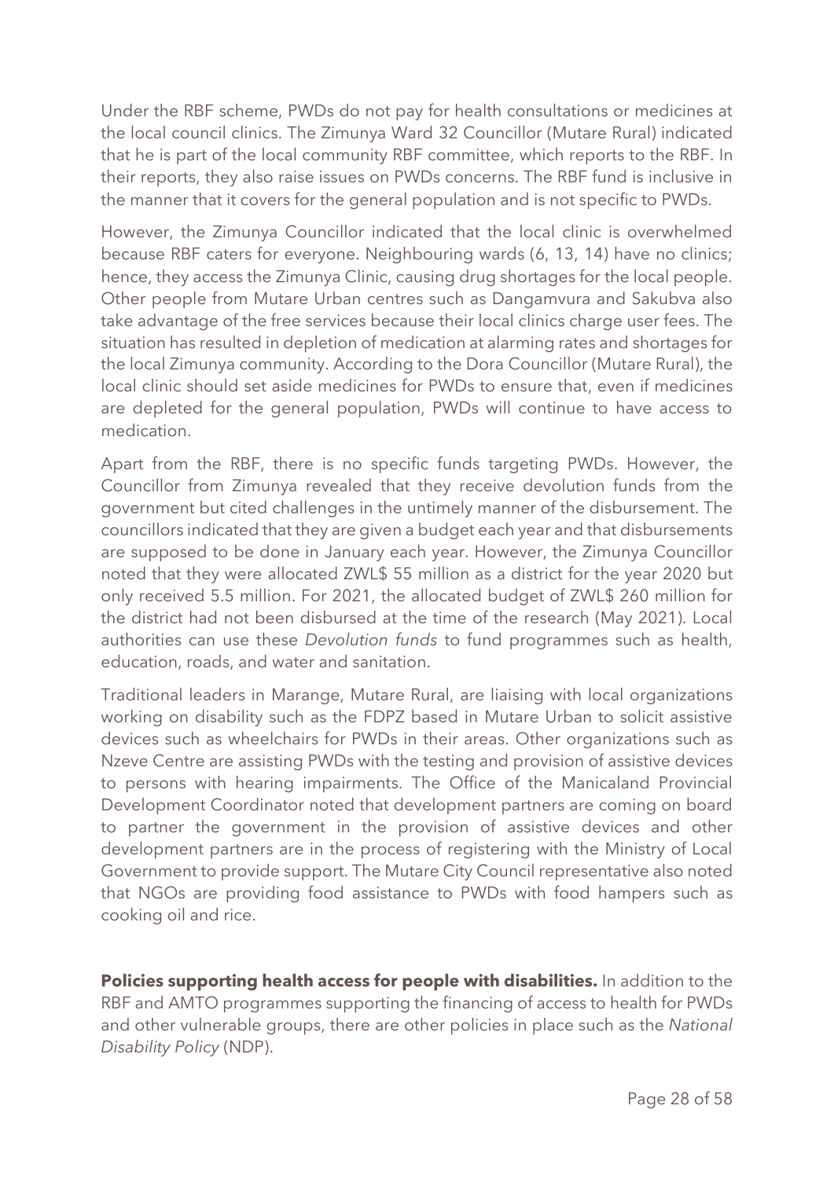Under the RBF scheme, PWDs do not pay for health consultations or medicines at the local council clinics. The Zimunya Ward 32 Councillor (Mutare Rural) indicated that he is part of the local community RBF committee, which reports to the RBF. In their reports, they also raise issues on PWDs concerns. The RBF fund is inclusive in the manner that it covers for the general population and is not specific to PWDs.

However, the Zimunya Councillor indicated that the local clinic is overwhelmed because RBF caters for everyone. Neighbouring wards (6, 13, 14) have no clinics; hence, they access the Zimunya Clinic, causing drug shortages for the local people. Other people from Mutare Urban centres such as Dangamvura and Sakubva also take advantage of the free services because their local clinics charge user fees. The situation has resulted in depletion of medication at alarming rates and shortages for the local Zimunya community. According to the Dora Councillor (Mutare Rural), the local clinic should set aside medicines for PWDs to ensure that, even if medicines are depleted for the general population, PWDs will continue to have access to medication.

Apart from the RBF, there is no specific funds targeting PWDs. However, the Councillor from Zimunya revealed that they receive devolution funds from the government but cited challenges in the untimely manner of the disbursement. The councillors indicated that they are given a budget each year and that disbursements are supposed to be done in January each year. However, the Zimunya Councillor noted that they were allocated ZWL$ 55 million as a district for the year 2020 but only received 5.5 million. For 2021, the allocated budget of ZWL$ 260 million for the district had not been disbursed at the time of the research (May 2021). Local authorities can use these *Devolution funds* to fund programmes such as health, education, roads, and water and sanitation.

Traditional leaders in Marange, Mutare Rural, are liaising with local organizations working on disability such as the FDPZ based in Mutare Urban to solicit assistive devices such as wheelchairs for PWDs in their areas. Other organizations such as Nzeve Centre are assisting PWDs with the testing and provision of assistive devices to persons with hearing impairments. The Office of the Manicaland Provincial Development Coordinator noted that development partners are coming on board to partner the government in the provision of assistive devices and other development partners are in the process of registering with the Ministry of Local Government to provide support. The Mutare City Council representative also noted that NGOs are providing food assistance to PWDs with food hampers such as cooking oil and rice.

**Policies supporting health access for people with disabilities.** In addition to the RBF and AMTO programmes supporting the financing of access to health for PWDs and other vulnerable groups, there are other policies in place such as the *National Disability Policy* (NDP).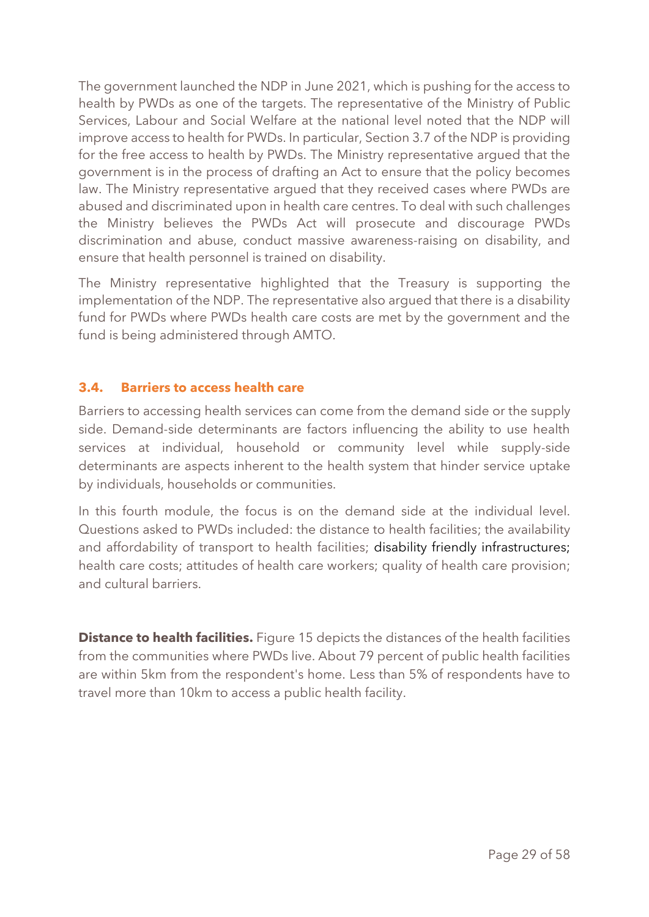The government launched the NDP in June 2021, which is pushing for the access to health by PWDs as one of the targets. The representative of the Ministry of Public Services, Labour and Social Welfare at the national level noted that the NDP will improve access to health for PWDs. In particular, Section 3.7 of the NDP is providing for the free access to health by PWDs. The Ministry representative argued that the government is in the process of drafting an Act to ensure that the policy becomes law. The Ministry representative argued that they received cases where PWDs are abused and discriminated upon in health care centres. To deal with such challenges the Ministry believes the PWDs Act will prosecute and discourage PWDs discrimination and abuse, conduct massive awareness-raising on disability, and ensure that health personnel is trained on disability.

The Ministry representative highlighted that the Treasury is supporting the implementation of the NDP. The representative also argued that there is a disability fund for PWDs where PWDs health care costs are met by the government and the fund is being administered through AMTO.

### 3.4. Barriers to access health care

Barriers to accessing health services can come from the demand side or the supply side. Demand-side determinants are factors influencing the ability to use health services at individual, household or community level while supply-side determinants are aspects inherent to the health system that hinder service uptake by individuals, households or communities.

In this fourth module, the focus is on the demand side at the individual level. Questions asked to PWDs included: the distance to health facilities; the availability and affordability of transport to health facilities; disability friendly infrastructures; health care costs; attitudes of health care workers; quality of health care provision; and cultural barriers.

**Distance to health facilities.** Figure 15 depicts the distances of the health facilities from the communities where PWDs live. About 79 percent of public health facilities are within 5km from the respondent's home. Less than 5% of respondents have to travel more than 10km to access a public health facility.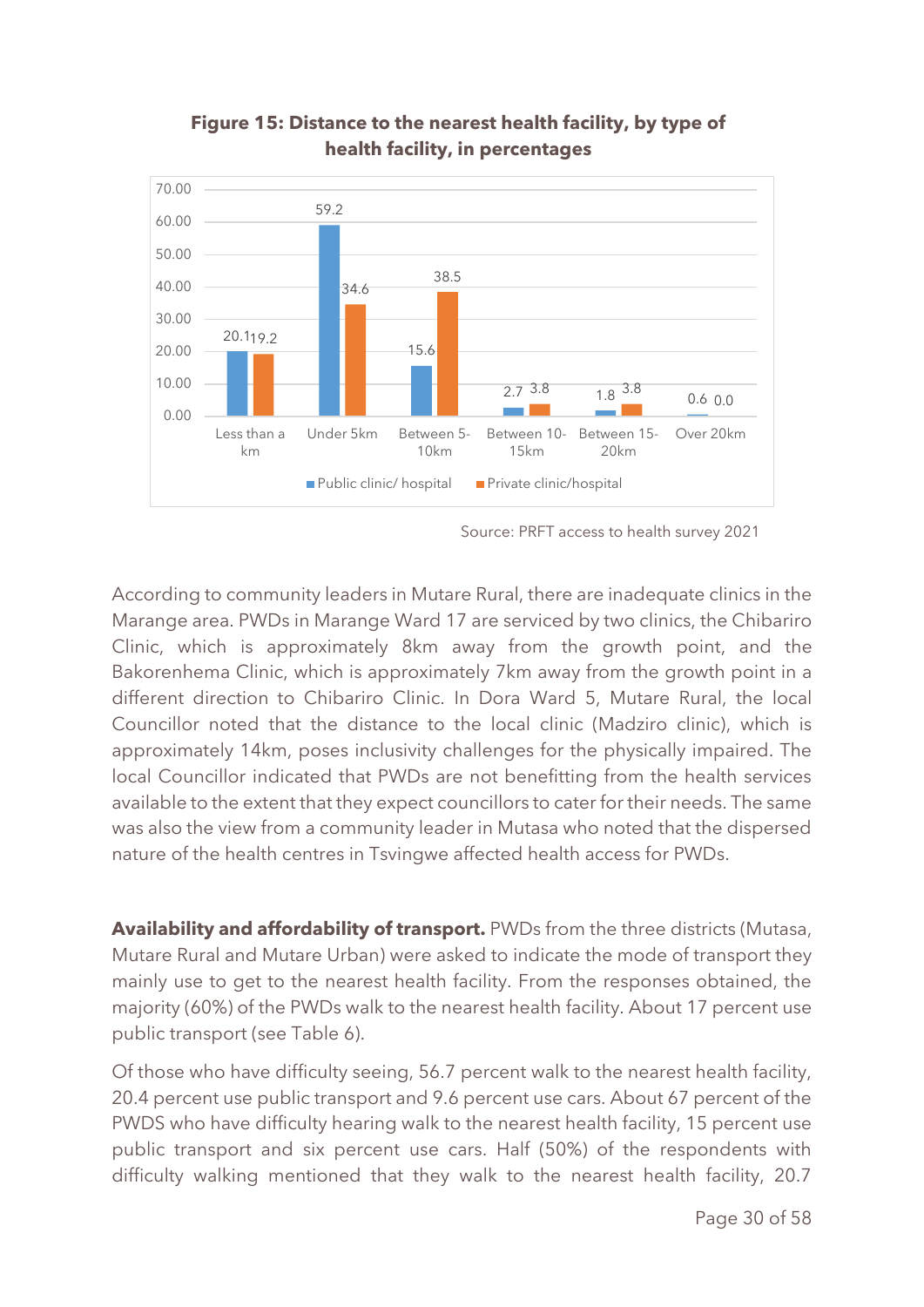**Figure 15: Distance to the nearest health facility, by type of health facility, in percentages**

| Distance | Public clinic/ hospital | Private clinic/hospital |
|---|---|---|
| Less than a km | 20.1 | 19.2 |
| Under 5km | 59.2 | 34.6 |
| Between 5-10km | 15.6 | 38.5 |
| Between 10-15km | 2.7 | 3.8 |
| Between 15-20km | 1.8 | 3.8 |
| Over 20km | 0.6 | 0.0 |

Source: PRFT access to health survey 2021

According to community leaders in Mutare Rural, there are inadequate clinics in the Marange area. PWDs in Marange Ward 17 are serviced by two clinics, the Chibariro Clinic, which is approximately 8km away from the growth point, and the Bakorenhema Clinic, which is approximately 7km away from the growth point in a different direction to Chibariro Clinic. In Dora Ward 5, Mutare Rural, the local Councillor noted that the distance to the local clinic (Madziro clinic), which is approximately 14km, poses inclusivity challenges for the physically impaired. The local Councillor indicated that PWDs are not benefitting from the health services available to the extent that they expect councillors to cater for their needs. The same was also the view from a community leader in Mutasa who noted that the dispersed nature of the health centres in Tsvingwe affected health access for PWDs.

**Availability and affordability of transport.** PWDs from the three districts (Mutasa, Mutare Rural and Mutare Urban) were asked to indicate the mode of transport they mainly use to get to the nearest health facility. From the responses obtained, the majority (60%) of the PWDs walk to the nearest health facility. About 17 percent use public transport (see Table 6).

Of those who have difficulty seeing, 56.7 percent walk to the nearest health facility, 20.4 percent use public transport and 9.6 percent use cars. About 67 percent of the PWDS who have difficulty hearing walk to the nearest health facility, 15 percent use public transport and six percent use cars. Half (50%) of the respondents with difficulty walking mentioned that they walk to the nearest health facility, 20.7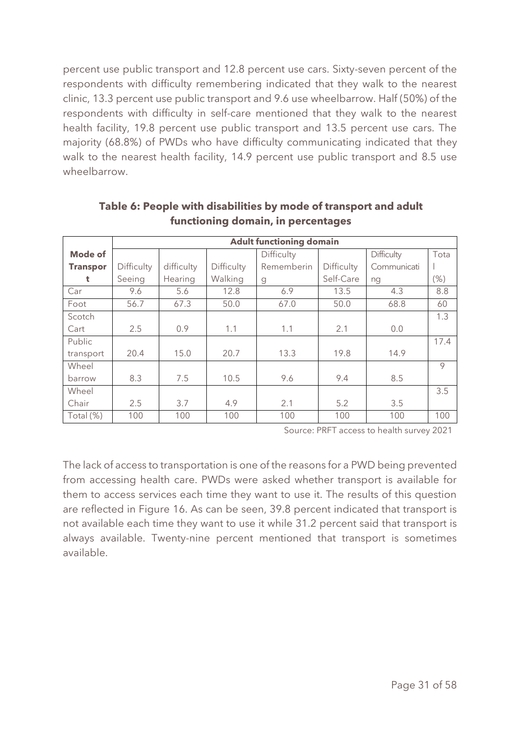percent use public transport and 12.8 percent use cars. Sixty-seven percent of the respondents with difficulty remembering indicated that they walk to the nearest clinic, 13.3 percent use public transport and 9.6 use wheelbarrow. Half (50%) of the respondents with difficulty in self-care mentioned that they walk to the nearest health facility, 19.8 percent use public transport and 13.5 percent use cars. The majority (68.8%) of PWDs who have difficulty communicating indicated that they walk to the nearest health facility, 14.9 percent use public transport and 8.5 use wheelbarrow.

**Table 6: People with disabilities by mode of transport and adult functioning domain, in percentages**

| Mode of Transport | Adult functioning domain | | | | | | |
|---|---|---|---|---|---|---|---|
| | Difficulty Seeing | difficulty Hearing | Difficulty Walking | Difficulty Remembering | Difficulty Self-Care | Difficulty Communicating | Total (%) |
| Car | 9.6 | 5.6 | 12.8 | 6.9 | 13.5 | 4.3 | 8.8 |
| Foot | 56.7 | 67.3 | 50.0 | 67.0 | 50.0 | 68.8 | 60 |
| Scotch Cart | 2.5 | 0.9 | 1.1 | 1.1 | 2.1 | 0.0 | 1.3 |
| Public transport | 20.4 | 15.0 | 20.7 | 13.3 | 19.8 | 14.9 | 17.4 |
| Wheel barrow | 8.3 | 7.5 | 10.5 | 9.6 | 9.4 | 8.5 | 9 |
| Wheel Chair | 2.5 | 3.7 | 4.9 | 2.1 | 5.2 | 3.5 | 3.5 |
| Total (%) | 100 | 100 | 100 | 100 | 100 | 100 | 100 |

Source: PRFT access to health survey 2021

The lack of access to transportation is one of the reasons for a PWD being prevented from accessing health care. PWDs were asked whether transport is available for them to access services each time they want to use it. The results of this question are reflected in Figure 16. As can be seen, 39.8 percent indicated that transport is not available each time they want to use it while 31.2 percent said that transport is always available. Twenty-nine percent mentioned that transport is sometimes available.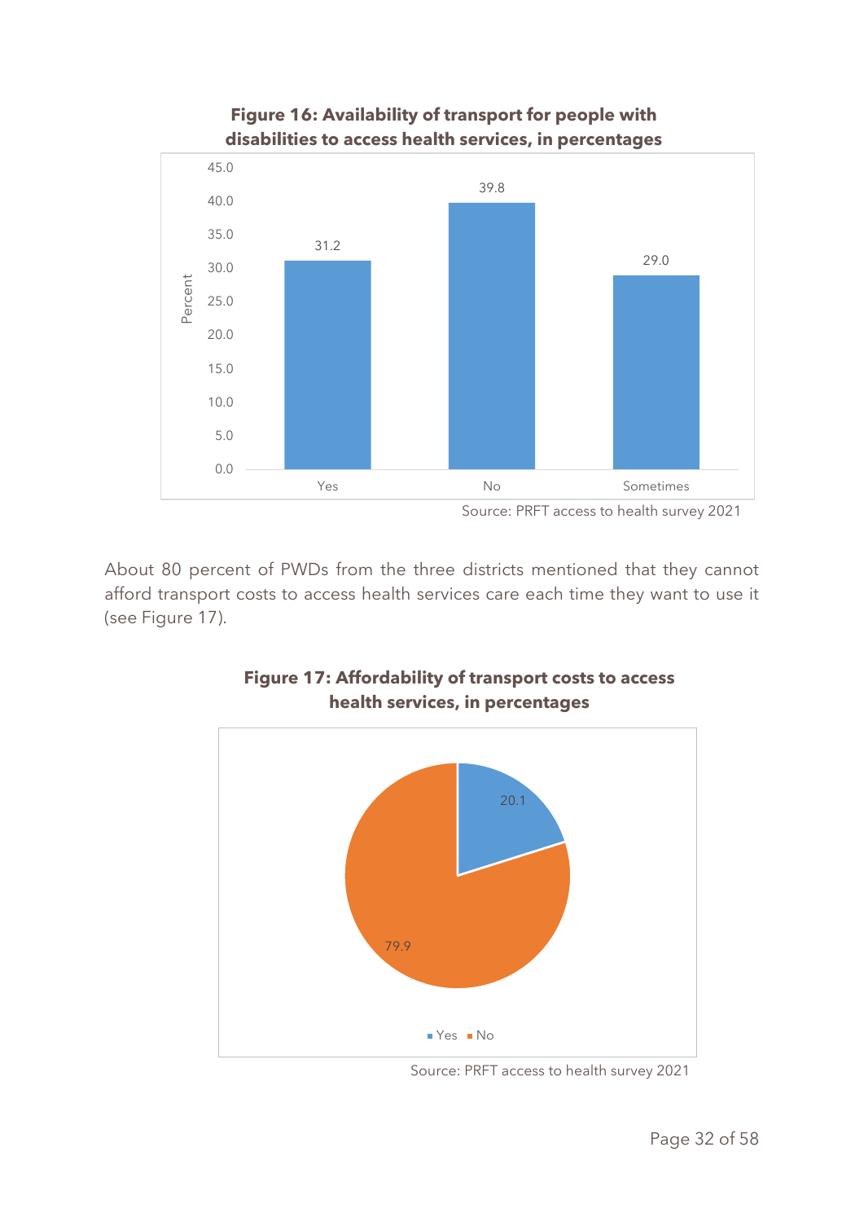**Figure 16: Availability of transport for people with disabilities to access health services, in percentages**

| | Percent |
|---|---|
| Yes | 31.2 |
| No | 39.8 |
| Sometimes | 29.0 |

Source: PRFT access to health survey 2021

About 80 percent of PWDs from the three districts mentioned that they cannot afford transport costs to access health services care each time they want to use it (see Figure 17).

**Figure 17: Affordability of transport costs to access health services, in percentages**

| | Percent |
|---|---|
| Yes | 20.1 |
| No | 79.9 |

Source: PRFT access to health survey 2021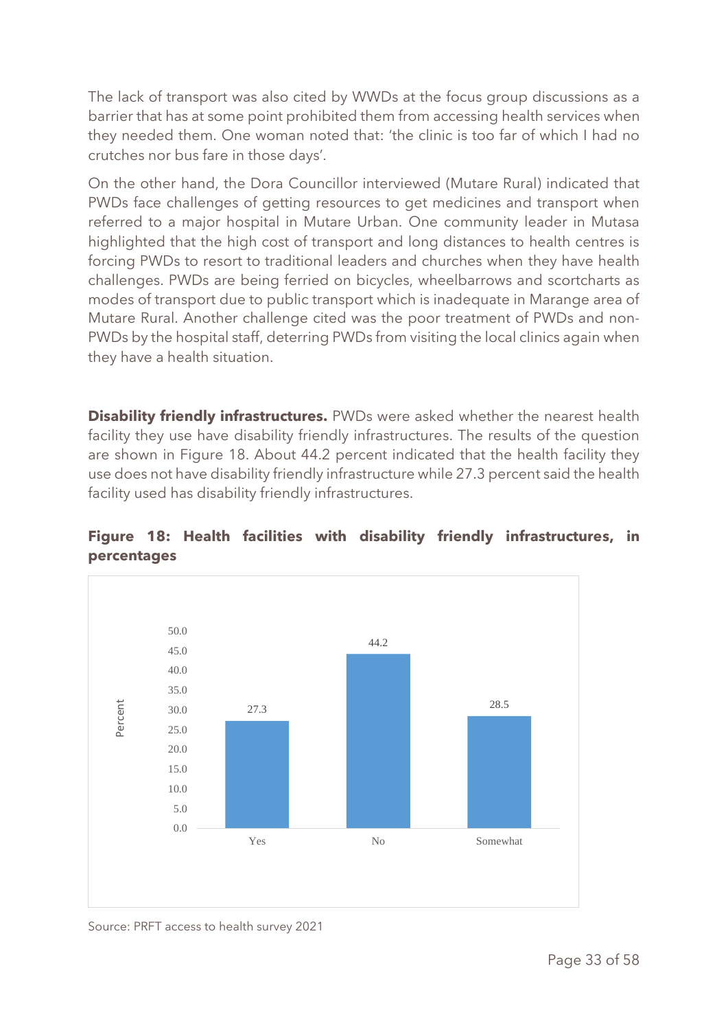The lack of transport was also cited by WWDs at the focus group discussions as a barrier that has at some point prohibited them from accessing health services when they needed them. One woman noted that: 'the clinic is too far of which I had no crutches nor bus fare in those days'.

On the other hand, the Dora Councillor interviewed (Mutare Rural) indicated that PWDs face challenges of getting resources to get medicines and transport when referred to a major hospital in Mutare Urban. One community leader in Mutasa highlighted that the high cost of transport and long distances to health centres is forcing PWDs to resort to traditional leaders and churches when they have health challenges. PWDs are being ferried on bicycles, wheelbarrows and scortcharts as modes of transport due to public transport which is inadequate in Marange area of Mutare Rural. Another challenge cited was the poor treatment of PWDs and non-PWDs by the hospital staff, deterring PWDs from visiting the local clinics again when they have a health situation.

**Disability friendly infrastructures.** PWDs were asked whether the nearest health facility they use have disability friendly infrastructures. The results of the question are shown in Figure 18. About 44.2 percent indicated that the health facility they use does not have disability friendly infrastructure while 27.3 percent said the health facility used has disability friendly infrastructures.

**Figure 18: Health facilities with disability friendly infrastructures, in percentages**

| Response | Percent |
| --- | --- |
| Yes | 27.3 |
| No | 44.2 |
| Somewhat | 28.5 |

Source: PRFT access to health survey 2021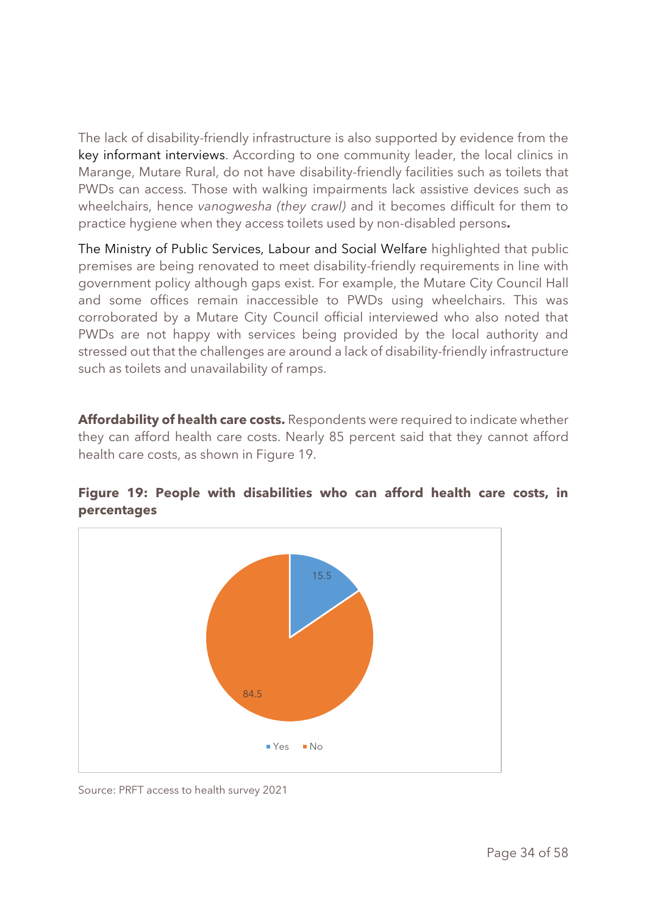The lack of disability-friendly infrastructure is also supported by evidence from the key informant interviews. According to one community leader, the local clinics in Marange, Mutare Rural, do not have disability-friendly facilities such as toilets that PWDs can access. Those with walking impairments lack assistive devices such as wheelchairs, hence *vanogwesha (they crawl)* and it becomes difficult for them to practice hygiene when they access toilets used by non-disabled persons**.**

The Ministry of Public Services, Labour and Social Welfare highlighted that public premises are being renovated to meet disability-friendly requirements in line with government policy although gaps exist. For example, the Mutare City Council Hall and some offices remain inaccessible to PWDs using wheelchairs. This was corroborated by a Mutare City Council official interviewed who also noted that PWDs are not happy with services being provided by the local authority and stressed out that the challenges are around a lack of disability-friendly infrastructure such as toilets and unavailability of ramps.

**Affordability of health care costs.** Respondents were required to indicate whether they can afford health care costs. Nearly 85 percent said that they cannot afford health care costs, as shown in Figure 19.

**Figure 19: People with disabilities who can afford health care costs, in percentages**

| Response | Percentage |
|---|---|
| Yes | 15.5 |
| No | 84.5 |

Source: PRFT access to health survey 2021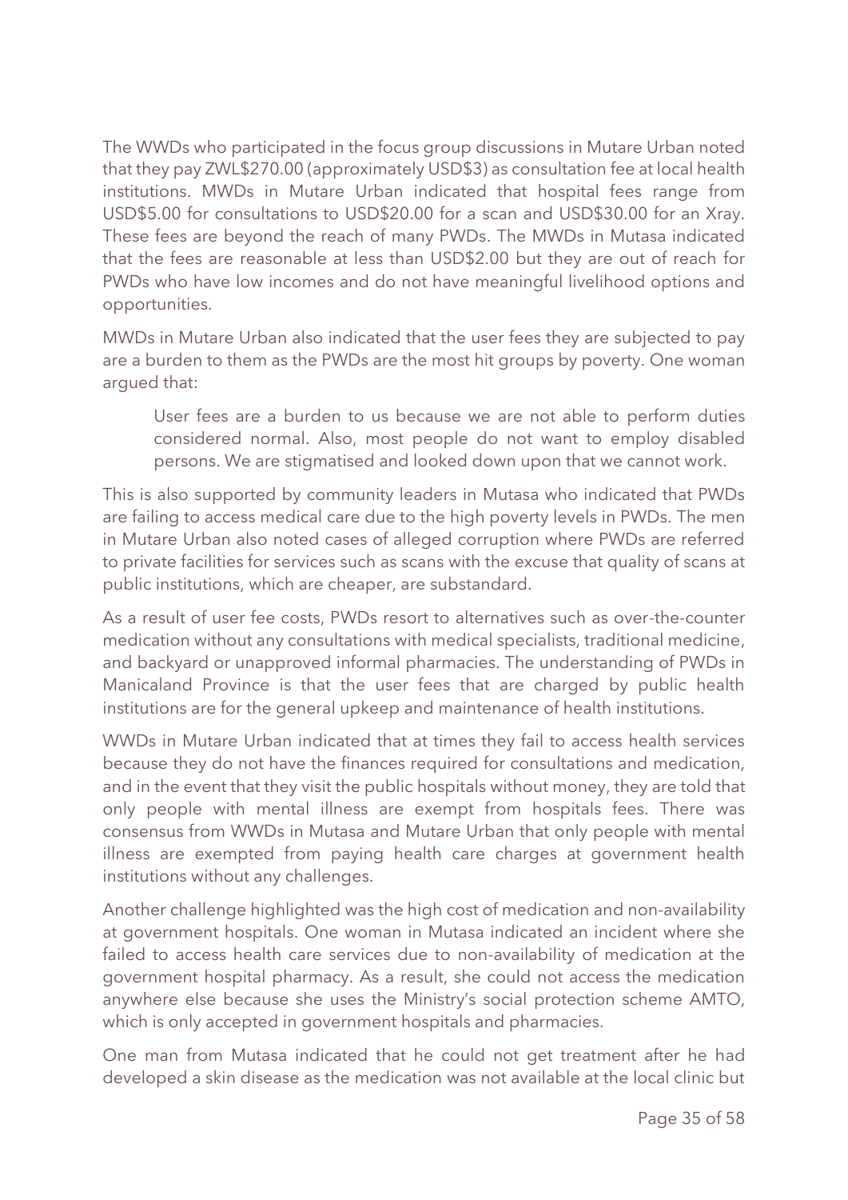The WWDs who participated in the focus group discussions in Mutare Urban noted that they pay ZWL$270.00 (approximately USD$3) as consultation fee at local health institutions. MWDs in Mutare Urban indicated that hospital fees range from USD$5.00 for consultations to USD$20.00 for a scan and USD$30.00 for an Xray. These fees are beyond the reach of many PWDs. The MWDs in Mutasa indicated that the fees are reasonable at less than USD$2.00 but they are out of reach for PWDs who have low incomes and do not have meaningful livelihood options and opportunities.

MWDs in Mutare Urban also indicated that the user fees they are subjected to pay are a burden to them as the PWDs are the most hit groups by poverty. One woman argued that:

> User fees are a burden to us because we are not able to perform duties considered normal. Also, most people do not want to employ disabled persons. We are stigmatised and looked down upon that we cannot work.

This is also supported by community leaders in Mutasa who indicated that PWDs are failing to access medical care due to the high poverty levels in PWDs. The men in Mutare Urban also noted cases of alleged corruption where PWDs are referred to private facilities for services such as scans with the excuse that quality of scans at public institutions, which are cheaper, are substandard.

As a result of user fee costs, PWDs resort to alternatives such as over-the-counter medication without any consultations with medical specialists, traditional medicine, and backyard or unapproved informal pharmacies. The understanding of PWDs in Manicaland Province is that the user fees that are charged by public health institutions are for the general upkeep and maintenance of health institutions.

WWDs in Mutare Urban indicated that at times they fail to access health services because they do not have the finances required for consultations and medication, and in the event that they visit the public hospitals without money, they are told that only people with mental illness are exempt from hospitals fees. There was consensus from WWDs in Mutasa and Mutare Urban that only people with mental illness are exempted from paying health care charges at government health institutions without any challenges.

Another challenge highlighted was the high cost of medication and non-availability at government hospitals. One woman in Mutasa indicated an incident where she failed to access health care services due to non-availability of medication at the government hospital pharmacy. As a result, she could not access the medication anywhere else because she uses the Ministry's social protection scheme AMTO, which is only accepted in government hospitals and pharmacies.

One man from Mutasa indicated that he could not get treatment after he had developed a skin disease as the medication was not available at the local clinic but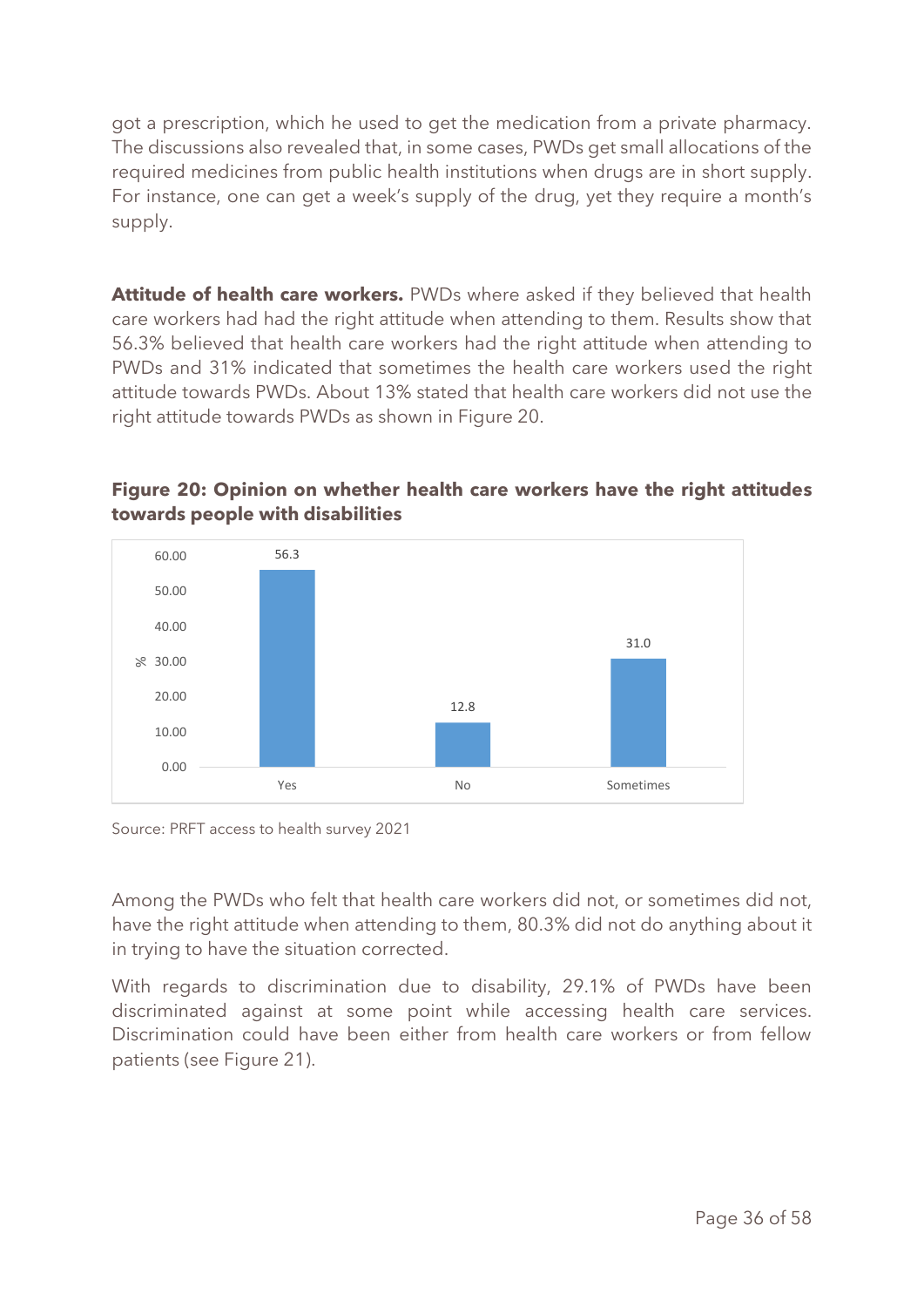got a prescription, which he used to get the medication from a private pharmacy. The discussions also revealed that, in some cases, PWDs get small allocations of the required medicines from public health institutions when drugs are in short supply. For instance, one can get a week's supply of the drug, yet they require a month's supply.

**Attitude of health care workers.** PWDs where asked if they believed that health care workers had had the right attitude when attending to them. Results show that 56.3% believed that health care workers had the right attitude when attending to PWDs and 31% indicated that sometimes the health care workers used the right attitude towards PWDs. About 13% stated that health care workers did not use the right attitude towards PWDs as shown in Figure 20.

**Figure 20: Opinion on whether health care workers have the right attitudes towards people with disabilities**

| | % |
|---|---|
| Yes | 56.3 |
| No | 12.8 |
| Sometimes | 31.0 |

Source: PRFT access to health survey 2021

Among the PWDs who felt that health care workers did not, or sometimes did not, have the right attitude when attending to them, 80.3% did not do anything about it in trying to have the situation corrected.

With regards to discrimination due to disability, 29.1% of PWDs have been discriminated against at some point while accessing health care services. Discrimination could have been either from health care workers or from fellow patients (see Figure 21).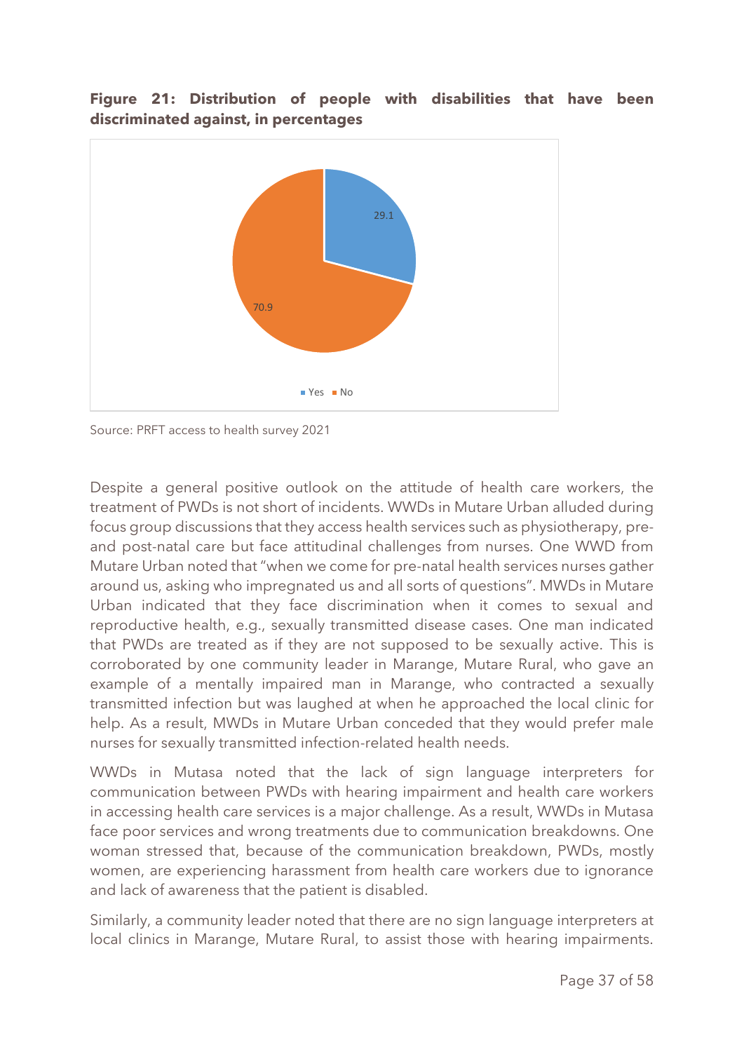**Figure 21: Distribution of people with disabilities that have been discriminated against, in percentages**

Source: PRFT access to health survey 2021

Despite a general positive outlook on the attitude of health care workers, the treatment of PWDs is not short of incidents. WWDs in Mutare Urban alluded during focus group discussions that they access health services such as physiotherapy, pre- and post-natal care but face attitudinal challenges from nurses. One WWD from Mutare Urban noted that "when we come for pre-natal health services nurses gather around us, asking who impregnated us and all sorts of questions". MWDs in Mutare Urban indicated that they face discrimination when it comes to sexual and reproductive health, e.g., sexually transmitted disease cases. One man indicated that PWDs are treated as if they are not supposed to be sexually active. This is corroborated by one community leader in Marange, Mutare Rural, who gave an example of a mentally impaired man in Marange, who contracted a sexually transmitted infection but was laughed at when he approached the local clinic for help. As a result, MWDs in Mutare Urban conceded that they would prefer male nurses for sexually transmitted infection-related health needs.

WWDs in Mutasa noted that the lack of sign language interpreters for communication between PWDs with hearing impairment and health care workers in accessing health care services is a major challenge. As a result, WWDs in Mutasa face poor services and wrong treatments due to communication breakdowns. One woman stressed that, because of the communication breakdown, PWDs, mostly women, are experiencing harassment from health care workers due to ignorance and lack of awareness that the patient is disabled.

Similarly, a community leader noted that there are no sign language interpreters at local clinics in Marange, Mutare Rural, to assist those with hearing impairments.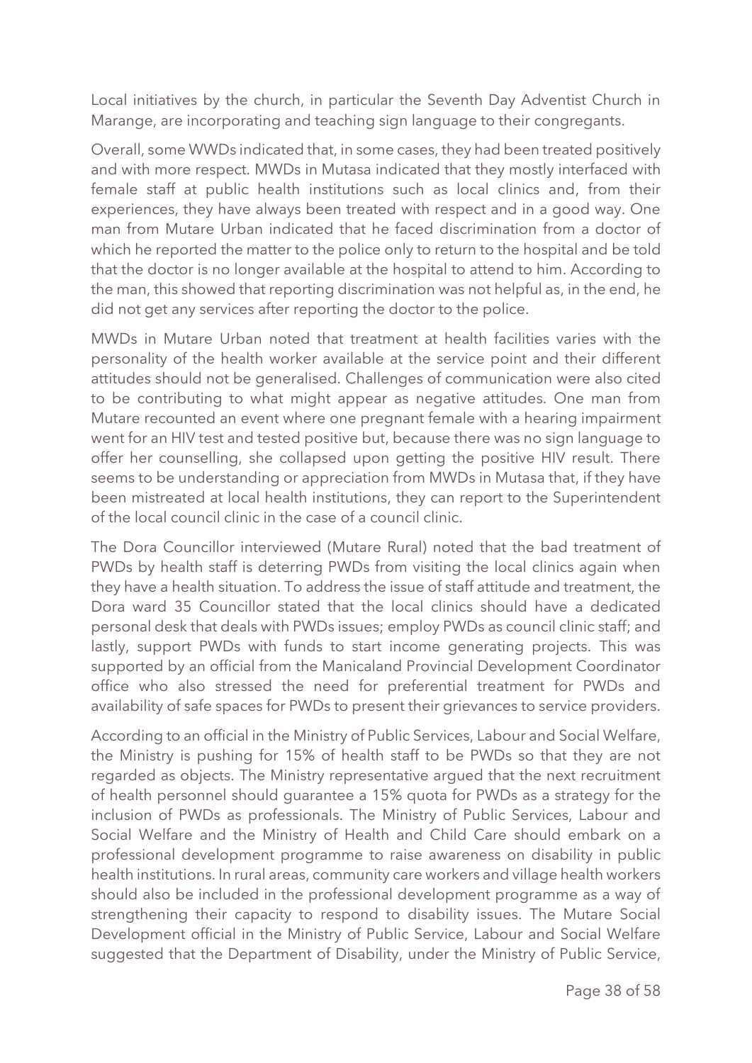Local initiatives by the church, in particular the Seventh Day Adventist Church in Marange, are incorporating and teaching sign language to their congregants.

Overall, some WWDs indicated that, in some cases, they had been treated positively and with more respect. MWDs in Mutasa indicated that they mostly interfaced with female staff at public health institutions such as local clinics and, from their experiences, they have always been treated with respect and in a good way. One man from Mutare Urban indicated that he faced discrimination from a doctor of which he reported the matter to the police only to return to the hospital and be told that the doctor is no longer available at the hospital to attend to him. According to the man, this showed that reporting discrimination was not helpful as, in the end, he did not get any services after reporting the doctor to the police.

MWDs in Mutare Urban noted that treatment at health facilities varies with the personality of the health worker available at the service point and their different attitudes should not be generalised. Challenges of communication were also cited to be contributing to what might appear as negative attitudes. One man from Mutare recounted an event where one pregnant female with a hearing impairment went for an HIV test and tested positive but, because there was no sign language to offer her counselling, she collapsed upon getting the positive HIV result. There seems to be understanding or appreciation from MWDs in Mutasa that, if they have been mistreated at local health institutions, they can report to the Superintendent of the local council clinic in the case of a council clinic.

The Dora Councillor interviewed (Mutare Rural) noted that the bad treatment of PWDs by health staff is deterring PWDs from visiting the local clinics again when they have a health situation. To address the issue of staff attitude and treatment, the Dora ward 35 Councillor stated that the local clinics should have a dedicated personal desk that deals with PWDs issues; employ PWDs as council clinic staff; and lastly, support PWDs with funds to start income generating projects. This was supported by an official from the Manicaland Provincial Development Coordinator office who also stressed the need for preferential treatment for PWDs and availability of safe spaces for PWDs to present their grievances to service providers.

According to an official in the Ministry of Public Services, Labour and Social Welfare, the Ministry is pushing for 15% of health staff to be PWDs so that they are not regarded as objects. The Ministry representative argued that the next recruitment of health personnel should guarantee a 15% quota for PWDs as a strategy for the inclusion of PWDs as professionals. The Ministry of Public Services, Labour and Social Welfare and the Ministry of Health and Child Care should embark on a professional development programme to raise awareness on disability in public health institutions. In rural areas, community care workers and village health workers should also be included in the professional development programme as a way of strengthening their capacity to respond to disability issues. The Mutare Social Development official in the Ministry of Public Service, Labour and Social Welfare suggested that the Department of Disability, under the Ministry of Public Service,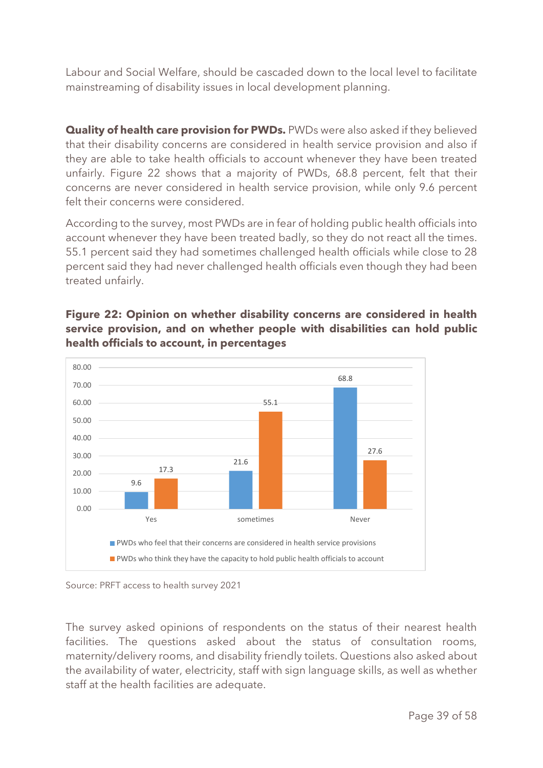Labour and Social Welfare, should be cascaded down to the local level to facilitate mainstreaming of disability issues in local development planning.

**Quality of health care provision for PWDs.** PWDs were also asked if they believed that their disability concerns are considered in health service provision and also if they are able to take health officials to account whenever they have been treated unfairly. Figure 22 shows that a majority of PWDs, 68.8 percent, felt that their concerns are never considered in health service provision, while only 9.6 percent felt their concerns were considered.

According to the survey, most PWDs are in fear of holding public health officials into account whenever they have been treated badly, so they do not react all the times. 55.1 percent said they had sometimes challenged health officials while close to 28 percent said they had never challenged health officials even though they had been treated unfairly.

**Figure 22: Opinion on whether disability concerns are considered in health service provision, and on whether people with disabilities can hold public health officials to account, in percentages**

| | Yes | sometimes | Never |
|---|---|---|---|
| PWDs who feel that their concerns are considered in health service provisions | 9.6 | 21.6 | 68.8 |
| PWDs who think they have the capacity to hold public health officials to account | 17.3 | 55.1 | 27.6 |

Source: PRFT access to health survey 2021

The survey asked opinions of respondents on the status of their nearest health facilities. The questions asked about the status of consultation rooms, maternity/delivery rooms, and disability friendly toilets. Questions also asked about the availability of water, electricity, staff with sign language skills, as well as whether staff at the health facilities are adequate.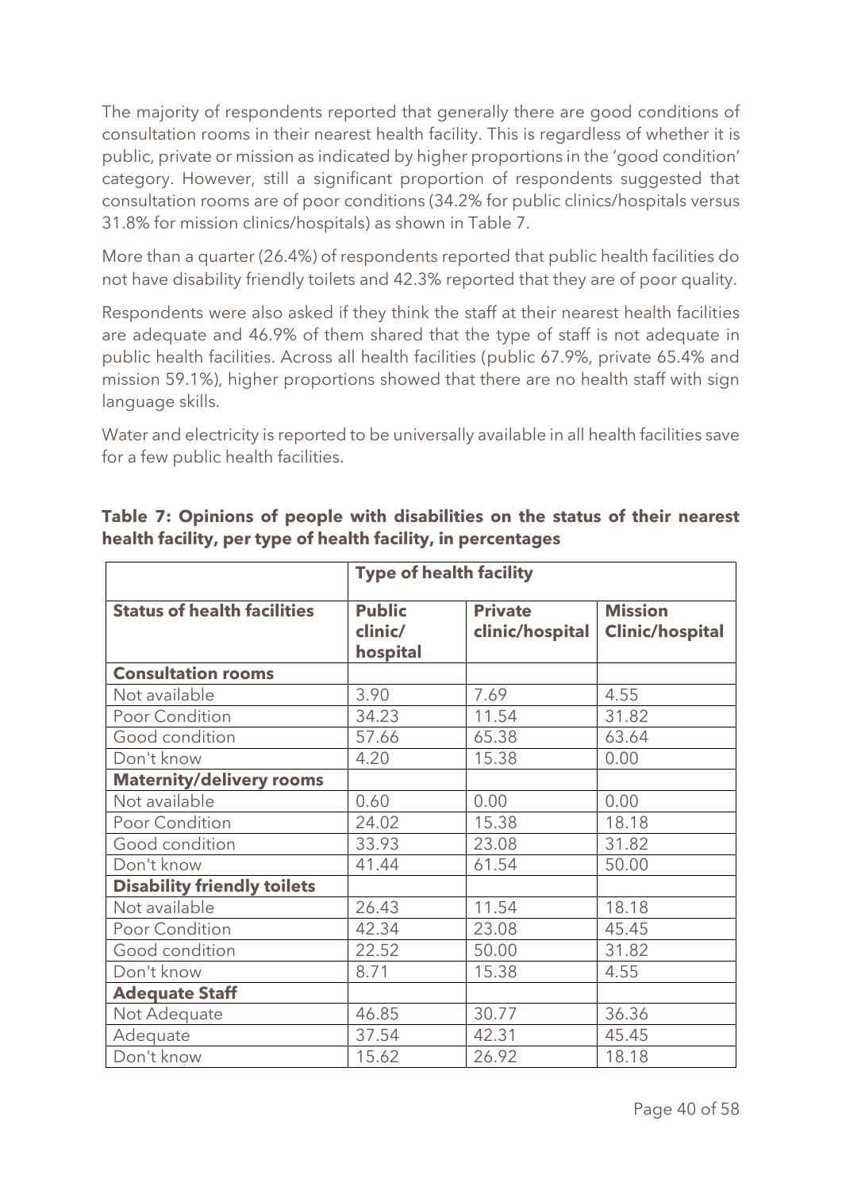The majority of respondents reported that generally there are good conditions of consultation rooms in their nearest health facility. This is regardless of whether it is public, private or mission as indicated by higher proportions in the 'good condition' category. However, still a significant proportion of respondents suggested that consultation rooms are of poor conditions (34.2% for public clinics/hospitals versus 31.8% for mission clinics/hospitals) as shown in Table 7.

More than a quarter (26.4%) of respondents reported that public health facilities do not have disability friendly toilets and 42.3% reported that they are of poor quality.

Respondents were also asked if they think the staff at their nearest health facilities are adequate and 46.9% of them shared that the type of staff is not adequate in public health facilities. Across all health facilities (public 67.9%, private 65.4% and mission 59.1%), higher proportions showed that there are no health staff with sign language skills.

Water and electricity is reported to be universally available in all health facilities save for a few public health facilities.

**Table 7: Opinions of people with disabilities on the status of their nearest health facility, per type of health facility, in percentages**

| | **Type of health facility** | | |
|---|---|---|---|
| **Status of health facilities** | **Public clinic/ hospital** | **Private clinic/hospital** | **Mission Clinic/hospital** |
| **Consultation rooms** | | | |
| Not available | 3.90 | 7.69 | 4.55 |
| Poor Condition | 34.23 | 11.54 | 31.82 |
| Good condition | 57.66 | 65.38 | 63.64 |
| Don't know | 4.20 | 15.38 | 0.00 |
| **Maternity/delivery rooms** | | | |
| Not available | 0.60 | 0.00 | 0.00 |
| Poor Condition | 24.02 | 15.38 | 18.18 |
| Good condition | 33.93 | 23.08 | 31.82 |
| Don't know | 41.44 | 61.54 | 50.00 |
| **Disability friendly toilets** | | | |
| Not available | 26.43 | 11.54 | 18.18 |
| Poor Condition | 42.34 | 23.08 | 45.45 |
| Good condition | 22.52 | 50.00 | 31.82 |
| Don't know | 8.71 | 15.38 | 4.55 |
| **Adequate Staff** | | | |
| Not Adequate | 46.85 | 30.77 | 36.36 |
| Adequate | 37.54 | 42.31 | 45.45 |
| Don't know | 15.62 | 26.92 | 18.18 |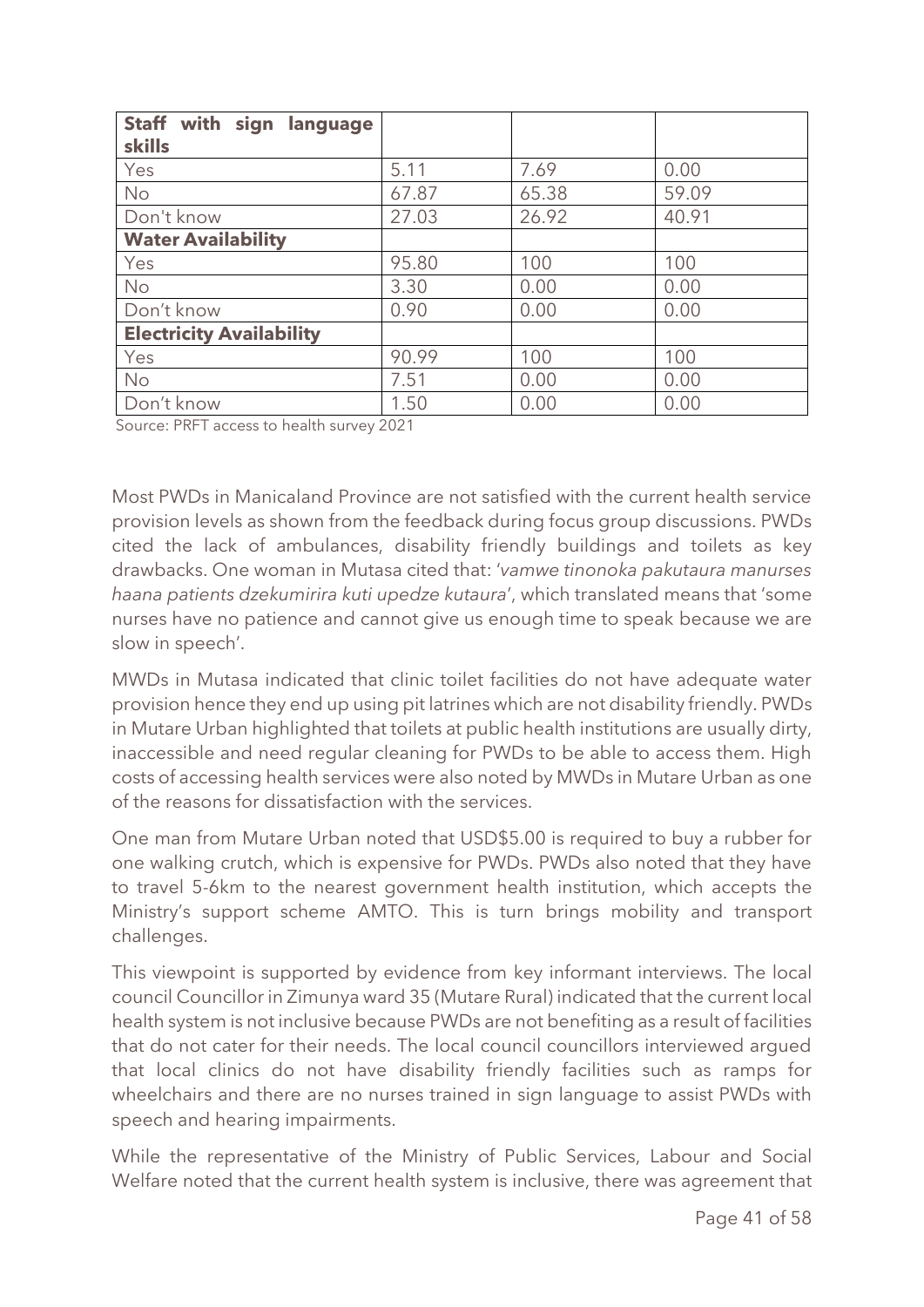| **Staff with sign language skills** | | | |
|---|---|---|---|
| Yes | 5.11 | 7.69 | 0.00 |
| No | 67.87 | 65.38 | 59.09 |
| Don't know | 27.03 | 26.92 | 40.91 |
| **Water Availability** | | | |
| Yes | 95.80 | 100 | 100 |
| No | 3.30 | 0.00 | 0.00 |
| Don't know | 0.90 | 0.00 | 0.00 |
| **Electricity Availability** | | | |
| Yes | 90.99 | 100 | 100 |
| No | 7.51 | 0.00 | 0.00 |
| Don't know | 1.50 | 0.00 | 0.00 |

Source: PRFT access to health survey 2021

Most PWDs in Manicaland Province are not satisfied with the current health service provision levels as shown from the feedback during focus group discussions. PWDs cited the lack of ambulances, disability friendly buildings and toilets as key drawbacks. One woman in Mutasa cited that: '*vamwe tinonoka pakutaura manurses haana patients dzekumirira kuti upedze kutaura*', which translated means that 'some nurses have no patience and cannot give us enough time to speak because we are slow in speech'.

MWDs in Mutasa indicated that clinic toilet facilities do not have adequate water provision hence they end up using pit latrines which are not disability friendly. PWDs in Mutare Urban highlighted that toilets at public health institutions are usually dirty, inaccessible and need regular cleaning for PWDs to be able to access them. High costs of accessing health services were also noted by MWDs in Mutare Urban as one of the reasons for dissatisfaction with the services.

One man from Mutare Urban noted that USD$5.00 is required to buy a rubber for one walking crutch, which is expensive for PWDs. PWDs also noted that they have to travel 5-6km to the nearest government health institution, which accepts the Ministry's support scheme AMTO. This is turn brings mobility and transport challenges.

This viewpoint is supported by evidence from key informant interviews. The local council Councillor in Zimunya ward 35 (Mutare Rural) indicated that the current local health system is not inclusive because PWDs are not benefiting as a result of facilities that do not cater for their needs. The local council councillors interviewed argued that local clinics do not have disability friendly facilities such as ramps for wheelchairs and there are no nurses trained in sign language to assist PWDs with speech and hearing impairments.

While the representative of the Ministry of Public Services, Labour and Social Welfare noted that the current health system is inclusive, there was agreement that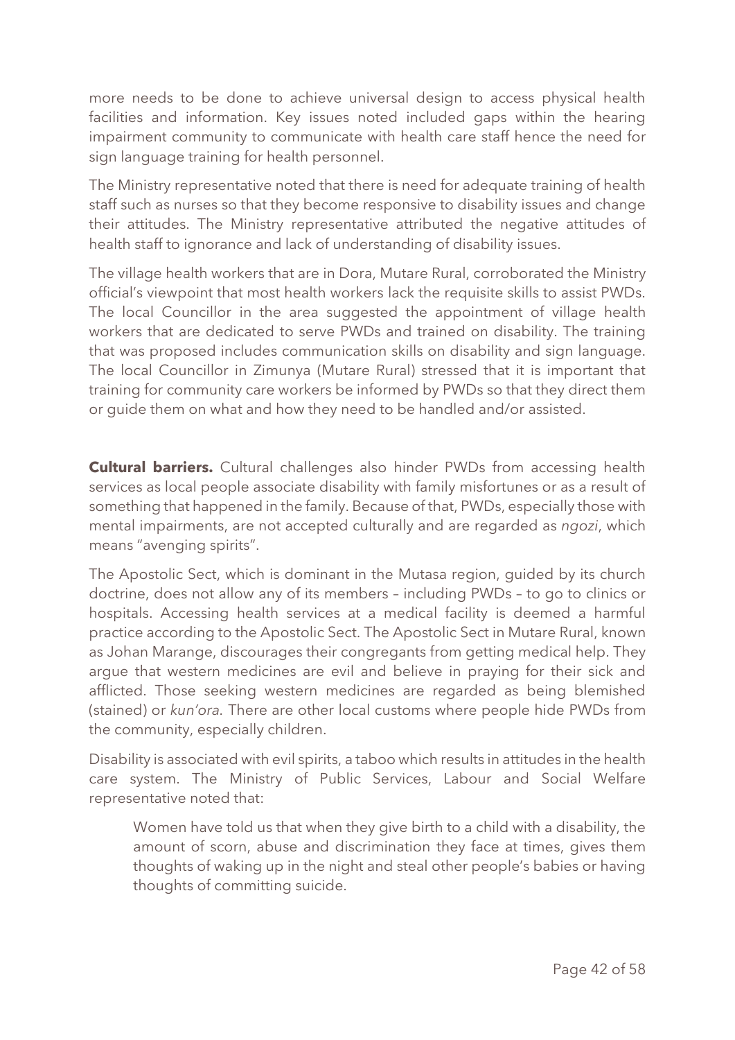more needs to be done to achieve universal design to access physical health facilities and information. Key issues noted included gaps within the hearing impairment community to communicate with health care staff hence the need for sign language training for health personnel.

The Ministry representative noted that there is need for adequate training of health staff such as nurses so that they become responsive to disability issues and change their attitudes. The Ministry representative attributed the negative attitudes of health staff to ignorance and lack of understanding of disability issues.

The village health workers that are in Dora, Mutare Rural, corroborated the Ministry official's viewpoint that most health workers lack the requisite skills to assist PWDs. The local Councillor in the area suggested the appointment of village health workers that are dedicated to serve PWDs and trained on disability. The training that was proposed includes communication skills on disability and sign language. The local Councillor in Zimunya (Mutare Rural) stressed that it is important that training for community care workers be informed by PWDs so that they direct them or guide them on what and how they need to be handled and/or assisted.

**Cultural barriers.** Cultural challenges also hinder PWDs from accessing health services as local people associate disability with family misfortunes or as a result of something that happened in the family. Because of that, PWDs, especially those with mental impairments, are not accepted culturally and are regarded as *ngozi*, which means "avenging spirits".

The Apostolic Sect, which is dominant in the Mutasa region, guided by its church doctrine, does not allow any of its members – including PWDs – to go to clinics or hospitals. Accessing health services at a medical facility is deemed a harmful practice according to the Apostolic Sect. The Apostolic Sect in Mutare Rural, known as Johan Marange, discourages their congregants from getting medical help. They argue that western medicines are evil and believe in praying for their sick and afflicted. Those seeking western medicines are regarded as being blemished (stained) or *kun'ora*. There are other local customs where people hide PWDs from the community, especially children.

Disability is associated with evil spirits, a taboo which results in attitudes in the health care system. The Ministry of Public Services, Labour and Social Welfare representative noted that:

> Women have told us that when they give birth to a child with a disability, the amount of scorn, abuse and discrimination they face at times, gives them thoughts of waking up in the night and steal other people's babies or having thoughts of committing suicide.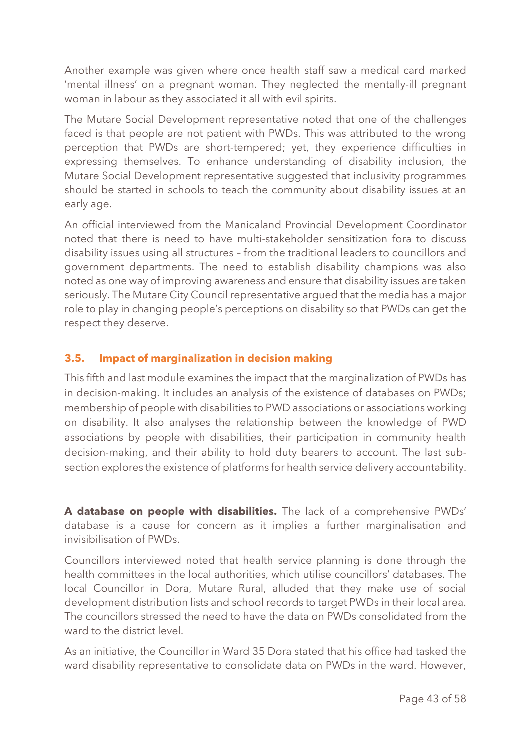Another example was given where once health staff saw a medical card marked 'mental illness' on a pregnant woman. They neglected the mentally-ill pregnant woman in labour as they associated it all with evil spirits.

The Mutare Social Development representative noted that one of the challenges faced is that people are not patient with PWDs. This was attributed to the wrong perception that PWDs are short-tempered; yet, they experience difficulties in expressing themselves. To enhance understanding of disability inclusion, the Mutare Social Development representative suggested that inclusivity programmes should be started in schools to teach the community about disability issues at an early age.

An official interviewed from the Manicaland Provincial Development Coordinator noted that there is need to have multi-stakeholder sensitization fora to discuss disability issues using all structures – from the traditional leaders to councillors and government departments. The need to establish disability champions was also noted as one way of improving awareness and ensure that disability issues are taken seriously. The Mutare City Council representative argued that the media has a major role to play in changing people's perceptions on disability so that PWDs can get the respect they deserve.

### 3.5. Impact of marginalization in decision making

This fifth and last module examines the impact that the marginalization of PWDs has in decision-making. It includes an analysis of the existence of databases on PWDs; membership of people with disabilities to PWD associations or associations working on disability. It also analyses the relationship between the knowledge of PWD associations by people with disabilities, their participation in community health decision-making, and their ability to hold duty bearers to account. The last sub-section explores the existence of platforms for health service delivery accountability.

**A database on people with disabilities.** The lack of a comprehensive PWDs' database is a cause for concern as it implies a further marginalisation and invisibilisation of PWDs.

Councillors interviewed noted that health service planning is done through the health committees in the local authorities, which utilise councillors' databases. The local Councillor in Dora, Mutare Rural, alluded that they make use of social development distribution lists and school records to target PWDs in their local area. The councillors stressed the need to have the data on PWDs consolidated from the ward to the district level.

As an initiative, the Councillor in Ward 35 Dora stated that his office had tasked the ward disability representative to consolidate data on PWDs in the ward. However,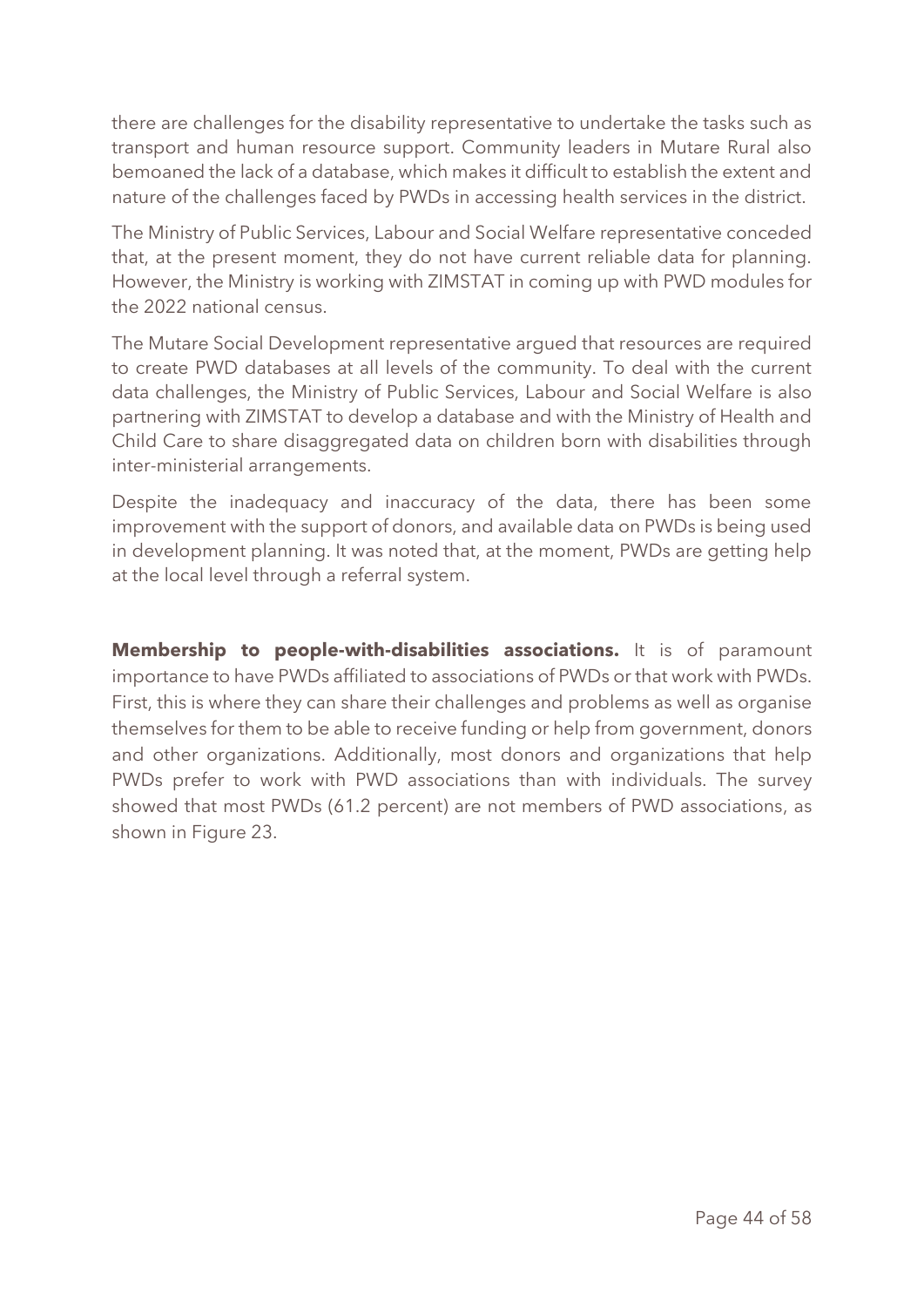there are challenges for the disability representative to undertake the tasks such as transport and human resource support. Community leaders in Mutare Rural also bemoaned the lack of a database, which makes it difficult to establish the extent and nature of the challenges faced by PWDs in accessing health services in the district.

The Ministry of Public Services, Labour and Social Welfare representative conceded that, at the present moment, they do not have current reliable data for planning. However, the Ministry is working with ZIMSTAT in coming up with PWD modules for the 2022 national census.

The Mutare Social Development representative argued that resources are required to create PWD databases at all levels of the community. To deal with the current data challenges, the Ministry of Public Services, Labour and Social Welfare is also partnering with ZIMSTAT to develop a database and with the Ministry of Health and Child Care to share disaggregated data on children born with disabilities through inter-ministerial arrangements.

Despite the inadequacy and inaccuracy of the data, there has been some improvement with the support of donors, and available data on PWDs is being used in development planning. It was noted that, at the moment, PWDs are getting help at the local level through a referral system.

**Membership to people-with-disabilities associations.** It is of paramount importance to have PWDs affiliated to associations of PWDs or that work with PWDs. First, this is where they can share their challenges and problems as well as organise themselves for them to be able to receive funding or help from government, donors and other organizations. Additionally, most donors and organizations that help PWDs prefer to work with PWD associations than with individuals. The survey showed that most PWDs (61.2 percent) are not members of PWD associations, as shown in Figure 23.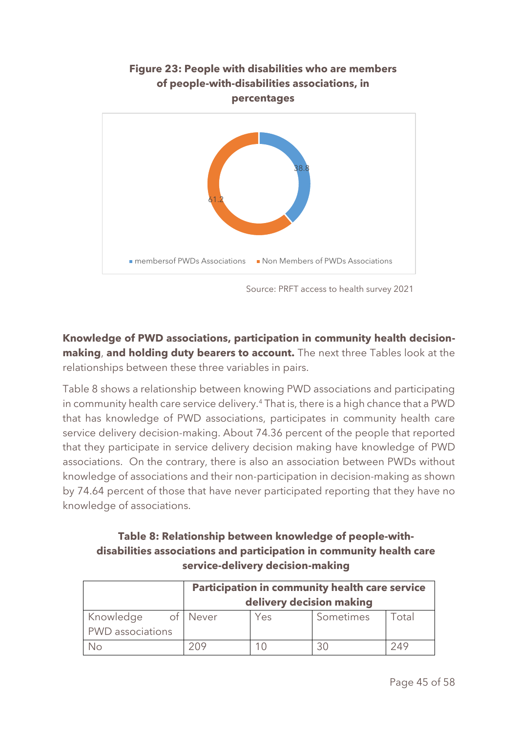**Figure 23: People with disabilities who are members of people-with-disabilities associations, in percentages**

Source: PRFT access to health survey 2021

**Knowledge of PWD associations, participation in community health decision-making, and holding duty bearers to account.** The next three Tables look at the relationships between these three variables in pairs.

Table 8 shows a relationship between knowing PWD associations and participating in community health care service delivery.[4] That is, there is a high chance that a PWD that has knowledge of PWD associations, participates in community health care service delivery decision-making. About 74.36 percent of the people that reported that they participate in service delivery decision making have knowledge of PWD associations. On the contrary, there is also an association between PWDs without knowledge of associations and their non-participation in decision-making as shown by 74.64 percent of those that have never participated reporting that they have no knowledge of associations.

**Table 8: Relationship between knowledge of people-with-disabilities associations and participation in community health care service-delivery decision-making**

| | **Participation in community health care service delivery decision making** | | | |
|---|---|---|---|---|
| Knowledge of PWD associations | Never | Yes | Sometimes | Total |
| No | 209 | 10 | 30 | 249 |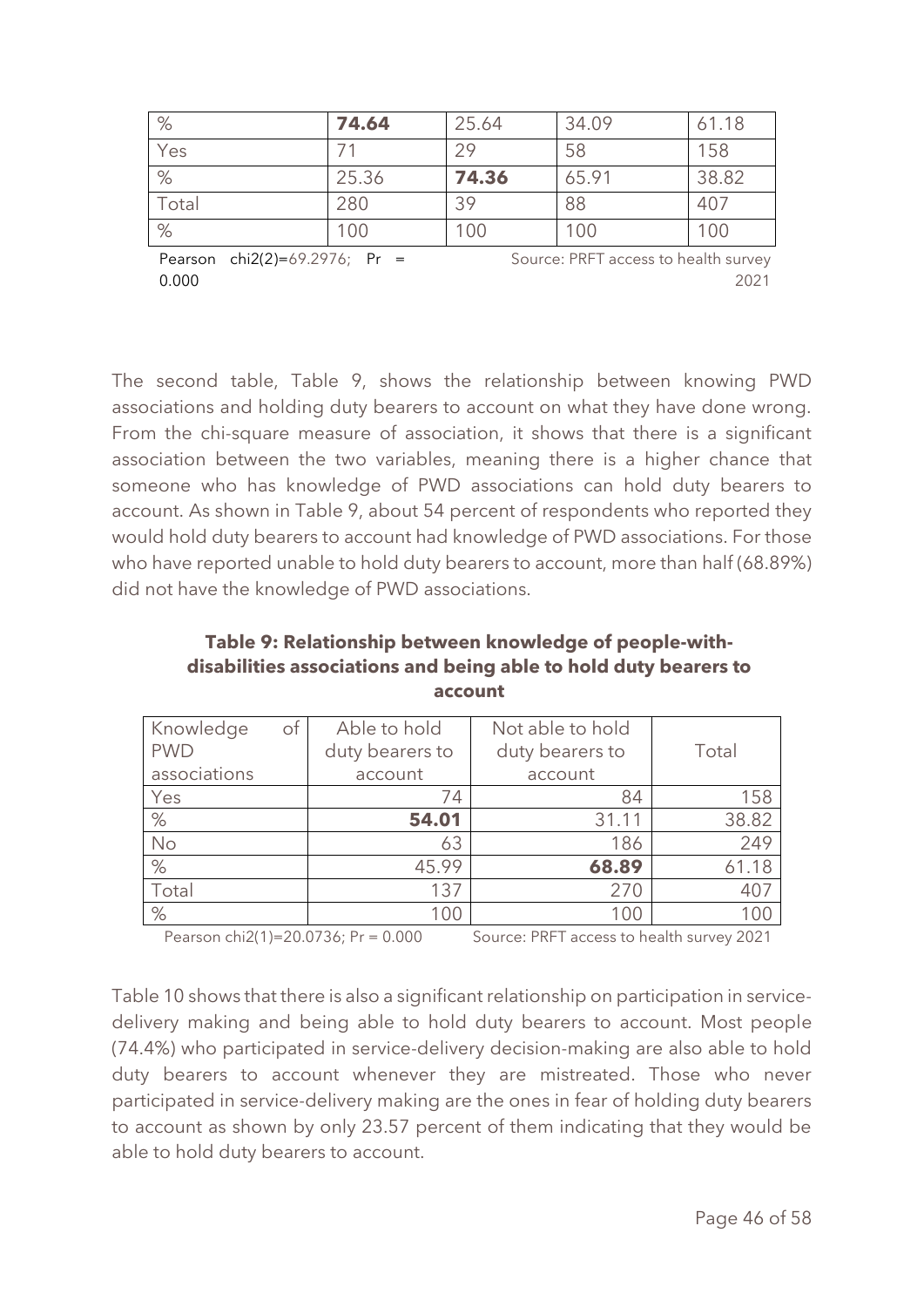| % | **74.64** | 25.64 | 34.09 | 61.18 |
|---|---|---|---|---|
| Yes | 71 | 29 | 58 | 158 |
| % | 25.36 | **74.36** | 65.91 | 38.82 |
| Total | 280 | 39 | 88 | 407 |
| % | 100 | 100 | 100 | 100 |

Pearson chi2(2)=69.2976; Pr = 0.000 Source: PRFT access to health survey 2021

The second table, Table 9, shows the relationship between knowing PWD associations and holding duty bearers to account on what they have done wrong. From the chi-square measure of association, it shows that there is a significant association between the two variables, meaning there is a higher chance that someone who has knowledge of PWD associations can hold duty bearers to account. As shown in Table 9, about 54 percent of respondents who reported they would hold duty bearers to account had knowledge of PWD associations. For those who have reported unable to hold duty bearers to account, more than half (68.89%) did not have the knowledge of PWD associations.

**Table 9: Relationship between knowledge of people-with-disabilities associations and being able to hold duty bearers to account**

| Knowledge of PWD associations | Able to hold duty bearers to account | Not able to hold duty bearers to account | Total |
|---|---|---|---|
| Yes | 74 | 84 | 158 |
| % | **54.01** | 31.11 | 38.82 |
| No | 63 | 186 | 249 |
| % | 45.99 | **68.89** | 61.18 |
| Total | 137 | 270 | 407 |
| % | 100 | 100 | 100 |

Pearson chi2(1)=20.0736; Pr = 0.000 Source: PRFT access to health survey 2021

Table 10 shows that there is also a significant relationship on participation in service-delivery making and being able to hold duty bearers to account. Most people (74.4%) who participated in service-delivery decision-making are also able to hold duty bearers to account whenever they are mistreated. Those who never participated in service-delivery making are the ones in fear of holding duty bearers to account as shown by only 23.57 percent of them indicating that they would be able to hold duty bearers to account.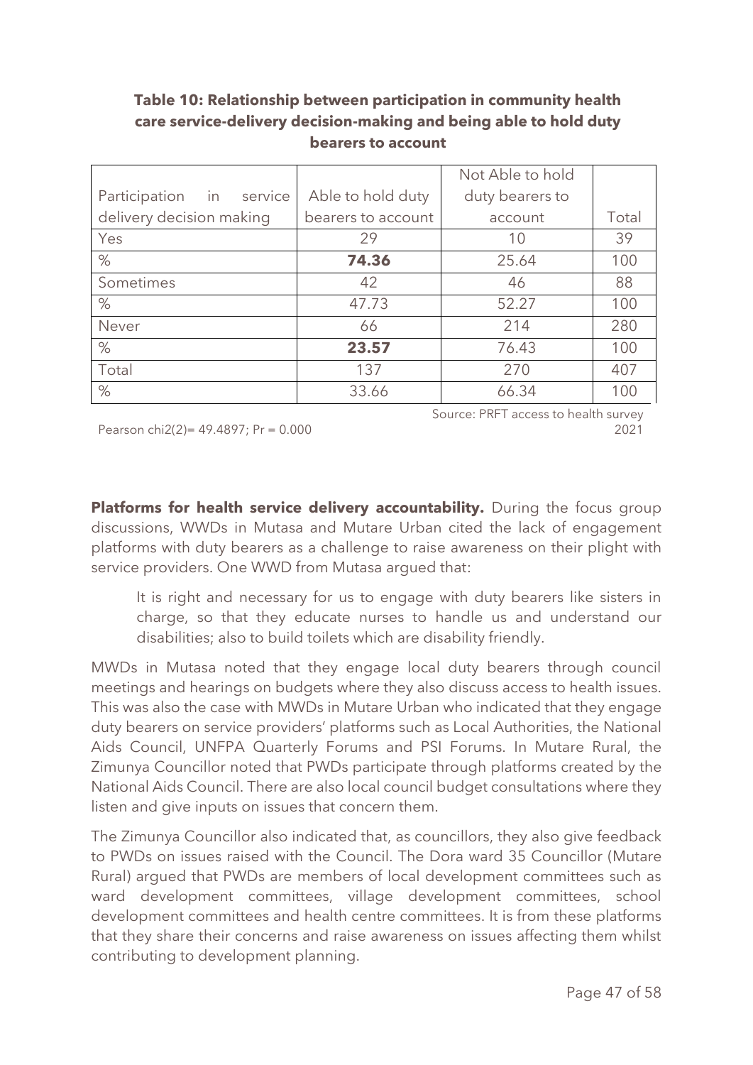**Table 10: Relationship between participation in community health care service-delivery decision-making and being able to hold duty bearers to account**

| Participation in service delivery decision making | Able to hold duty bearers to account | Not Able to hold duty bearers to account | Total |
|---|---|---|---|
| Yes | 29 | 10 | 39 |
| % | **74.36** | 25.64 | 100 |
| Sometimes | 42 | 46 | 88 |
| % | 47.73 | 52.27 | 100 |
| Never | 66 | 214 | 280 |
| % | **23.57** | 76.43 | 100 |
| Total | 137 | 270 | 407 |
| % | 33.66 | 66.34 | 100 |

Pearson chi2(2)= 49.4897; Pr = 0.000

Source: PRFT access to health survey 2021

**Platforms for health service delivery accountability.** During the focus group discussions, WWDs in Mutasa and Mutare Urban cited the lack of engagement platforms with duty bearers as a challenge to raise awareness on their plight with service providers. One WWD from Mutasa argued that:

> It is right and necessary for us to engage with duty bearers like sisters in charge, so that they educate nurses to handle us and understand our disabilities; also to build toilets which are disability friendly.

MWDs in Mutasa noted that they engage local duty bearers through council meetings and hearings on budgets where they also discuss access to health issues. This was also the case with MWDs in Mutare Urban who indicated that they engage duty bearers on service providers' platforms such as Local Authorities, the National Aids Council, UNFPA Quarterly Forums and PSI Forums. In Mutare Rural, the Zimunya Councillor noted that PWDs participate through platforms created by the National Aids Council. There are also local council budget consultations where they listen and give inputs on issues that concern them.

The Zimunya Councillor also indicated that, as councillors, they also give feedback to PWDs on issues raised with the Council. The Dora ward 35 Councillor (Mutare Rural) argued that PWDs are members of local development committees such as ward development committees, village development committees, school development committees and health centre committees. It is from these platforms that they share their concerns and raise awareness on issues affecting them whilst contributing to development planning.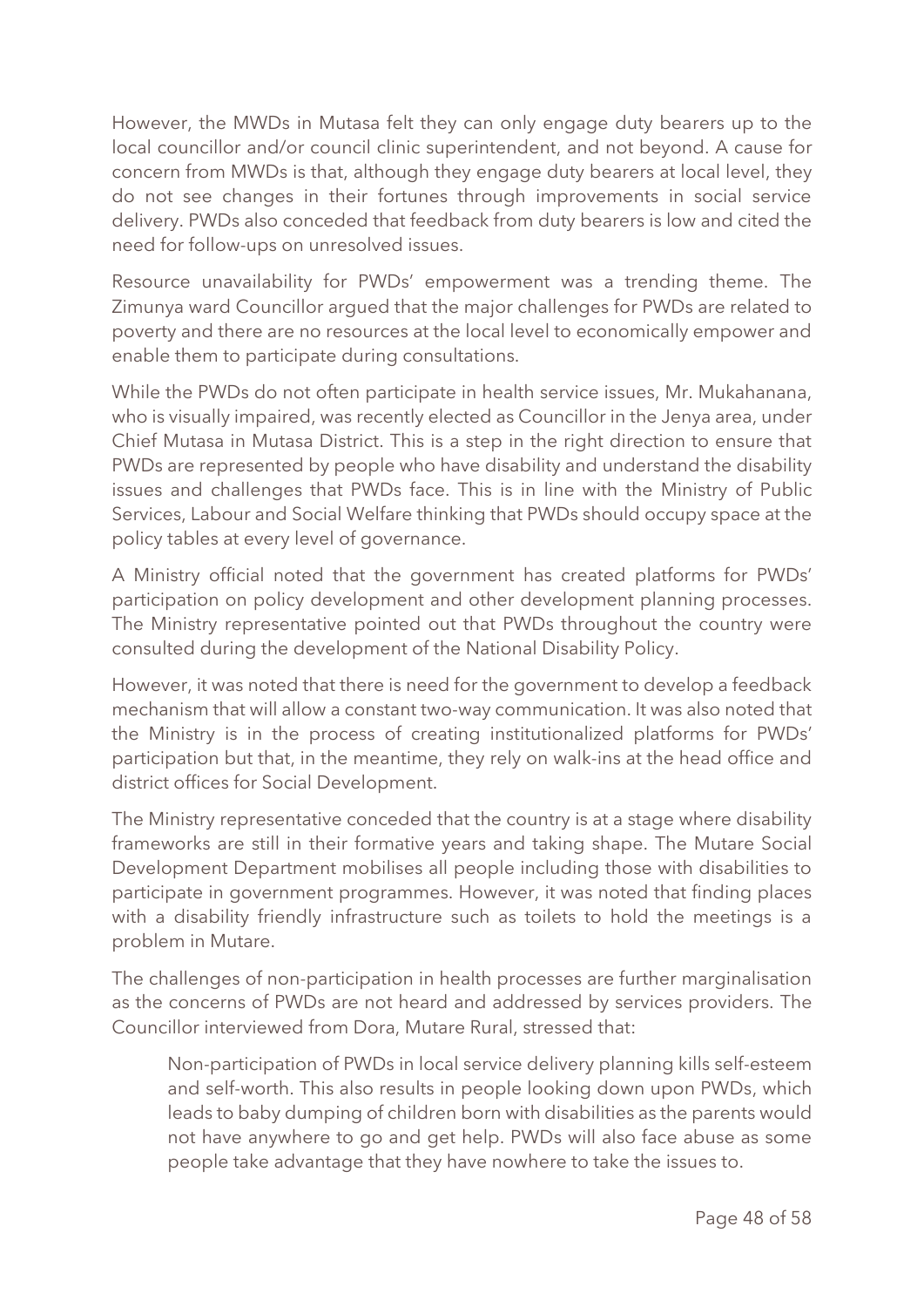However, the MWDs in Mutasa felt they can only engage duty bearers up to the local councillor and/or council clinic superintendent, and not beyond. A cause for concern from MWDs is that, although they engage duty bearers at local level, they do not see changes in their fortunes through improvements in social service delivery. PWDs also conceded that feedback from duty bearers is low and cited the need for follow-ups on unresolved issues.

Resource unavailability for PWDs' empowerment was a trending theme. The Zimunya ward Councillor argued that the major challenges for PWDs are related to poverty and there are no resources at the local level to economically empower and enable them to participate during consultations.

While the PWDs do not often participate in health service issues, Mr. Mukahanana, who is visually impaired, was recently elected as Councillor in the Jenya area, under Chief Mutasa in Mutasa District. This is a step in the right direction to ensure that PWDs are represented by people who have disability and understand the disability issues and challenges that PWDs face. This is in line with the Ministry of Public Services, Labour and Social Welfare thinking that PWDs should occupy space at the policy tables at every level of governance.

A Ministry official noted that the government has created platforms for PWDs' participation on policy development and other development planning processes. The Ministry representative pointed out that PWDs throughout the country were consulted during the development of the National Disability Policy.

However, it was noted that there is need for the government to develop a feedback mechanism that will allow a constant two-way communication. It was also noted that the Ministry is in the process of creating institutionalized platforms for PWDs' participation but that, in the meantime, they rely on walk-ins at the head office and district offices for Social Development.

The Ministry representative conceded that the country is at a stage where disability frameworks are still in their formative years and taking shape. The Mutare Social Development Department mobilises all people including those with disabilities to participate in government programmes. However, it was noted that finding places with a disability friendly infrastructure such as toilets to hold the meetings is a problem in Mutare.

The challenges of non-participation in health processes are further marginalisation as the concerns of PWDs are not heard and addressed by services providers. The Councillor interviewed from Dora, Mutare Rural, stressed that:

> Non-participation of PWDs in local service delivery planning kills self-esteem and self-worth. This also results in people looking down upon PWDs, which leads to baby dumping of children born with disabilities as the parents would not have anywhere to go and get help. PWDs will also face abuse as some people take advantage that they have nowhere to take the issues to.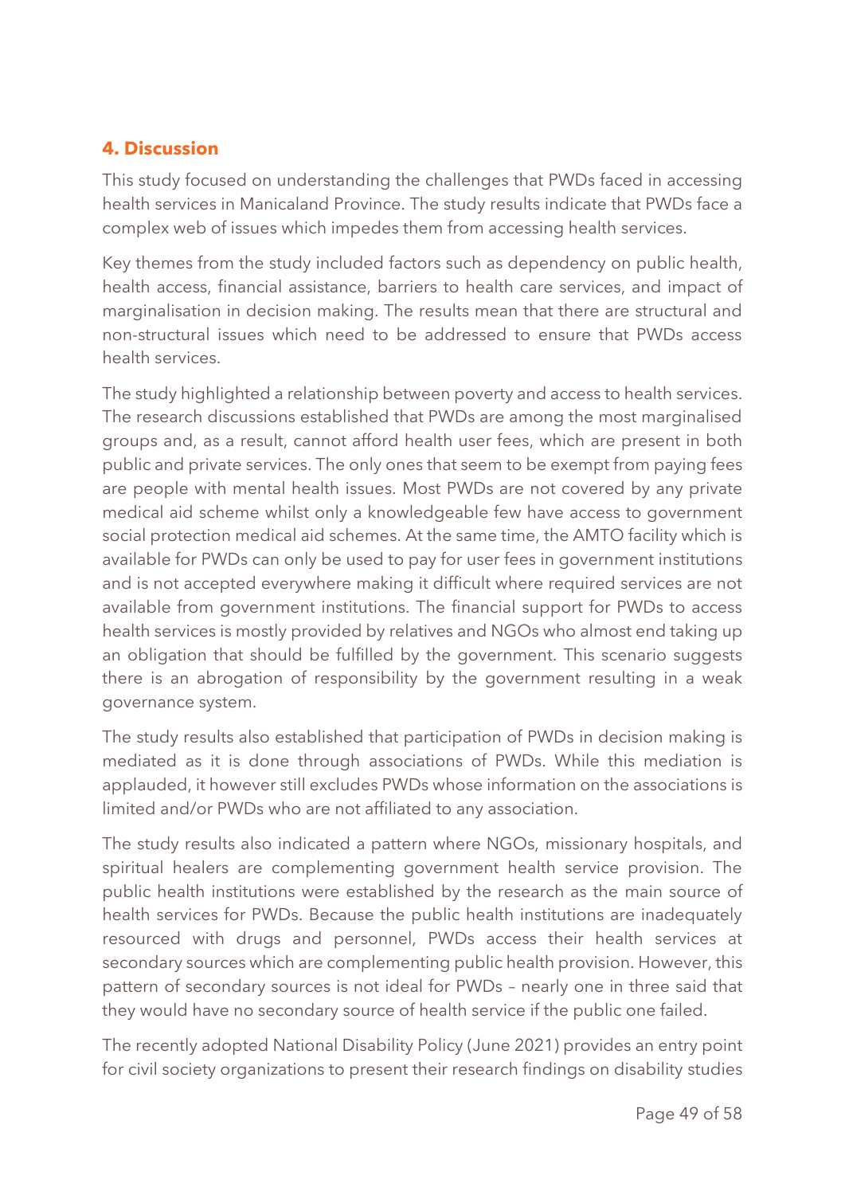## 4. Discussion

This study focused on understanding the challenges that PWDs faced in accessing health services in Manicaland Province. The study results indicate that PWDs face a complex web of issues which impedes them from accessing health services.

Key themes from the study included factors such as dependency on public health, health access, financial assistance, barriers to health care services, and impact of marginalisation in decision making. The results mean that there are structural and non-structural issues which need to be addressed to ensure that PWDs access health services.

The study highlighted a relationship between poverty and access to health services. The research discussions established that PWDs are among the most marginalised groups and, as a result, cannot afford health user fees, which are present in both public and private services. The only ones that seem to be exempt from paying fees are people with mental health issues. Most PWDs are not covered by any private medical aid scheme whilst only a knowledgeable few have access to government social protection medical aid schemes. At the same time, the AMTO facility which is available for PWDs can only be used to pay for user fees in government institutions and is not accepted everywhere making it difficult where required services are not available from government institutions. The financial support for PWDs to access health services is mostly provided by relatives and NGOs who almost end taking up an obligation that should be fulfilled by the government. This scenario suggests there is an abrogation of responsibility by the government resulting in a weak governance system.

The study results also established that participation of PWDs in decision making is mediated as it is done through associations of PWDs. While this mediation is applauded, it however still excludes PWDs whose information on the associations is limited and/or PWDs who are not affiliated to any association.

The study results also indicated a pattern where NGOs, missionary hospitals, and spiritual healers are complementing government health service provision. The public health institutions were established by the research as the main source of health services for PWDs. Because the public health institutions are inadequately resourced with drugs and personnel, PWDs access their health services at secondary sources which are complementing public health provision. However, this pattern of secondary sources is not ideal for PWDs – nearly one in three said that they would have no secondary source of health service if the public one failed.

The recently adopted National Disability Policy (June 2021) provides an entry point for civil society organizations to present their research findings on disability studies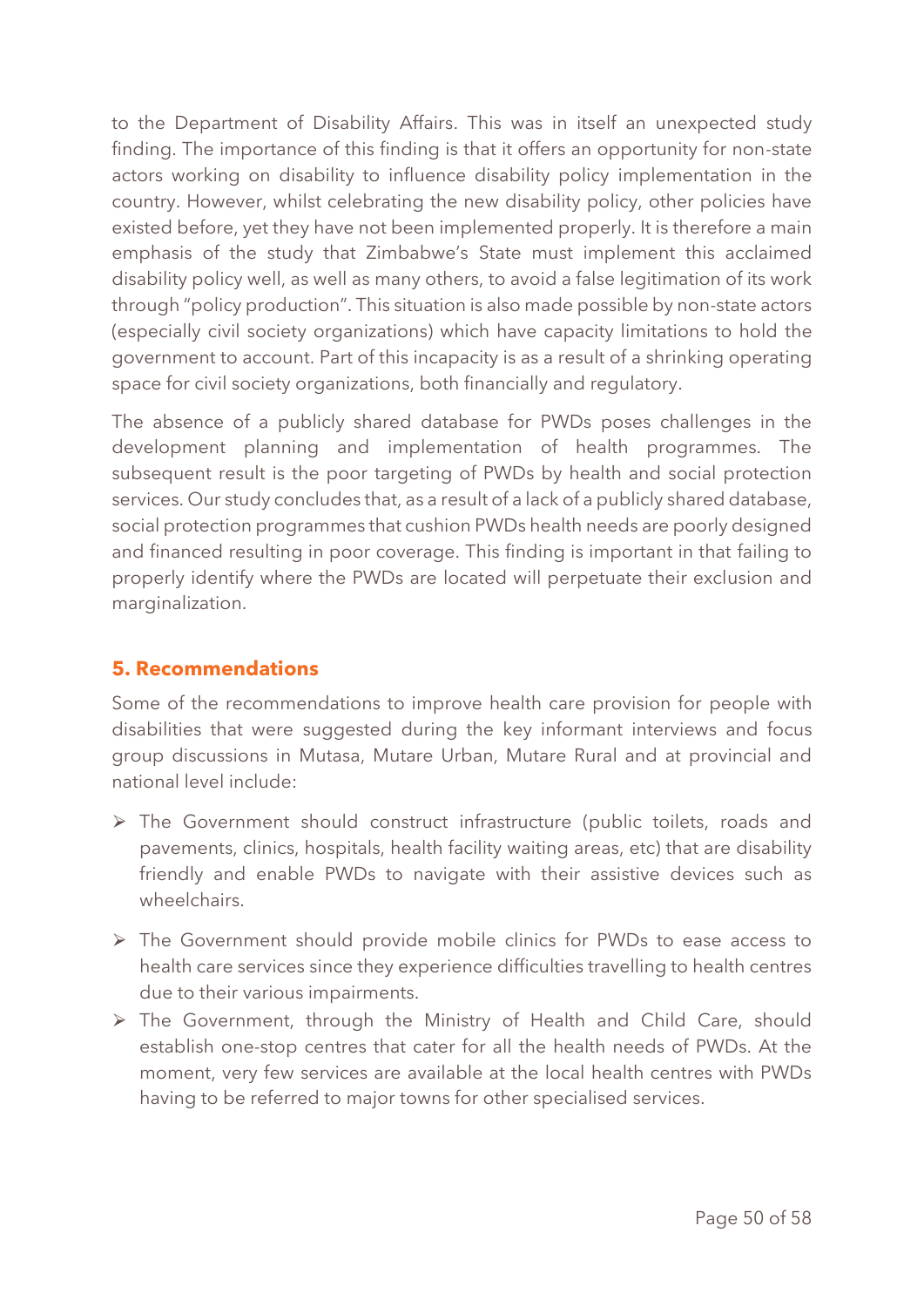to the Department of Disability Affairs. This was in itself an unexpected study finding. The importance of this finding is that it offers an opportunity for non-state actors working on disability to influence disability policy implementation in the country. However, whilst celebrating the new disability policy, other policies have existed before, yet they have not been implemented properly. It is therefore a main emphasis of the study that Zimbabwe's State must implement this acclaimed disability policy well, as well as many others, to avoid a false legitimation of its work through "policy production". This situation is also made possible by non-state actors (especially civil society organizations) which have capacity limitations to hold the government to account. Part of this incapacity is as a result of a shrinking operating space for civil society organizations, both financially and regulatory.

The absence of a publicly shared database for PWDs poses challenges in the development planning and implementation of health programmes. The subsequent result is the poor targeting of PWDs by health and social protection services. Our study concludes that, as a result of a lack of a publicly shared database, social protection programmes that cushion PWDs health needs are poorly designed and financed resulting in poor coverage. This finding is important in that failing to properly identify where the PWDs are located will perpetuate their exclusion and marginalization.

## 5. Recommendations

Some of the recommendations to improve health care provision for people with disabilities that were suggested during the key informant interviews and focus group discussions in Mutasa, Mutare Urban, Mutare Rural and at provincial and national level include:

- The Government should construct infrastructure (public toilets, roads and pavements, clinics, hospitals, health facility waiting areas, etc) that are disability friendly and enable PWDs to navigate with their assistive devices such as wheelchairs.
- The Government should provide mobile clinics for PWDs to ease access to health care services since they experience difficulties travelling to health centres due to their various impairments.
- The Government, through the Ministry of Health and Child Care, should establish one-stop centres that cater for all the health needs of PWDs. At the moment, very few services are available at the local health centres with PWDs having to be referred to major towns for other specialised services.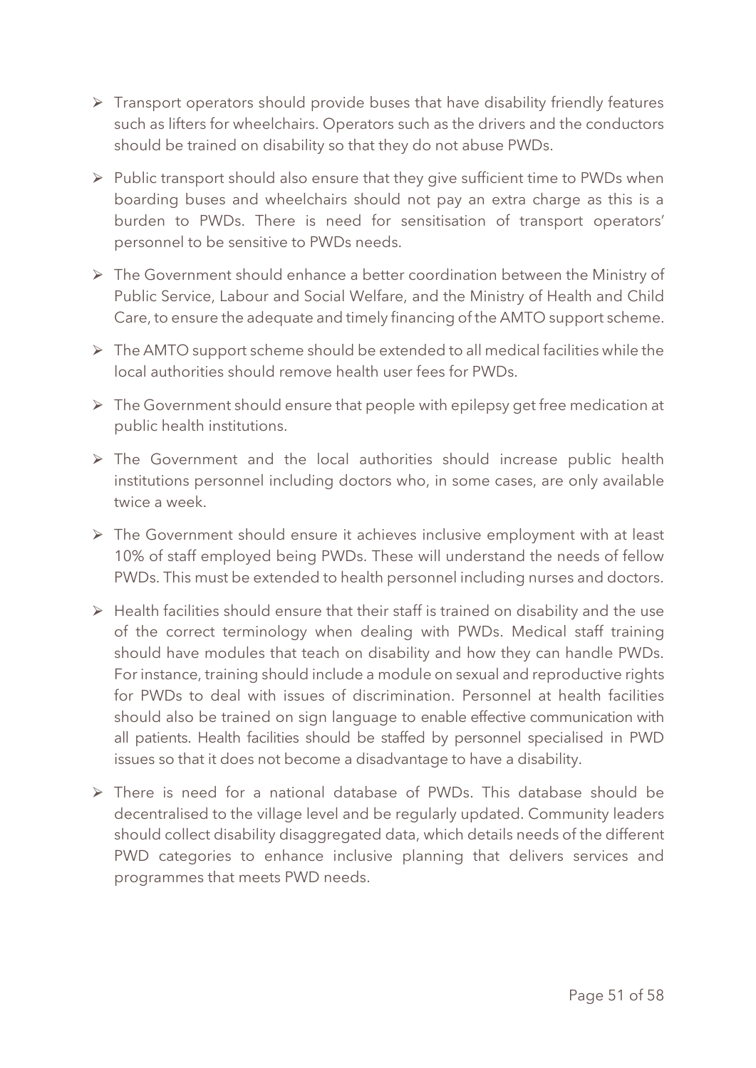- Transport operators should provide buses that have disability friendly features such as lifters for wheelchairs. Operators such as the drivers and the conductors should be trained on disability so that they do not abuse PWDs.
- Public transport should also ensure that they give sufficient time to PWDs when boarding buses and wheelchairs should not pay an extra charge as this is a burden to PWDs. There is need for sensitisation of transport operators' personnel to be sensitive to PWDs needs.
- The Government should enhance a better coordination between the Ministry of Public Service, Labour and Social Welfare, and the Ministry of Health and Child Care, to ensure the adequate and timely financing of the AMTO support scheme.
- The AMTO support scheme should be extended to all medical facilities while the local authorities should remove health user fees for PWDs.
- The Government should ensure that people with epilepsy get free medication at public health institutions.
- The Government and the local authorities should increase public health institutions personnel including doctors who, in some cases, are only available twice a week.
- The Government should ensure it achieves inclusive employment with at least 10% of staff employed being PWDs. These will understand the needs of fellow PWDs. This must be extended to health personnel including nurses and doctors.
- Health facilities should ensure that their staff is trained on disability and the use of the correct terminology when dealing with PWDs. Medical staff training should have modules that teach on disability and how they can handle PWDs. For instance, training should include a module on sexual and reproductive rights for PWDs to deal with issues of discrimination. Personnel at health facilities should also be trained on sign language to enable effective communication with all patients. Health facilities should be staffed by personnel specialised in PWD issues so that it does not become a disadvantage to have a disability.
- There is need for a national database of PWDs. This database should be decentralised to the village level and be regularly updated. Community leaders should collect disability disaggregated data, which details needs of the different PWD categories to enhance inclusive planning that delivers services and programmes that meets PWD needs.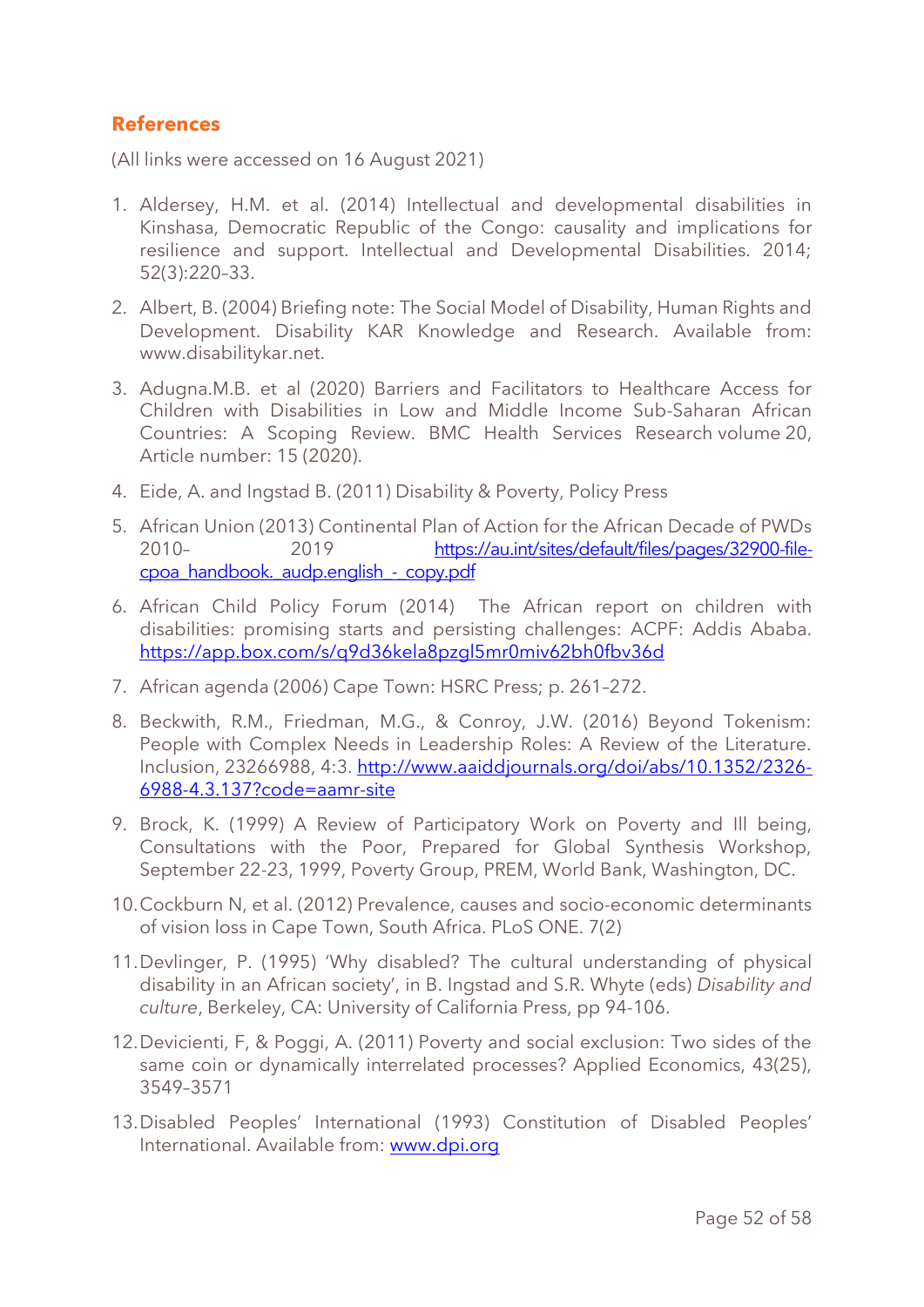## References

(All links were accessed on 16 August 2021)

1. Aldersey, H.M. et al. (2014) Intellectual and developmental disabilities in Kinshasa, Democratic Republic of the Congo: causality and implications for resilience and support. Intellectual and Developmental Disabilities. 2014; 52(3):220–33.
2. Albert, B. (2004) Briefing note: The Social Model of Disability, Human Rights and Development. Disability KAR Knowledge and Research. Available from: www.disabilitykar.net.
3. Adugna.M.B. et al (2020) Barriers and Facilitators to Healthcare Access for Children with Disabilities in Low and Middle Income Sub-Saharan African Countries: A Scoping Review. BMC Health Services Research volume 20, Article number: 15 (2020).
4. Eide, A. and Ingstad B. (2011) Disability & Poverty, Policy Press
5. African Union (2013) Continental Plan of Action for the African Decade of PWDs 2010– 2019 https://au.int/sites/default/files/pages/32900-file-cpoa_handbook._audp.english_-_copy.pdf
6. African Child Policy Forum (2014) The African report on children with disabilities: promising starts and persisting challenges: ACPF: Addis Ababa. https://app.box.com/s/q9d36kela8pzgl5mr0miv62bh0fbv36d
7. African agenda (2006) Cape Town: HSRC Press; p. 261–272.
8. Beckwith, R.M., Friedman, M.G., & Conroy, J.W. (2016) Beyond Tokenism: People with Complex Needs in Leadership Roles: A Review of the Literature. Inclusion, 23266988, 4:3. http://www.aaiddjournals.org/doi/abs/10.1352/2326-6988-4.3.137?code=aamr-site
9. Brock, K. (1999) A Review of Participatory Work on Poverty and Ill being, Consultations with the Poor, Prepared for Global Synthesis Workshop, September 22-23, 1999, Poverty Group, PREM, World Bank, Washington, DC.
10. Cockburn N, et al. (2012) Prevalence, causes and socio-economic determinants of vision loss in Cape Town, South Africa. PLoS ONE. 7(2)
11. Devlinger, P. (1995) 'Why disabled? The cultural understanding of physical disability in an African society', in B. Ingstad and S.R. Whyte (eds) *Disability and culture*, Berkeley, CA: University of California Press, pp 94-106.
12. Devicienti, F, & Poggi, A. (2011) Poverty and social exclusion: Two sides of the same coin or dynamically interrelated processes? Applied Economics, 43(25), 3549–3571
13. Disabled Peoples' International (1993) Constitution of Disabled Peoples' International. Available from: www.dpi.org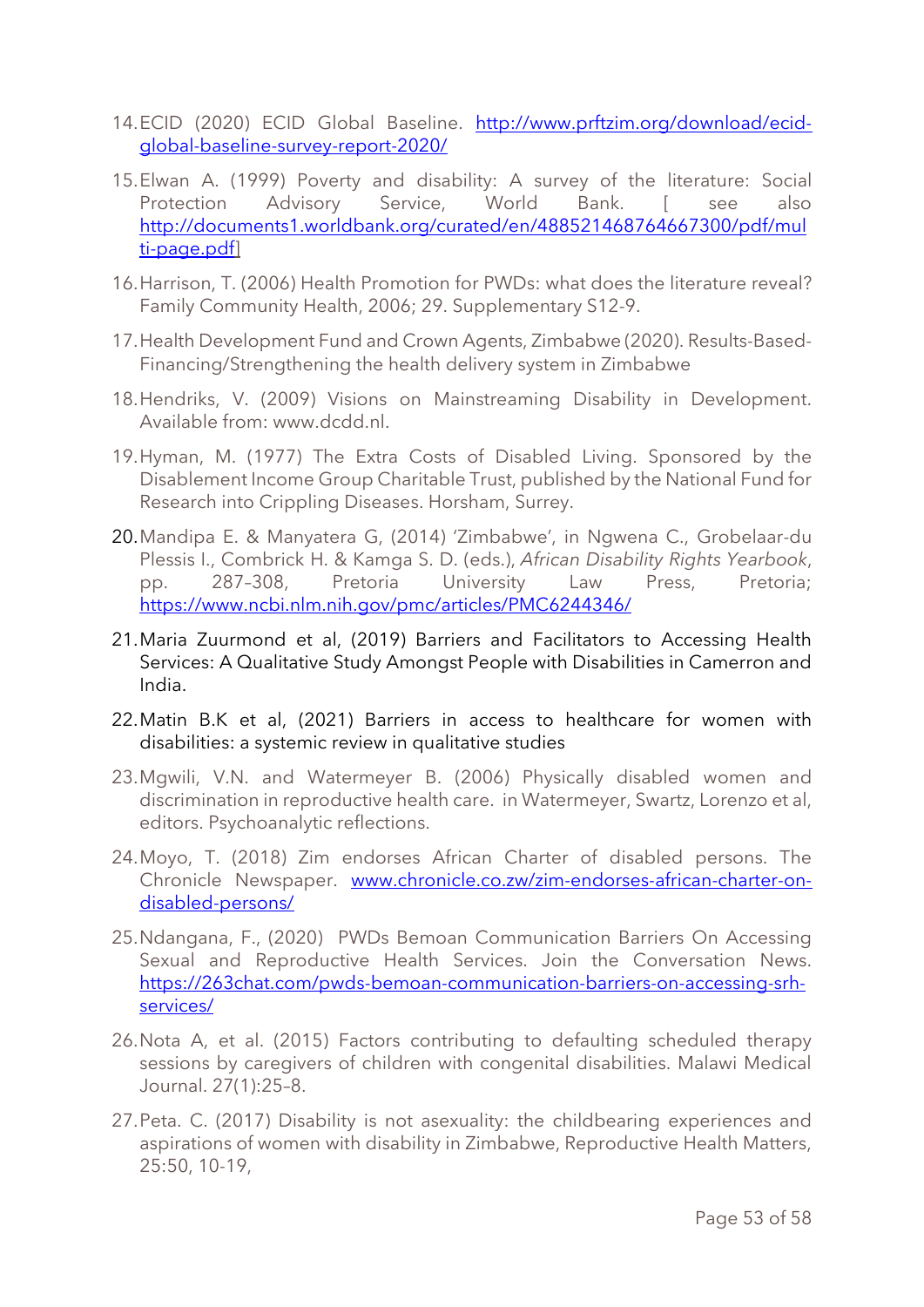14. ECID (2020) ECID Global Baseline. [http://www.prftzim.org/download/ecid-global-baseline-survey-report-2020/](http://www.prftzim.org/download/ecid-global-baseline-survey-report-2020/)

15. Elwan A. (1999) Poverty and disability: A survey of the literature: Social Protection Advisory Service, World Bank. [ see also [http://documents1.worldbank.org/curated/en/488521468764667300/pdf/multi-page.pdf](http://documents1.worldbank.org/curated/en/488521468764667300/pdf/multi-page.pdf)]

16. Harrison, T. (2006) Health Promotion for PWDs: what does the literature reveal? Family Community Health, 2006; 29. Supplementary S12-9.

17. Health Development Fund and Crown Agents, Zimbabwe (2020). Results-Based-Financing/Strengthening the health delivery system in Zimbabwe

18. Hendriks, V. (2009) Visions on Mainstreaming Disability in Development. Available from: www.dcdd.nl.

19. Hyman, M. (1977) The Extra Costs of Disabled Living. Sponsored by the Disablement Income Group Charitable Trust, published by the National Fund for Research into Crippling Diseases. Horsham, Surrey.

20. Mandipa E. & Manyatera G, (2014) 'Zimbabwe', in Ngwena C., Grobelaar-du Plessis I., Combrick H. & Kamga S. D. (eds.), *African Disability Rights Yearbook*, pp. 287–308, Pretoria University Law Press, Pretoria; [https://www.ncbi.nlm.nih.gov/pmc/articles/PMC6244346/](https://www.ncbi.nlm.nih.gov/pmc/articles/PMC6244346/)

21. Maria Zuurmond et al, (2019) Barriers and Facilitators to Accessing Health Services: A Qualitative Study Amongst People with Disabilities in Camerron and India.

22. Matin B.K et al, (2021) Barriers in access to healthcare for women with disabilities: a systemic review in qualitative studies

23. Mgwili, V.N. and Watermeyer B. (2006) Physically disabled women and discrimination in reproductive health care. in Watermeyer, Swartz, Lorenzo et al, editors. Psychoanalytic reflections.

24. Moyo, T. (2018) Zim endorses African Charter of disabled persons. The Chronicle Newspaper. [www.chronicle.co.zw/zim-endorses-african-charter-on-disabled-persons/](www.chronicle.co.zw/zim-endorses-african-charter-on-disabled-persons/)

25. Ndangana, F., (2020) PWDs Bemoan Communication Barriers On Accessing Sexual and Reproductive Health Services. Join the Conversation News. [https://263chat.com/pwds-bemoan-communication-barriers-on-accessing-srh-services/](https://263chat.com/pwds-bemoan-communication-barriers-on-accessing-srh-services/)

26. Nota A, et al. (2015) Factors contributing to defaulting scheduled therapy sessions by caregivers of children with congenital disabilities. Malawi Medical Journal. 27(1):25–8.

27. Peta. C. (2017) Disability is not asexuality: the childbearing experiences and aspirations of women with disability in Zimbabwe, Reproductive Health Matters, 25:50, 10-19,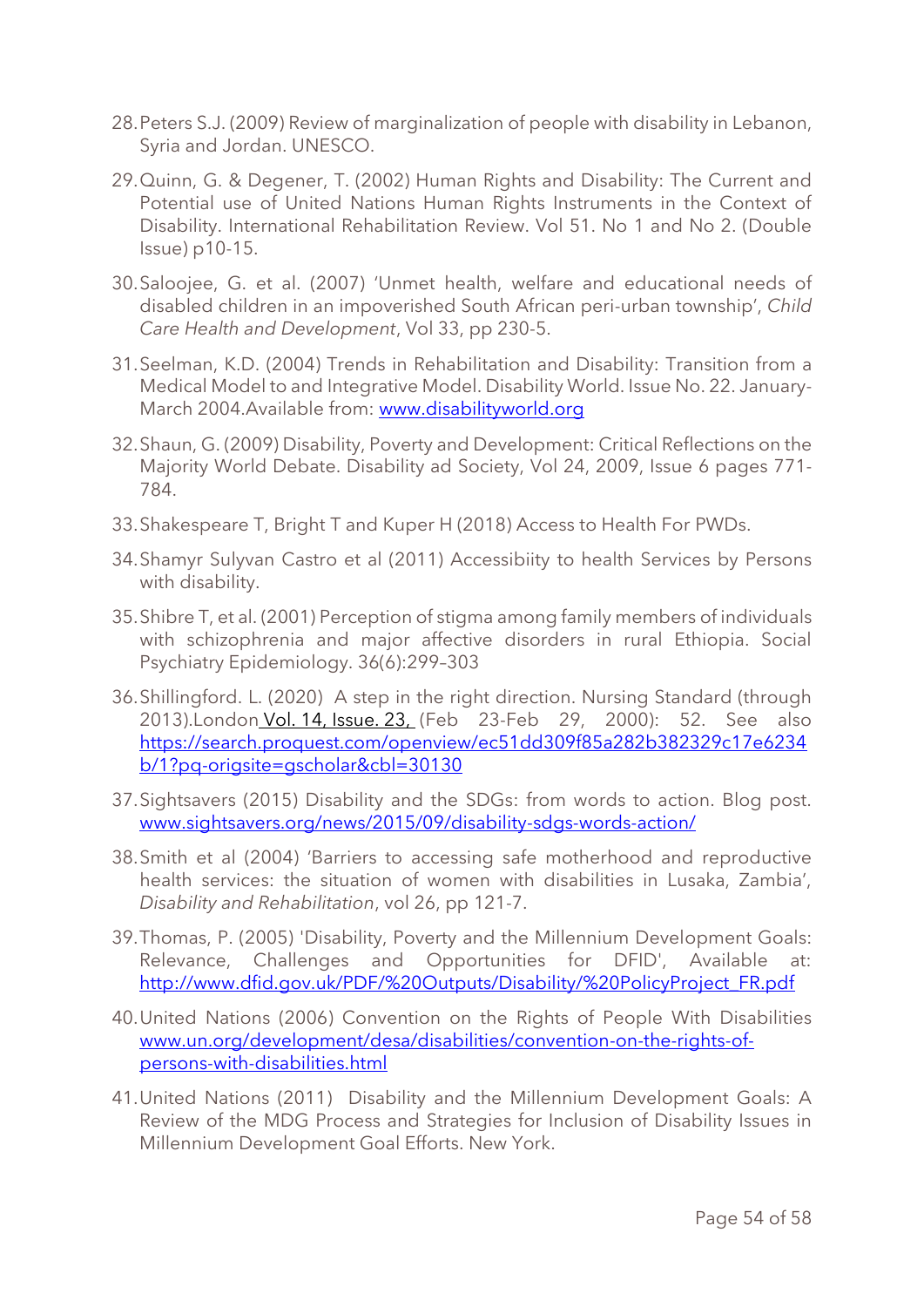28. Peters S.J. (2009) Review of marginalization of people with disability in Lebanon, Syria and Jordan. UNESCO.

29. Quinn, G. & Degener, T. (2002) Human Rights and Disability: The Current and Potential use of United Nations Human Rights Instruments in the Context of Disability. International Rehabilitation Review. Vol 51. No 1 and No 2. (Double Issue) p10-15.

30. Saloojee, G. et al. (2007) 'Unmet health, welfare and educational needs of disabled children in an impoverished South African peri-urban township', *Child Care Health and Development*, Vol 33, pp 230-5.

31. Seelman, K.D. (2004) Trends in Rehabilitation and Disability: Transition from a Medical Model to and Integrative Model. Disability World. Issue No. 22. January-March 2004.Available from: www.disabilityworld.org

32. Shaun, G. (2009) Disability, Poverty and Development: Critical Reflections on the Majority World Debate. Disability ad Society, Vol 24, 2009, Issue 6 pages 771-784.

33. Shakespeare T, Bright T and Kuper H (2018) Access to Health For PWDs.

34. Shamyr Sulyvan Castro et al (2011) Accessibiity to health Services by Persons with disability.

35. Shibre T, et al. (2001) Perception of stigma among family members of individuals with schizophrenia and major affective disorders in rural Ethiopia. Social Psychiatry Epidemiology. 36(6):299–303

36. Shillingford. L. (2020) A step in the right direction. Nursing Standard (through 2013).London Vol. 14, Issue. 23, (Feb 23-Feb 29, 2000): 52. See also https://search.proquest.com/openview/ec51dd309f85a282b382329c17e6234b/1?pq-origsite=gscholar&cbl=30130

37. Sightsavers (2015) Disability and the SDGs: from words to action. Blog post. www.sightsavers.org/news/2015/09/disability-sdgs-words-action/

38. Smith et al (2004) 'Barriers to accessing safe motherhood and reproductive health services: the situation of women with disabilities in Lusaka, Zambia', *Disability and Rehabilitation*, vol 26, pp 121-7.

39. Thomas, P. (2005) 'Disability, Poverty and the Millennium Development Goals: Relevance, Challenges and Opportunities for DFID', Available at: http://www.dfid.gov.uk/PDF/%20Outputs/Disability/%20PolicyProject_FR.pdf

40. United Nations (2006) Convention on the Rights of People With Disabilities www.un.org/development/desa/disabilities/convention-on-the-rights-of-persons-with-disabilities.html

41. United Nations (2011) Disability and the Millennium Development Goals: A Review of the MDG Process and Strategies for Inclusion of Disability Issues in Millennium Development Goal Efforts. New York.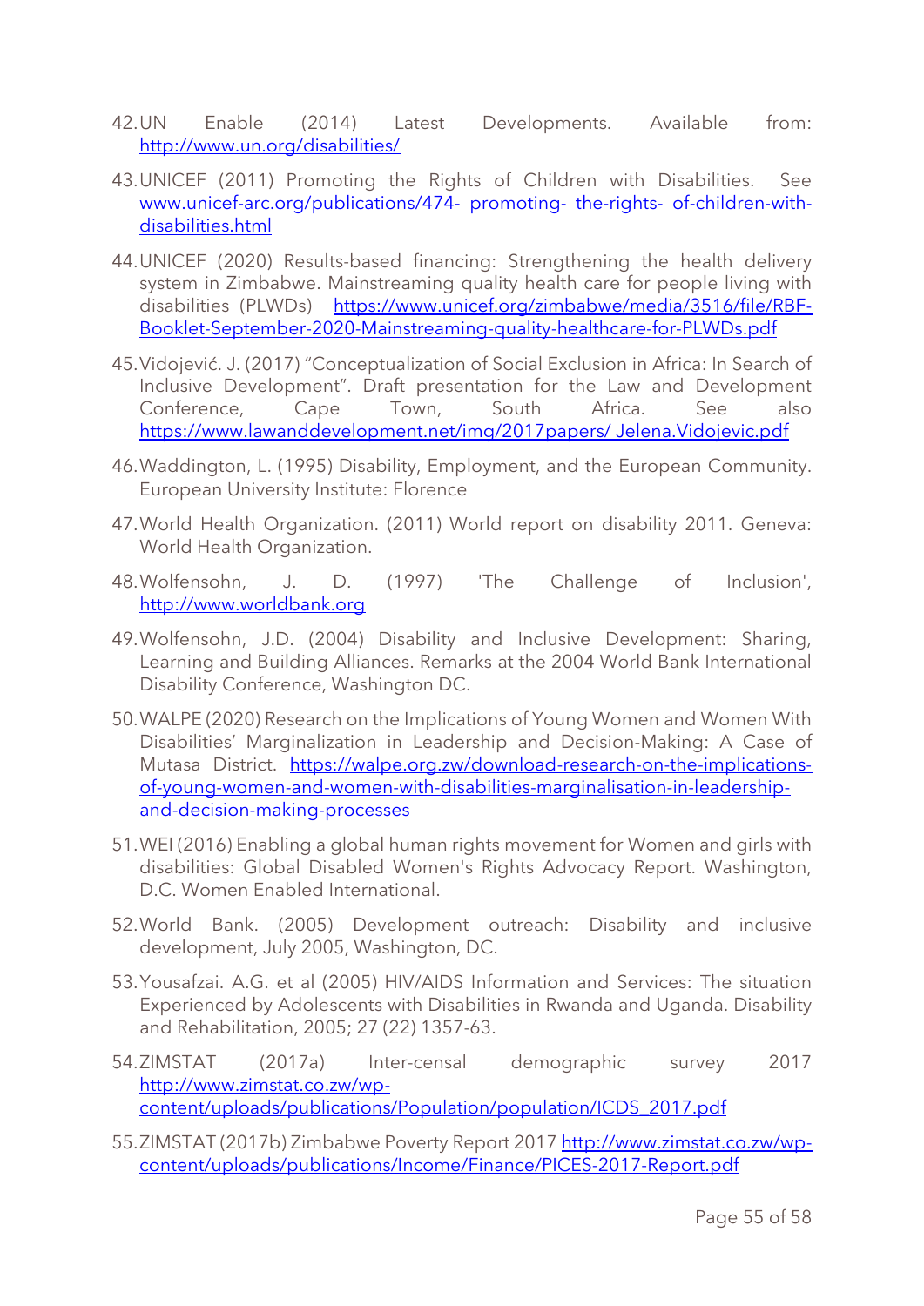42. UN Enable (2014) Latest Developments. Available from: http://www.un.org/disabilities/

43. UNICEF (2011) Promoting the Rights of Children with Disabilities. See www.unicef-arc.org/publications/474- promoting- the-rights- of-children-with-disabilities.html

44. UNICEF (2020) Results-based financing: Strengthening the health delivery system in Zimbabwe. Mainstreaming quality health care for people living with disabilities (PLWDs) https://www.unicef.org/zimbabwe/media/3516/file/RBF-Booklet-September-2020-Mainstreaming-quality-healthcare-for-PLWDs.pdf

45. Vidojević. J. (2017) "Conceptualization of Social Exclusion in Africa: In Search of Inclusive Development". Draft presentation for the Law and Development Conference, Cape Town, South Africa. See also https://www.lawanddevelopment.net/img/2017papers/ Jelena.Vidojevic.pdf

46. Waddington, L. (1995) Disability, Employment, and the European Community. European University Institute: Florence

47. World Health Organization. (2011) World report on disability 2011. Geneva: World Health Organization.

48. Wolfensohn, J. D. (1997) 'The Challenge of Inclusion', http://www.worldbank.org

49. Wolfensohn, J.D. (2004) Disability and Inclusive Development: Sharing, Learning and Building Alliances. Remarks at the 2004 World Bank International Disability Conference, Washington DC.

50. WALPE (2020) Research on the Implications of Young Women and Women With Disabilities' Marginalization in Leadership and Decision-Making: A Case of Mutasa District. https://walpe.org.zw/download-research-on-the-implications-of-young-women-and-women-with-disabilities-marginalisation-in-leadership-and-decision-making-processes

51. WEI (2016) Enabling a global human rights movement for Women and girls with disabilities: Global Disabled Women's Rights Advocacy Report. Washington, D.C. Women Enabled International.

52. World Bank. (2005) Development outreach: Disability and inclusive development, July 2005, Washington, DC.

53. Yousafzai. A.G. et al (2005) HIV/AIDS Information and Services: The situation Experienced by Adolescents with Disabilities in Rwanda and Uganda. Disability and Rehabilitation, 2005; 27 (22) 1357-63.

54. ZIMSTAT (2017a) Inter-censal demographic survey 2017 http://www.zimstat.co.zw/wp-content/uploads/publications/Population/population/ICDS_2017.pdf

55. ZIMSTAT (2017b) Zimbabwe Poverty Report 2017 http://www.zimstat.co.zw/wp-content/uploads/publications/Income/Finance/PICES-2017-Report.pdf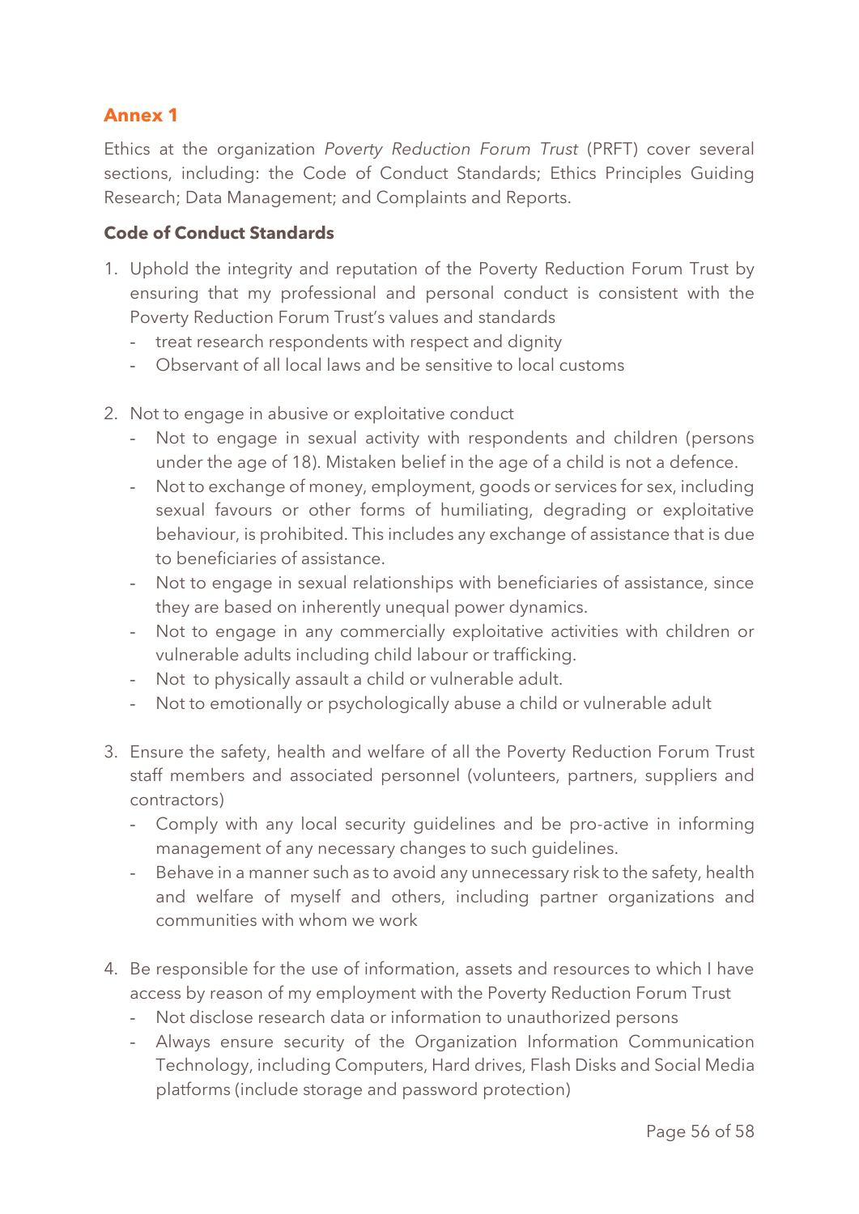## Annex 1

Ethics at the organization *Poverty Reduction Forum Trust* (PRFT) cover several sections, including: the Code of Conduct Standards; Ethics Principles Guiding Research; Data Management; and Complaints and Reports.

**Code of Conduct Standards**

1. Uphold the integrity and reputation of the Poverty Reduction Forum Trust by ensuring that my professional and personal conduct is consistent with the Poverty Reduction Forum Trust's values and standards
   - treat research respondents with respect and dignity
   - Observant of all local laws and be sensitive to local customs

2. Not to engage in abusive or exploitative conduct
   - Not to engage in sexual activity with respondents and children (persons under the age of 18). Mistaken belief in the age of a child is not a defence.
   - Not to exchange of money, employment, goods or services for sex, including sexual favours or other forms of humiliating, degrading or exploitative behaviour, is prohibited. This includes any exchange of assistance that is due to beneficiaries of assistance.
   - Not to engage in sexual relationships with beneficiaries of assistance, since they are based on inherently unequal power dynamics.
   - Not to engage in any commercially exploitative activities with children or vulnerable adults including child labour or trafficking.
   - Not to physically assault a child or vulnerable adult.
   - Not to emotionally or psychologically abuse a child or vulnerable adult

3. Ensure the safety, health and welfare of all the Poverty Reduction Forum Trust staff members and associated personnel (volunteers, partners, suppliers and contractors)
   - Comply with any local security guidelines and be pro-active in informing management of any necessary changes to such guidelines.
   - Behave in a manner such as to avoid any unnecessary risk to the safety, health and welfare of myself and others, including partner organizations and communities with whom we work

4. Be responsible for the use of information, assets and resources to which I have access by reason of my employment with the Poverty Reduction Forum Trust
   - Not disclose research data or information to unauthorized persons
   - Always ensure security of the Organization Information Communication Technology, including Computers, Hard drives, Flash Disks and Social Media platforms (include storage and password protection)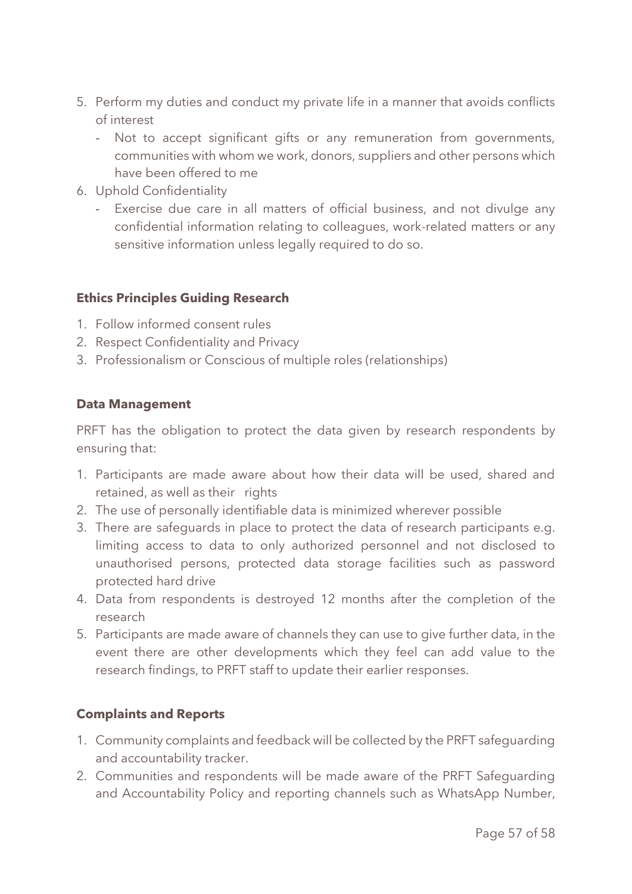5. Perform my duties and conduct my private life in a manner that avoids conflicts of interest
   - Not to accept significant gifts or any remuneration from governments, communities with whom we work, donors, suppliers and other persons which have been offered to me
6. Uphold Confidentiality
   - Exercise due care in all matters of official business, and not divulge any confidential information relating to colleagues, work-related matters or any sensitive information unless legally required to do so.

**Ethics Principles Guiding Research**

1. Follow informed consent rules
2. Respect Confidentiality and Privacy
3. Professionalism or Conscious of multiple roles (relationships)

**Data Management**

PRFT has the obligation to protect the data given by research respondents by ensuring that:

1. Participants are made aware about how their data will be used, shared and retained, as well as their rights
2. The use of personally identifiable data is minimized wherever possible
3. There are safeguards in place to protect the data of research participants e.g. limiting access to data to only authorized personnel and not disclosed to unauthorised persons, protected data storage facilities such as password protected hard drive
4. Data from respondents is destroyed 12 months after the completion of the research
5. Participants are made aware of channels they can use to give further data, in the event there are other developments which they feel can add value to the research findings, to PRFT staff to update their earlier responses.

**Complaints and Reports**

1. Community complaints and feedback will be collected by the PRFT safeguarding and accountability tracker.
2. Communities and respondents will be made aware of the PRFT Safeguarding and Accountability Policy and reporting channels such as WhatsApp Number,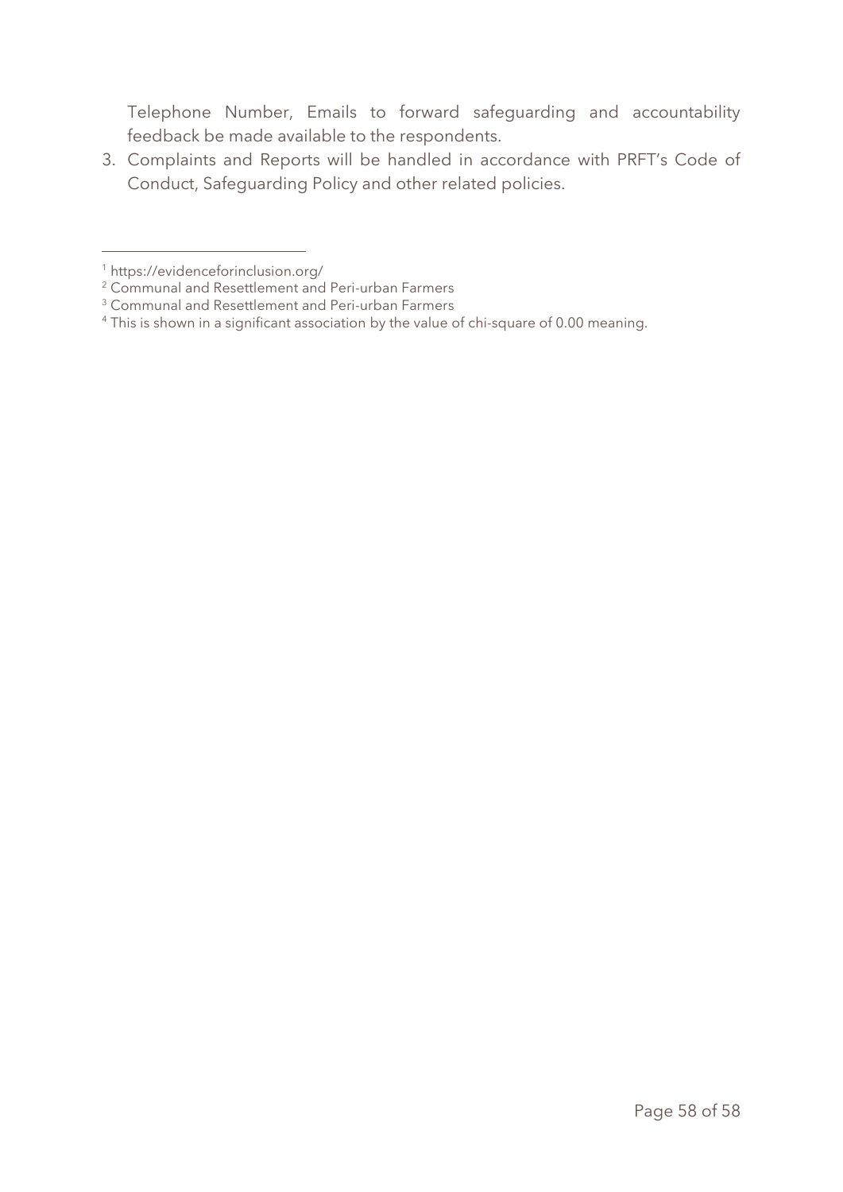Telephone Number, Emails to forward safeguarding and accountability feedback be made available to the respondents.

3. Complaints and Reports will be handled in accordance with PRFT's Code of Conduct, Safeguarding Policy and other related policies.

---

[1] https://evidenceforinclusion.org/

[2] Communal and Resettlement and Peri-urban Farmers

[3] Communal and Resettlement and Peri-urban Farmers

[4] This is shown in a significant association by the value of chi-square of 0.00 meaning.